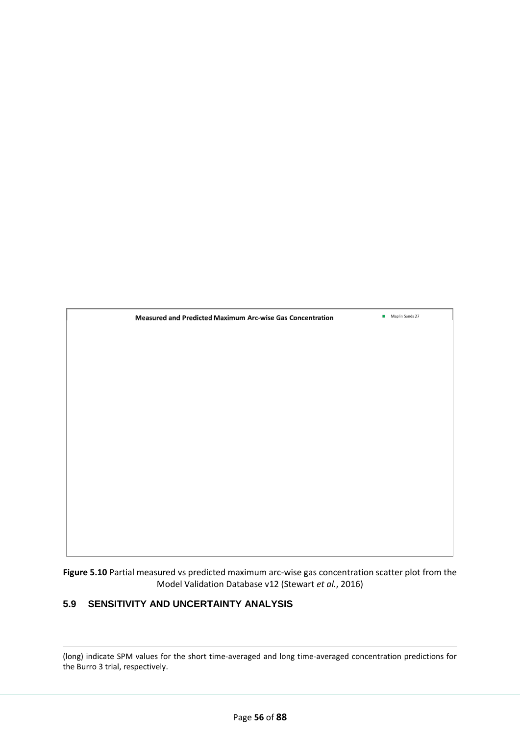Measured and Predicted Maximum Arc-wise Gas Concentration

Maplin Sands 27

**Figure 5.10** Partial measured vs predicted maximum arc-wise gas concentration scatter plot from the Model Validation Database v12 (Stewart *et al.*, 2016)

## 5.9 SENSITIVITY AND UNCERTAINTY ANALYSIS

(long) indicate SPM values for the short time-averaged and long time-averaged concentration predictions for the Burro 3 trial, respectively.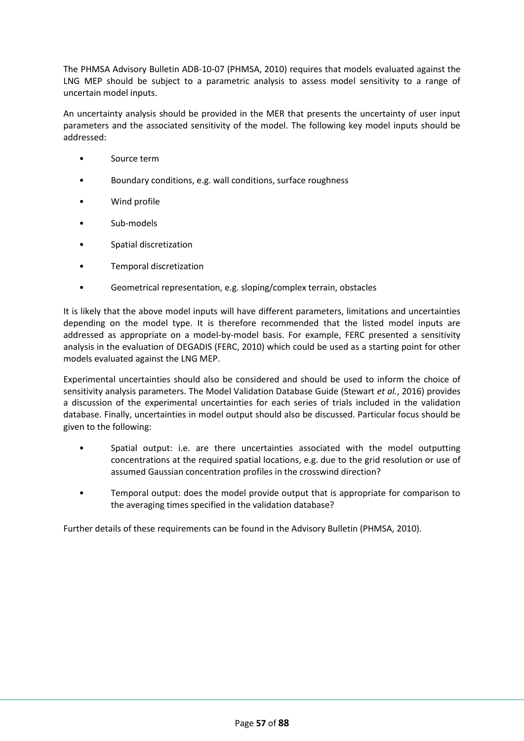The PHMSA Advisory Bulletin ADB-10-07 (PHMSA, 2010) requires that models evaluated against the LNG MEP should be subject to a parametric analysis to assess model sensitivity to a range of uncertain model inputs.

An uncertainty analysis should be provided in the MER that presents the uncertainty of user input parameters and the associated sensitivity of the model. The following key model inputs should be addressed:

- Source term
- Boundary conditions, e.g. wall conditions, surface roughness
- Wind profile
- Sub-models
- Spatial discretization
- Temporal discretization
- Geometrical representation, e.g. sloping/complex terrain, obstacles

It is likely that the above model inputs will have different parameters, limitations and uncertainties depending on the model type. It is therefore recommended that the listed model inputs are addressed as appropriate on a model-by-model basis. For example, FERC presented a sensitivity analysis in the evaluation of DEGADIS (FERC, 2010) which could be used as a starting point for other models evaluated against the LNG MEP.

Experimental uncertainties should also be considered and should be used to inform the choice of sensitivity analysis parameters. The Model Validation Database Guide (Stewart *et al.*, 2016) provides a discussion of the experimental uncertainties for each series of trials included in the validation database. Finally, uncertainties in model output should also be discussed. Particular focus should be given to the following:

- Spatial output: i.e. are there uncertainties associated with the model outputting concentrations at the required spatial locations, e.g. due to the grid resolution or use of assumed Gaussian concentration profiles in the crosswind direction?
- Temporal output: does the model provide output that is appropriate for comparison to the averaging times specified in the validation database?

Further details of these requirements can be found in the Advisory Bulletin (PHMSA, 2010).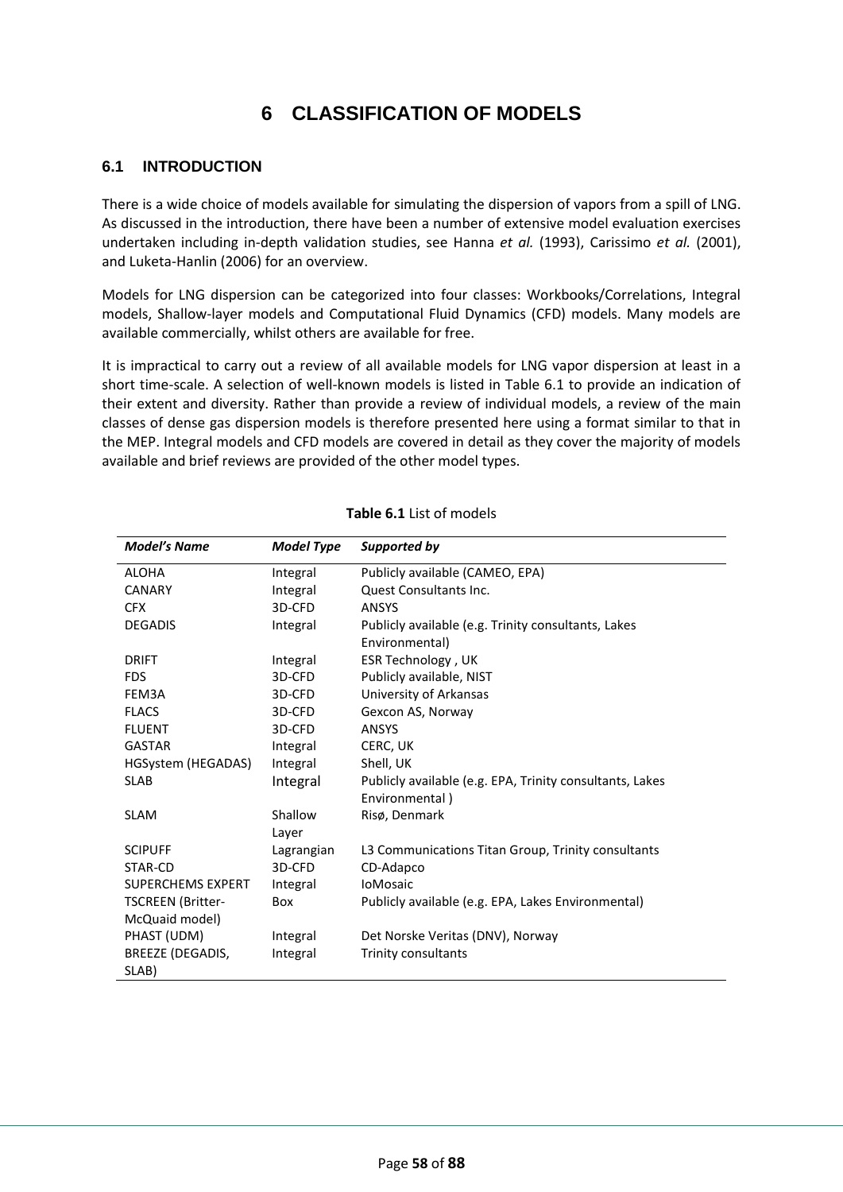# 6 CLASSIFICATION OF MODELS

## 6.1 INTRODUCTION

There is a wide choice of models available for simulating the dispersion of vapors from a spill of LNG. As discussed in the introduction, there have been a number of extensive model evaluation exercises undertaken including in-depth validation studies, see Hanna *et al.* (1993), Carissimo *et al.* (2001), and Luketa-Hanlin (2006) for an overview.

Models for LNG dispersion can be categorized into four classes: Workbooks/Correlations, Integral models, Shallow-layer models and Computational Fluid Dynamics (CFD) models. Many models are available commercially, whilst others are available for free.

It is impractical to carry out a review of all available models for LNG vapor dispersion at least in a short time-scale. A selection of well-known models is listed in Table 6.1 to provide an indication of their extent and diversity. Rather than provide a review of individual models, a review of the main classes of dense gas dispersion models is therefore presented here using a format similar to that in the MEP. Integral models and CFD models are covered in detail as they cover the majority of models available and brief reviews are provided of the other model types.

**Table 6.1** List of models

| *Model's Name* | *Model Type* | *Supported by* |
|---|---|---|
| ALOHA | Integral | Publicly available (CAMEO, EPA) |
| CANARY | Integral | Quest Consultants Inc. |
| CFX | 3D-CFD | ANSYS |
| DEGADIS | Integral | Publicly available (e.g. Trinity consultants, Lakes Environmental) |
| DRIFT | Integral | ESR Technology , UK |
| FDS | 3D-CFD | Publicly available, NIST |
| FEM3A | 3D-CFD | University of Arkansas |
| FLACS | 3D-CFD | Gexcon AS, Norway |
| FLUENT | 3D-CFD | ANSYS |
| GASTAR | Integral | CERC, UK |
| HGSystem (HEGADAS) | Integral | Shell, UK |
| SLAB | Integral | Publicly available (e.g. EPA, Trinity consultants, Lakes Environmental ) |
| SLAM | Shallow Layer | Risø, Denmark |
| SCIPUFF | Lagrangian | L3 Communications Titan Group, Trinity consultants |
| STAR-CD | 3D-CFD | CD-Adapco |
| SUPERCHEMS EXPERT | Integral | IoMosaic |
| TSCREEN (Britter-McQuaid model) | Box | Publicly available (e.g. EPA, Lakes Environmental) |
| PHAST (UDM) | Integral | Det Norske Veritas (DNV), Norway |
| BREEZE (DEGADIS, SLAB) | Integral | Trinity consultants |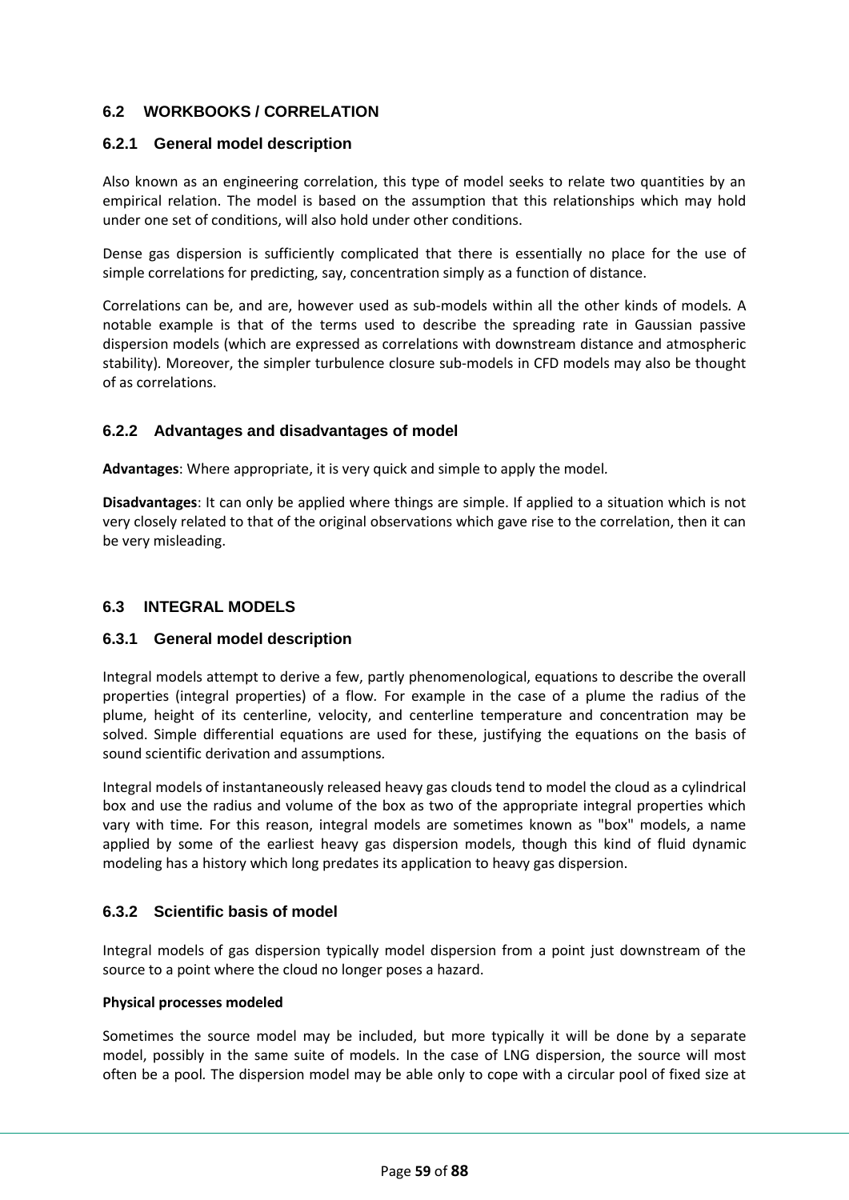## 6.2 WORKBOOKS / CORRELATION

### 6.2.1 General model description

Also known as an engineering correlation, this type of model seeks to relate two quantities by an empirical relation. The model is based on the assumption that this relationships which may hold under one set of conditions, will also hold under other conditions.

Dense gas dispersion is sufficiently complicated that there is essentially no place for the use of simple correlations for predicting, say, concentration simply as a function of distance.

Correlations can be, and are, however used as sub-models within all the other kinds of models. A notable example is that of the terms used to describe the spreading rate in Gaussian passive dispersion models (which are expressed as correlations with downstream distance and atmospheric stability). Moreover, the simpler turbulence closure sub-models in CFD models may also be thought of as correlations.

### 6.2.2 Advantages and disadvantages of model

**Advantages**: Where appropriate, it is very quick and simple to apply the model.

**Disadvantages**: It can only be applied where things are simple. If applied to a situation which is not very closely related to that of the original observations which gave rise to the correlation, then it can be very misleading.

## 6.3 INTEGRAL MODELS

### 6.3.1 General model description

Integral models attempt to derive a few, partly phenomenological, equations to describe the overall properties (integral properties) of a flow. For example in the case of a plume the radius of the plume, height of its centerline, velocity, and centerline temperature and concentration may be solved. Simple differential equations are used for these, justifying the equations on the basis of sound scientific derivation and assumptions.

Integral models of instantaneously released heavy gas clouds tend to model the cloud as a cylindrical box and use the radius and volume of the box as two of the appropriate integral properties which vary with time. For this reason, integral models are sometimes known as "box" models, a name applied by some of the earliest heavy gas dispersion models, though this kind of fluid dynamic modeling has a history which long predates its application to heavy gas dispersion.

### 6.3.2 Scientific basis of model

Integral models of gas dispersion typically model dispersion from a point just downstream of the source to a point where the cloud no longer poses a hazard.

**Physical processes modeled**

Sometimes the source model may be included, but more typically it will be done by a separate model, possibly in the same suite of models. In the case of LNG dispersion, the source will most often be a pool. The dispersion model may be able only to cope with a circular pool of fixed size at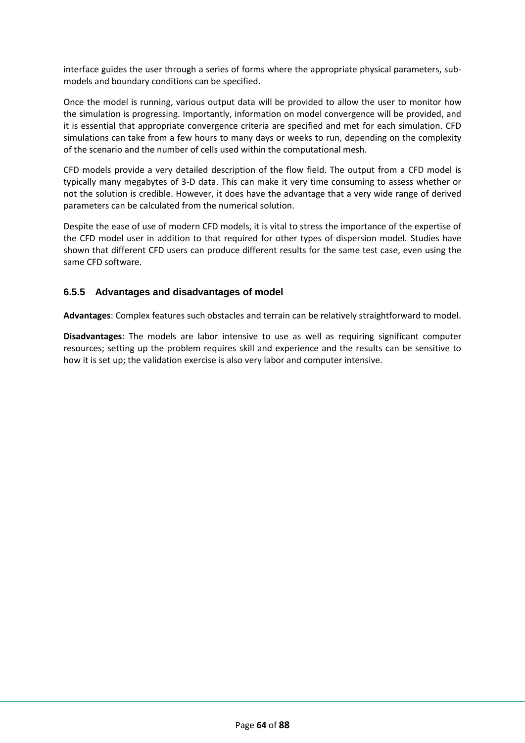interface guides the user through a series of forms where the appropriate physical parameters, sub-models and boundary conditions can be specified.

Once the model is running, various output data will be provided to allow the user to monitor how the simulation is progressing. Importantly, information on model convergence will be provided, and it is essential that appropriate convergence criteria are specified and met for each simulation. CFD simulations can take from a few hours to many days or weeks to run, depending on the complexity of the scenario and the number of cells used within the computational mesh.

CFD models provide a very detailed description of the flow field. The output from a CFD model is typically many megabytes of 3-D data. This can make it very time consuming to assess whether or not the solution is credible. However, it does have the advantage that a very wide range of derived parameters can be calculated from the numerical solution.

Despite the ease of use of modern CFD models, it is vital to stress the importance of the expertise of the CFD model user in addition to that required for other types of dispersion model. Studies have shown that different CFD users can produce different results for the same test case, even using the same CFD software.

### 6.5.5 Advantages and disadvantages of model

**Advantages**: Complex features such obstacles and terrain can be relatively straightforward to model.

**Disadvantages**: The models are labor intensive to use as well as requiring significant computer resources; setting up the problem requires skill and experience and the results can be sensitive to how it is set up; the validation exercise is also very labor and computer intensive.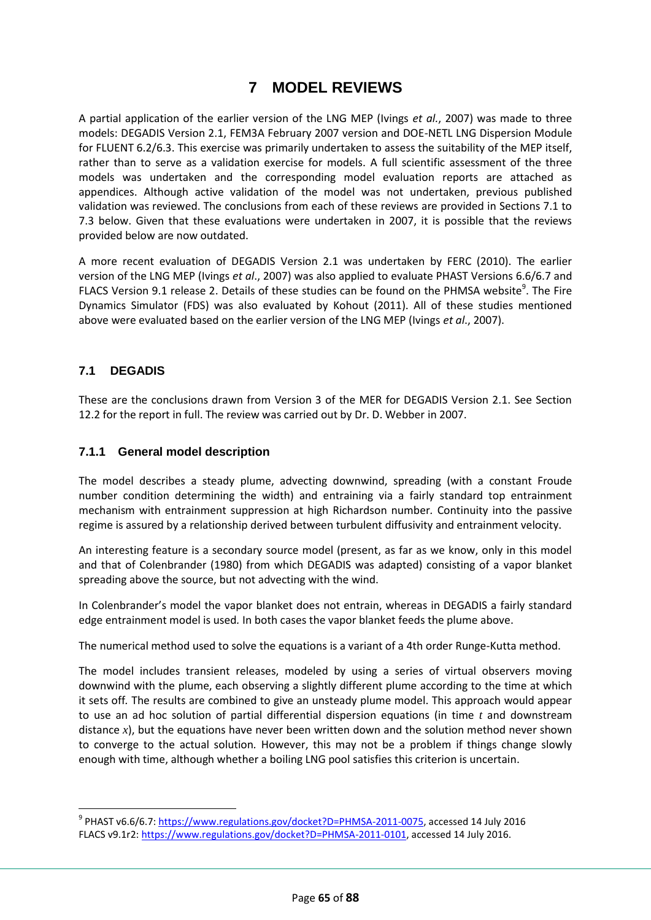# 7 MODEL REVIEWS

A partial application of the earlier version of the LNG MEP (Ivings *et al.*, 2007) was made to three models: DEGADIS Version 2.1, FEM3A February 2007 version and DOE-NETL LNG Dispersion Module for FLUENT 6.2/6.3. This exercise was primarily undertaken to assess the suitability of the MEP itself, rather than to serve as a validation exercise for models. A full scientific assessment of the three models was undertaken and the corresponding model evaluation reports are attached as appendices. Although active validation of the model was not undertaken, previous published validation was reviewed. The conclusions from each of these reviews are provided in Sections 7.1 to 7.3 below. Given that these evaluations were undertaken in 2007, it is possible that the reviews provided below are now outdated.

A more recent evaluation of DEGADIS Version 2.1 was undertaken by FERC (2010). The earlier version of the LNG MEP (Ivings *et al*., 2007) was also applied to evaluate PHAST Versions 6.6/6.7 and FLACS Version 9.1 release 2. Details of these studies can be found on the PHMSA website[9]. The Fire Dynamics Simulator (FDS) was also evaluated by Kohout (2011). All of these studies mentioned above were evaluated based on the earlier version of the LNG MEP (Ivings *et al*., 2007).

## 7.1 DEGADIS

These are the conclusions drawn from Version 3 of the MER for DEGADIS Version 2.1. See Section 12.2 for the report in full. The review was carried out by Dr. D. Webber in 2007.

### 7.1.1 General model description

The model describes a steady plume, advecting downwind, spreading (with a constant Froude number condition determining the width) and entraining via a fairly standard top entrainment mechanism with entrainment suppression at high Richardson number. Continuity into the passive regime is assured by a relationship derived between turbulent diffusivity and entrainment velocity.

An interesting feature is a secondary source model (present, as far as we know, only in this model and that of Colenbrander (1980) from which DEGADIS was adapted) consisting of a vapor blanket spreading above the source, but not advecting with the wind.

In Colenbrander's model the vapor blanket does not entrain, whereas in DEGADIS a fairly standard edge entrainment model is used. In both cases the vapor blanket feeds the plume above.

The numerical method used to solve the equations is a variant of a 4th order Runge-Kutta method.

The model includes transient releases, modeled by using a series of virtual observers moving downwind with the plume, each observing a slightly different plume according to the time at which it sets off. The results are combined to give an unsteady plume model. This approach would appear to use an ad hoc solution of partial differential dispersion equations (in time $t$ and downstream distance $x$), but the equations have never been written down and the solution method never shown to converge to the actual solution. However, this may not be a problem if things change slowly enough with time, although whether a boiling LNG pool satisfies this criterion is uncertain.

[9] PHAST v6.6/6.7: https://www.regulations.gov/docket?D=PHMSA-2011-0075, accessed 14 July 2016
FLACS v9.1r2: https://www.regulations.gov/docket?D=PHMSA-2011-0101, accessed 14 July 2016.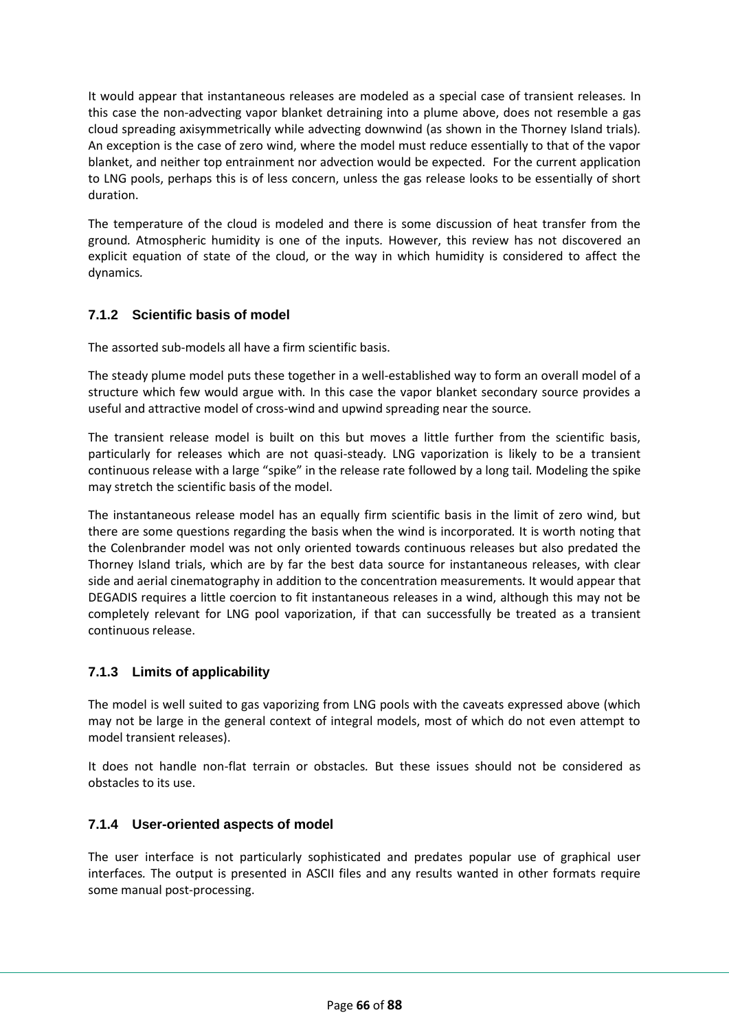It would appear that instantaneous releases are modeled as a special case of transient releases. In this case the non-advecting vapor blanket detraining into a plume above, does not resemble a gas cloud spreading axisymmetrically while advecting downwind (as shown in the Thorney Island trials). An exception is the case of zero wind, where the model must reduce essentially to that of the vapor blanket, and neither top entrainment nor advection would be expected. For the current application to LNG pools, perhaps this is of less concern, unless the gas release looks to be essentially of short duration.

The temperature of the cloud is modeled and there is some discussion of heat transfer from the ground. Atmospheric humidity is one of the inputs. However, this review has not discovered an explicit equation of state of the cloud, or the way in which humidity is considered to affect the dynamics.

### 7.1.2 Scientific basis of model

The assorted sub-models all have a firm scientific basis.

The steady plume model puts these together in a well-established way to form an overall model of a structure which few would argue with. In this case the vapor blanket secondary source provides a useful and attractive model of cross-wind and upwind spreading near the source.

The transient release model is built on this but moves a little further from the scientific basis, particularly for releases which are not quasi-steady. LNG vaporization is likely to be a transient continuous release with a large "spike" in the release rate followed by a long tail. Modeling the spike may stretch the scientific basis of the model.

The instantaneous release model has an equally firm scientific basis in the limit of zero wind, but there are some questions regarding the basis when the wind is incorporated. It is worth noting that the Colenbrander model was not only oriented towards continuous releases but also predated the Thorney Island trials, which are by far the best data source for instantaneous releases, with clear side and aerial cinematography in addition to the concentration measurements. It would appear that DEGADIS requires a little coercion to fit instantaneous releases in a wind, although this may not be completely relevant for LNG pool vaporization, if that can successfully be treated as a transient continuous release.

### 7.1.3 Limits of applicability

The model is well suited to gas vaporizing from LNG pools with the caveats expressed above (which may not be large in the general context of integral models, most of which do not even attempt to model transient releases).

It does not handle non-flat terrain or obstacles. But these issues should not be considered as obstacles to its use.

### 7.1.4 User-oriented aspects of model

The user interface is not particularly sophisticated and predates popular use of graphical user interfaces. The output is presented in ASCII files and any results wanted in other formats require some manual post-processing.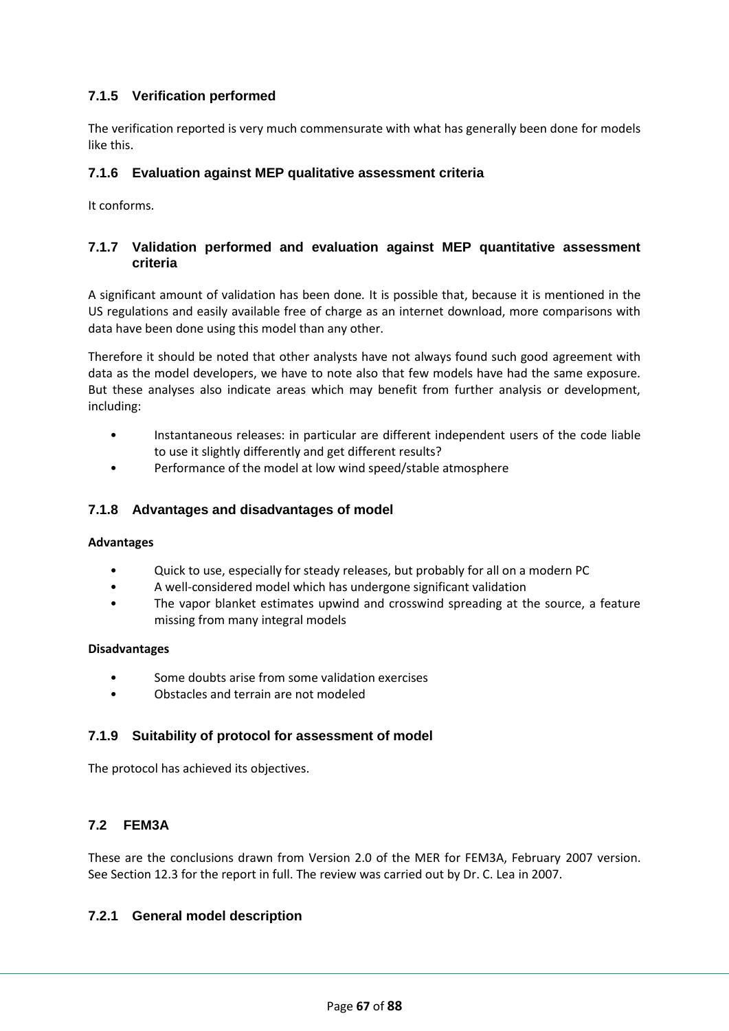### 7.1.5 Verification performed

The verification reported is very much commensurate with what has generally been done for models like this.

### 7.1.6 Evaluation against MEP qualitative assessment criteria

It conforms.

### 7.1.7 Validation performed and evaluation against MEP quantitative assessment criteria

A significant amount of validation has been done. It is possible that, because it is mentioned in the US regulations and easily available free of charge as an internet download, more comparisons with data have been done using this model than any other.

Therefore it should be noted that other analysts have not always found such good agreement with data as the model developers, we have to note also that few models have had the same exposure. But these analyses also indicate areas which may benefit from further analysis or development, including:

- Instantaneous releases: in particular are different independent users of the code liable to use it slightly differently and get different results?
- Performance of the model at low wind speed/stable atmosphere

### 7.1.8 Advantages and disadvantages of model

**Advantages**

- Quick to use, especially for steady releases, but probably for all on a modern PC
- A well-considered model which has undergone significant validation
- The vapor blanket estimates upwind and crosswind spreading at the source, a feature missing from many integral models

**Disadvantages**

- Some doubts arise from some validation exercises
- Obstacles and terrain are not modeled

### 7.1.9 Suitability of protocol for assessment of model

The protocol has achieved its objectives.

## 7.2 FEM3A

These are the conclusions drawn from Version 2.0 of the MER for FEM3A, February 2007 version. See Section 12.3 for the report in full. The review was carried out by Dr. C. Lea in 2007.

### 7.2.1 General model description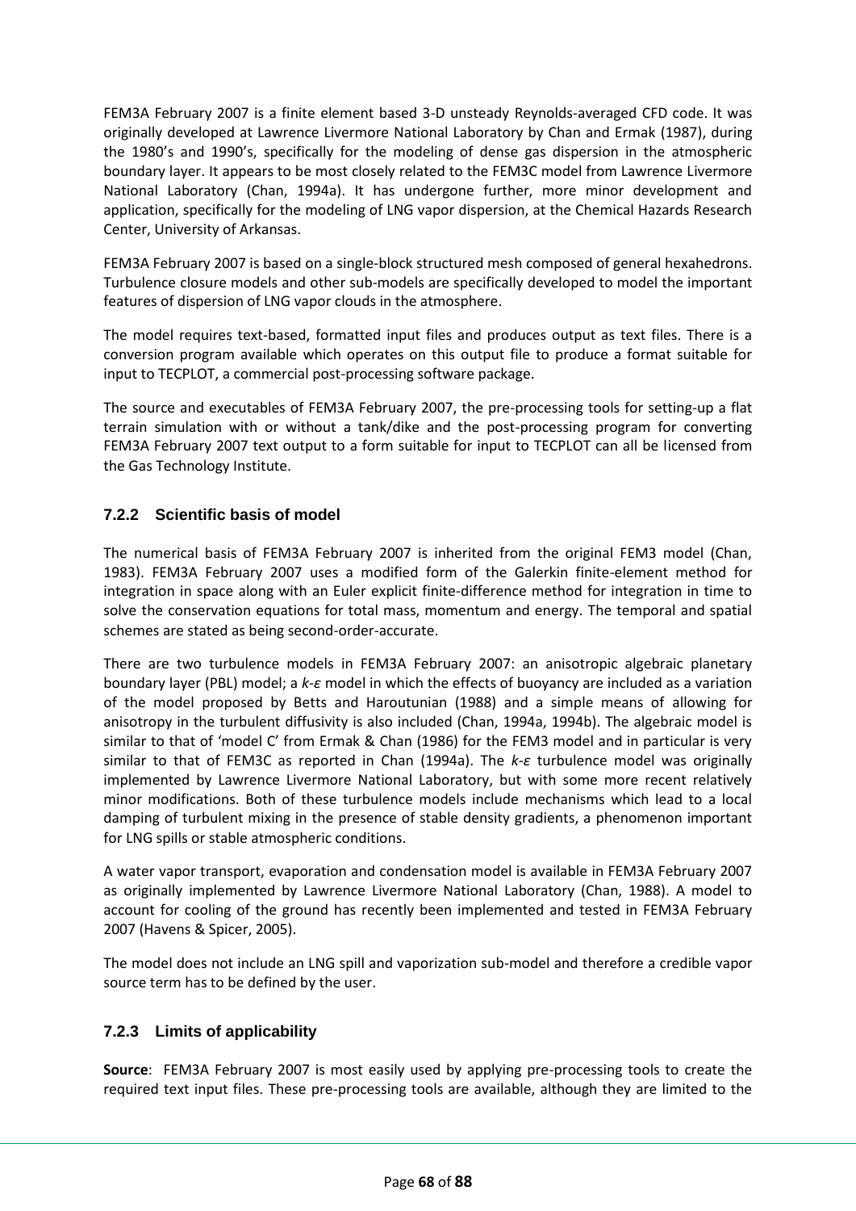FEM3A February 2007 is a finite element based 3-D unsteady Reynolds-averaged CFD code. It was originally developed at Lawrence Livermore National Laboratory by Chan and Ermak (1987), during the 1980's and 1990's, specifically for the modeling of dense gas dispersion in the atmospheric boundary layer. It appears to be most closely related to the FEM3C model from Lawrence Livermore National Laboratory (Chan, 1994a). It has undergone further, more minor development and application, specifically for the modeling of LNG vapor dispersion, at the Chemical Hazards Research Center, University of Arkansas.

FEM3A February 2007 is based on a single-block structured mesh composed of general hexahedrons. Turbulence closure models and other sub-models are specifically developed to model the important features of dispersion of LNG vapor clouds in the atmosphere.

The model requires text-based, formatted input files and produces output as text files. There is a conversion program available which operates on this output file to produce a format suitable for input to TECPLOT, a commercial post-processing software package.

The source and executables of FEM3A February 2007, the pre-processing tools for setting-up a flat terrain simulation with or without a tank/dike and the post-processing program for converting FEM3A February 2007 text output to a form suitable for input to TECPLOT can all be licensed from the Gas Technology Institute.

### 7.2.2 Scientific basis of model

The numerical basis of FEM3A February 2007 is inherited from the original FEM3 model (Chan, 1983). FEM3A February 2007 uses a modified form of the Galerkin finite-element method for integration in space along with an Euler explicit finite-difference method for integration in time to solve the conservation equations for total mass, momentum and energy. The temporal and spatial schemes are stated as being second-order-accurate.

There are two turbulence models in FEM3A February 2007: an anisotropic algebraic planetary boundary layer (PBL) model; a $k$-$\varepsilon$ model in which the effects of buoyancy are included as a variation of the model proposed by Betts and Haroutunian (1988) and a simple means of allowing for anisotropy in the turbulent diffusivity is also included (Chan, 1994a, 1994b). The algebraic model is similar to that of 'model C' from Ermak & Chan (1986) for the FEM3 model and in particular is very similar to that of FEM3C as reported in Chan (1994a). The $k$-$\varepsilon$ turbulence model was originally implemented by Lawrence Livermore National Laboratory, but with some more recent relatively minor modifications. Both of these turbulence models include mechanisms which lead to a local damping of turbulent mixing in the presence of stable density gradients, a phenomenon important for LNG spills or stable atmospheric conditions.

A water vapor transport, evaporation and condensation model is available in FEM3A February 2007 as originally implemented by Lawrence Livermore National Laboratory (Chan, 1988). A model to account for cooling of the ground has recently been implemented and tested in FEM3A February 2007 (Havens & Spicer, 2005).

The model does not include an LNG spill and vaporization sub-model and therefore a credible vapor source term has to be defined by the user.

### 7.2.3 Limits of applicability

**Source**: FEM3A February 2007 is most easily used by applying pre-processing tools to create the required text input files. These pre-processing tools are available, although they are limited to the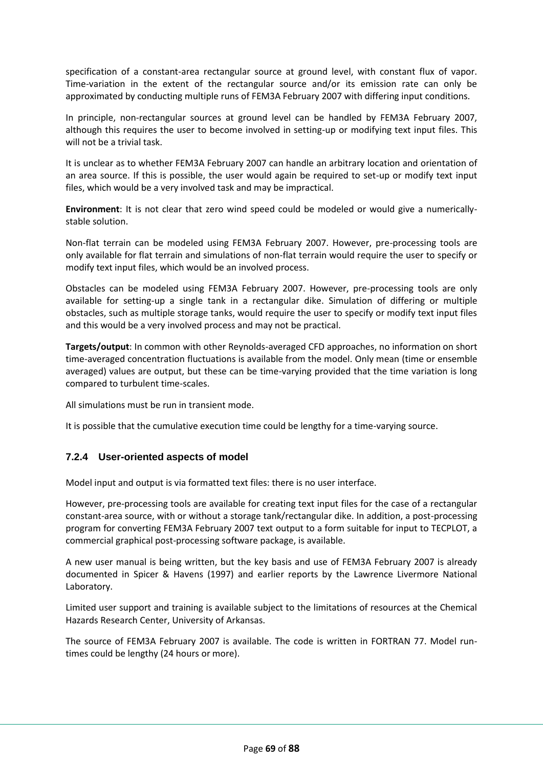specification of a constant-area rectangular source at ground level, with constant flux of vapor. Time-variation in the extent of the rectangular source and/or its emission rate can only be approximated by conducting multiple runs of FEM3A February 2007 with differing input conditions.

In principle, non-rectangular sources at ground level can be handled by FEM3A February 2007, although this requires the user to become involved in setting-up or modifying text input files. This will not be a trivial task.

It is unclear as to whether FEM3A February 2007 can handle an arbitrary location and orientation of an area source. If this is possible, the user would again be required to set-up or modify text input files, which would be a very involved task and may be impractical.

**Environment**: It is not clear that zero wind speed could be modeled or would give a numerically-stable solution.

Non-flat terrain can be modeled using FEM3A February 2007. However, pre-processing tools are only available for flat terrain and simulations of non-flat terrain would require the user to specify or modify text input files, which would be an involved process.

Obstacles can be modeled using FEM3A February 2007. However, pre-processing tools are only available for setting-up a single tank in a rectangular dike. Simulation of differing or multiple obstacles, such as multiple storage tanks, would require the user to specify or modify text input files and this would be a very involved process and may not be practical.

**Targets/output**: In common with other Reynolds-averaged CFD approaches, no information on short time-averaged concentration fluctuations is available from the model. Only mean (time or ensemble averaged) values are output, but these can be time-varying provided that the time variation is long compared to turbulent time-scales.

All simulations must be run in transient mode.

It is possible that the cumulative execution time could be lengthy for a time-varying source.

### 7.2.4 User-oriented aspects of model

Model input and output is via formatted text files: there is no user interface.

However, pre-processing tools are available for creating text input files for the case of a rectangular constant-area source, with or without a storage tank/rectangular dike. In addition, a post-processing program for converting FEM3A February 2007 text output to a form suitable for input to TECPLOT, a commercial graphical post-processing software package, is available.

A new user manual is being written, but the key basis and use of FEM3A February 2007 is already documented in Spicer & Havens (1997) and earlier reports by the Lawrence Livermore National Laboratory.

Limited user support and training is available subject to the limitations of resources at the Chemical Hazards Research Center, University of Arkansas.

The source of FEM3A February 2007 is available. The code is written in FORTRAN 77. Model run-times could be lengthy (24 hours or more).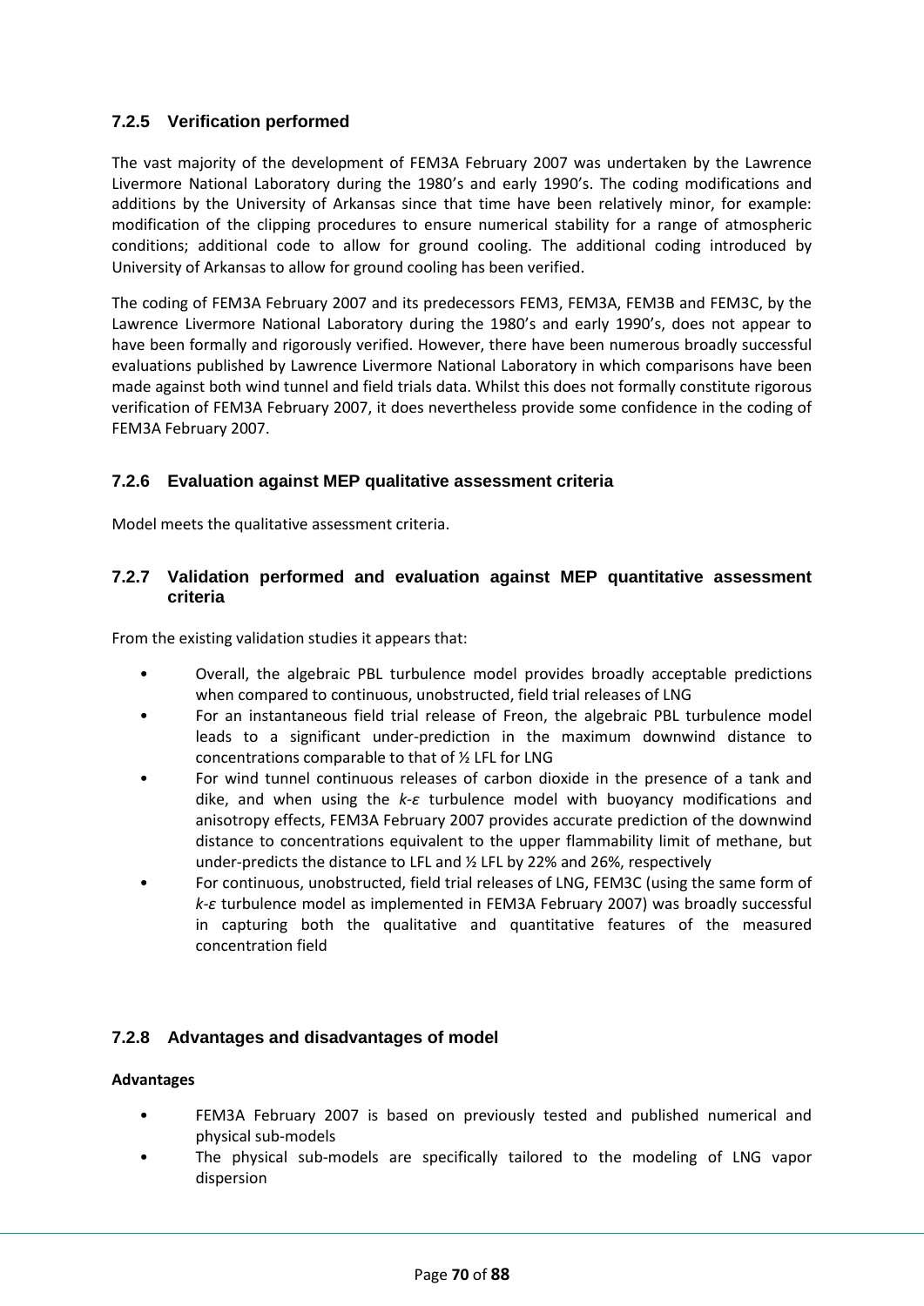### 7.2.5 Verification performed

The vast majority of the development of FEM3A February 2007 was undertaken by the Lawrence Livermore National Laboratory during the 1980's and early 1990's. The coding modifications and additions by the University of Arkansas since that time have been relatively minor, for example: modification of the clipping procedures to ensure numerical stability for a range of atmospheric conditions; additional code to allow for ground cooling. The additional coding introduced by University of Arkansas to allow for ground cooling has been verified.

The coding of FEM3A February 2007 and its predecessors FEM3, FEM3A, FEM3B and FEM3C, by the Lawrence Livermore National Laboratory during the 1980's and early 1990's, does not appear to have been formally and rigorously verified. However, there have been numerous broadly successful evaluations published by Lawrence Livermore National Laboratory in which comparisons have been made against both wind tunnel and field trials data. Whilst this does not formally constitute rigorous verification of FEM3A February 2007, it does nevertheless provide some confidence in the coding of FEM3A February 2007.

### 7.2.6 Evaluation against MEP qualitative assessment criteria

Model meets the qualitative assessment criteria.

### 7.2.7 Validation performed and evaluation against MEP quantitative assessment criteria

From the existing validation studies it appears that:

- Overall, the algebraic PBL turbulence model provides broadly acceptable predictions when compared to continuous, unobstructed, field trial releases of LNG
- For an instantaneous field trial release of Freon, the algebraic PBL turbulence model leads to a significant under-prediction in the maximum downwind distance to concentrations comparable to that of ½ LFL for LNG
- For wind tunnel continuous releases of carbon dioxide in the presence of a tank and dike, and when using the $k$-$\varepsilon$ turbulence model with buoyancy modifications and anisotropy effects, FEM3A February 2007 provides accurate prediction of the downwind distance to concentrations equivalent to the upper flammability limit of methane, but under-predicts the distance to LFL and ½ LFL by 22% and 26%, respectively
- For continuous, unobstructed, field trial releases of LNG, FEM3C (using the same form of $k$-$\varepsilon$ turbulence model as implemented in FEM3A February 2007) was broadly successful in capturing both the qualitative and quantitative features of the measured concentration field

### 7.2.8 Advantages and disadvantages of model

**Advantages**

- FEM3A February 2007 is based on previously tested and published numerical and physical sub-models
- The physical sub-models are specifically tailored to the modeling of LNG vapor dispersion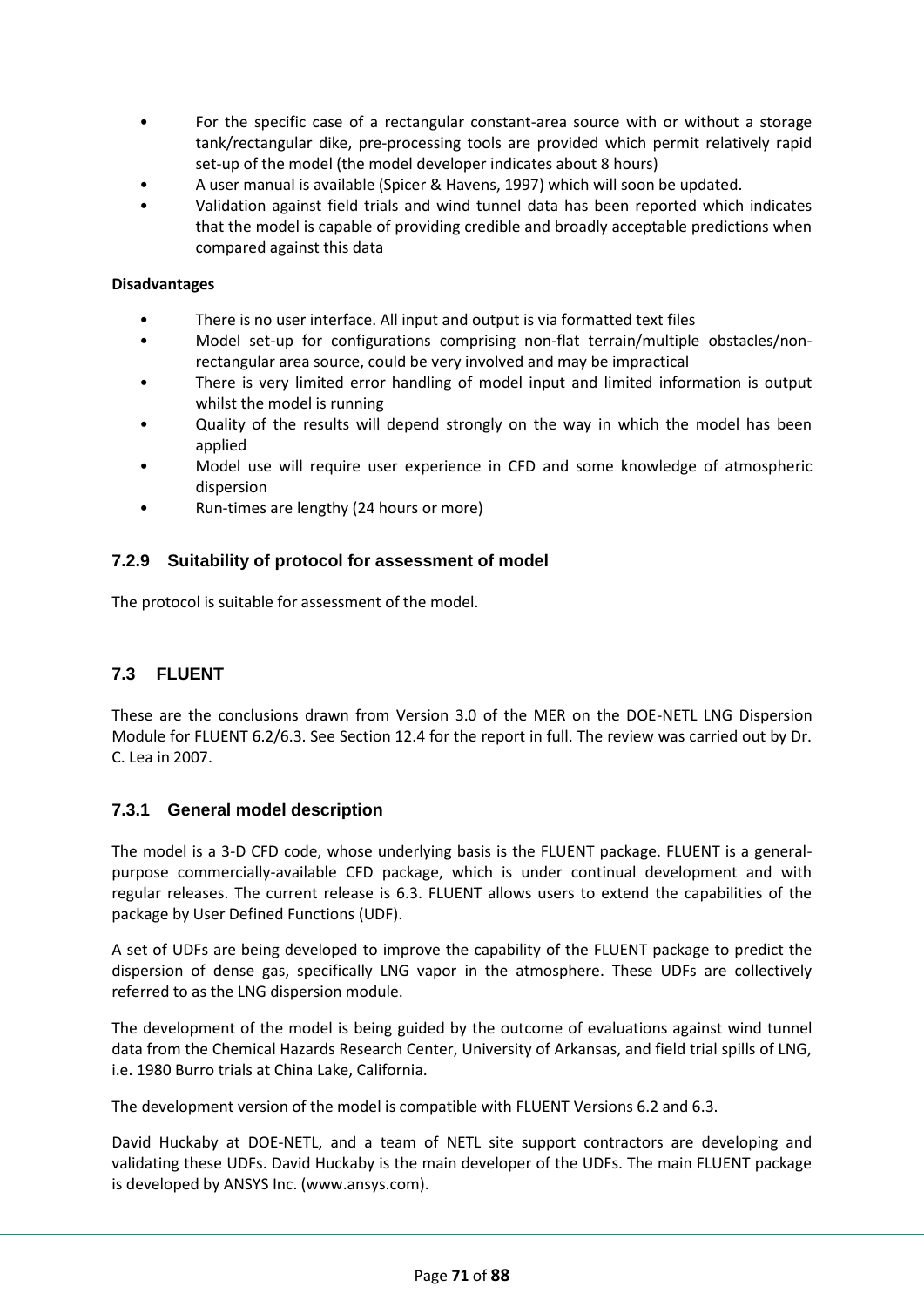- For the specific case of a rectangular constant-area source with or without a storage tank/rectangular dike, pre-processing tools are provided which permit relatively rapid set-up of the model (the model developer indicates about 8 hours)
- A user manual is available (Spicer & Havens, 1997) which will soon be updated.
- Validation against field trials and wind tunnel data has been reported which indicates that the model is capable of providing credible and broadly acceptable predictions when compared against this data

**Disadvantages**

- There is no user interface. All input and output is via formatted text files
- Model set-up for configurations comprising non-flat terrain/multiple obstacles/non-rectangular area source, could be very involved and may be impractical
- There is very limited error handling of model input and limited information is output whilst the model is running
- Quality of the results will depend strongly on the way in which the model has been applied
- Model use will require user experience in CFD and some knowledge of atmospheric dispersion
- Run-times are lengthy (24 hours or more)

### 7.2.9 Suitability of protocol for assessment of model

The protocol is suitable for assessment of the model.

## 7.3 FLUENT

These are the conclusions drawn from Version 3.0 of the MER on the DOE-NETL LNG Dispersion Module for FLUENT 6.2/6.3. See Section 12.4 for the report in full. The review was carried out by Dr. C. Lea in 2007.

### 7.3.1 General model description

The model is a 3-D CFD code, whose underlying basis is the FLUENT package. FLUENT is a general-purpose commercially-available CFD package, which is under continual development and with regular releases. The current release is 6.3. FLUENT allows users to extend the capabilities of the package by User Defined Functions (UDF).

A set of UDFs are being developed to improve the capability of the FLUENT package to predict the dispersion of dense gas, specifically LNG vapor in the atmosphere. These UDFs are collectively referred to as the LNG dispersion module.

The development of the model is being guided by the outcome of evaluations against wind tunnel data from the Chemical Hazards Research Center, University of Arkansas, and field trial spills of LNG, i.e. 1980 Burro trials at China Lake, California.

The development version of the model is compatible with FLUENT Versions 6.2 and 6.3.

David Huckaby at DOE-NETL, and a team of NETL site support contractors are developing and validating these UDFs. David Huckaby is the main developer of the UDFs. The main FLUENT package is developed by ANSYS Inc. (www.ansys.com).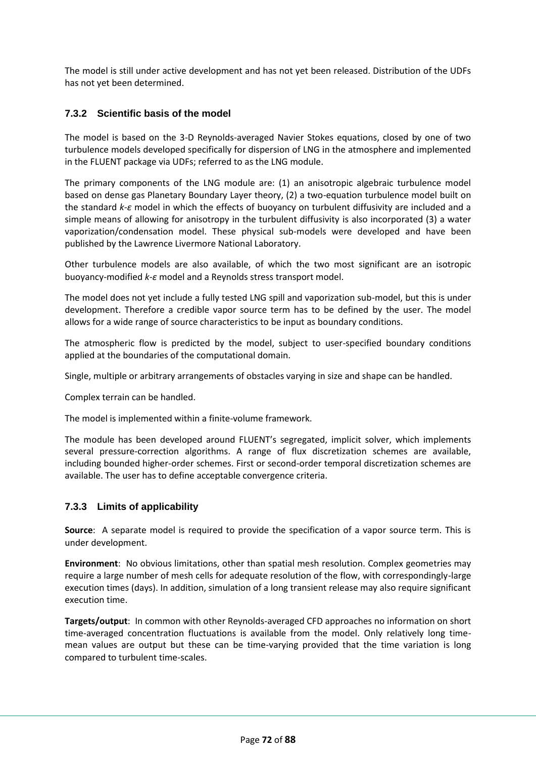The model is still under active development and has not yet been released. Distribution of the UDFs has not yet been determined.

### 7.3.2 Scientific basis of the model

The model is based on the 3-D Reynolds-averaged Navier Stokes equations, closed by one of two turbulence models developed specifically for dispersion of LNG in the atmosphere and implemented in the FLUENT package via UDFs; referred to as the LNG module.

The primary components of the LNG module are: (1) an anisotropic algebraic turbulence model based on dense gas Planetary Boundary Layer theory, (2) a two-equation turbulence model built on the standard $k$-$\varepsilon$ model in which the effects of buoyancy on turbulent diffusivity are included and a simple means of allowing for anisotropy in the turbulent diffusivity is also incorporated (3) a water vaporization/condensation model. These physical sub-models were developed and have been published by the Lawrence Livermore National Laboratory.

Other turbulence models are also available, of which the two most significant are an isotropic buoyancy-modified $k$-$\varepsilon$ model and a Reynolds stress transport model.

The model does not yet include a fully tested LNG spill and vaporization sub-model, but this is under development. Therefore a credible vapor source term has to be defined by the user. The model allows for a wide range of source characteristics to be input as boundary conditions.

The atmospheric flow is predicted by the model, subject to user-specified boundary conditions applied at the boundaries of the computational domain.

Single, multiple or arbitrary arrangements of obstacles varying in size and shape can be handled.

Complex terrain can be handled.

The model is implemented within a finite-volume framework.

The module has been developed around FLUENT's segregated, implicit solver, which implements several pressure-correction algorithms. A range of flux discretization schemes are available, including bounded higher-order schemes. First or second-order temporal discretization schemes are available. The user has to define acceptable convergence criteria.

### 7.3.3 Limits of applicability

**Source**: A separate model is required to provide the specification of a vapor source term. This is under development.

**Environment**: No obvious limitations, other than spatial mesh resolution. Complex geometries may require a large number of mesh cells for adequate resolution of the flow, with correspondingly-large execution times (days). In addition, simulation of a long transient release may also require significant execution time.

**Targets/output**: In common with other Reynolds-averaged CFD approaches no information on short time-averaged concentration fluctuations is available from the model. Only relatively long time-mean values are output but these can be time-varying provided that the time variation is long compared to turbulent time-scales.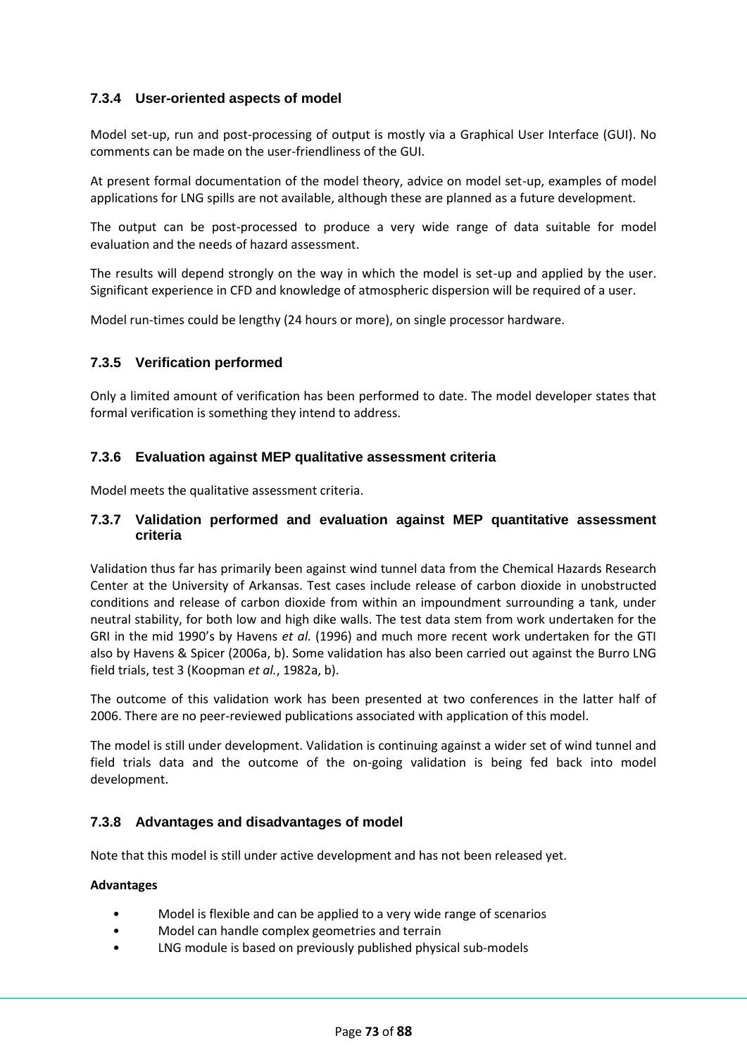### 7.3.4 User-oriented aspects of model

Model set-up, run and post-processing of output is mostly via a Graphical User Interface (GUI). No comments can be made on the user-friendliness of the GUI.

At present formal documentation of the model theory, advice on model set-up, examples of model applications for LNG spills are not available, although these are planned as a future development.

The output can be post-processed to produce a very wide range of data suitable for model evaluation and the needs of hazard assessment.

The results will depend strongly on the way in which the model is set-up and applied by the user. Significant experience in CFD and knowledge of atmospheric dispersion will be required of a user.

Model run-times could be lengthy (24 hours or more), on single processor hardware.

### 7.3.5 Verification performed

Only a limited amount of verification has been performed to date. The model developer states that formal verification is something they intend to address.

### 7.3.6 Evaluation against MEP qualitative assessment criteria

Model meets the qualitative assessment criteria.

### 7.3.7 Validation performed and evaluation against MEP quantitative assessment criteria

Validation thus far has primarily been against wind tunnel data from the Chemical Hazards Research Center at the University of Arkansas. Test cases include release of carbon dioxide in unobstructed conditions and release of carbon dioxide from within an impoundment surrounding a tank, under neutral stability, for both low and high dike walls. The test data stem from work undertaken for the GRI in the mid 1990's by Havens *et al.* (1996) and much more recent work undertaken for the GTI also by Havens & Spicer (2006a, b). Some validation has also been carried out against the Burro LNG field trials, test 3 (Koopman *et al.*, 1982a, b).

The outcome of this validation work has been presented at two conferences in the latter half of 2006. There are no peer-reviewed publications associated with application of this model.

The model is still under development. Validation is continuing against a wider set of wind tunnel and field trials data and the outcome of the on-going validation is being fed back into model development.

### 7.3.8 Advantages and disadvantages of model

Note that this model is still under active development and has not been released yet.

**Advantages**

- Model is flexible and can be applied to a very wide range of scenarios
- Model can handle complex geometries and terrain
- LNG module is based on previously published physical sub-models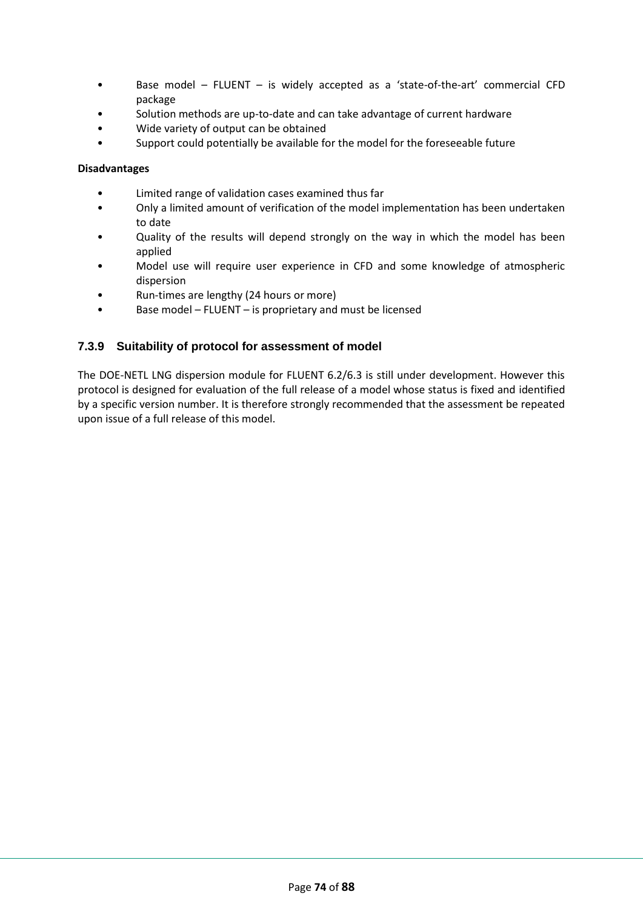- Base model – FLUENT – is widely accepted as a 'state-of-the-art' commercial CFD package
- Solution methods are up-to-date and can take advantage of current hardware
- Wide variety of output can be obtained
- Support could potentially be available for the model for the foreseeable future

**Disadvantages**

- Limited range of validation cases examined thus far
- Only a limited amount of verification of the model implementation has been undertaken to date
- Quality of the results will depend strongly on the way in which the model has been applied
- Model use will require user experience in CFD and some knowledge of atmospheric dispersion
- Run-times are lengthy (24 hours or more)
- Base model – FLUENT – is proprietary and must be licensed

### 7.3.9 Suitability of protocol for assessment of model

The DOE-NETL LNG dispersion module for FLUENT 6.2/6.3 is still under development. However this protocol is designed for evaluation of the full release of a model whose status is fixed and identified by a specific version number. It is therefore strongly recommended that the assessment be repeated upon issue of a full release of this model.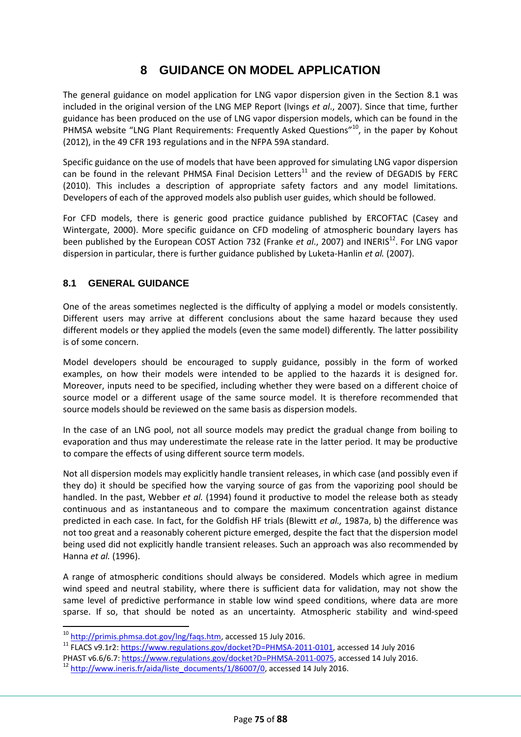# 8 GUIDANCE ON MODEL APPLICATION

The general guidance on model application for LNG vapor dispersion given in the Section 8.1 was included in the original version of the LNG MEP Report (Ivings *et al*., 2007). Since that time, further guidance has been produced on the use of LNG vapor dispersion models, which can be found in the PHMSA website "LNG Plant Requirements: Frequently Asked Questions"[10], in the paper by Kohout (2012), in the 49 CFR 193 regulations and in the NFPA 59A standard.

Specific guidance on the use of models that have been approved for simulating LNG vapor dispersion can be found in the relevant PHMSA Final Decision Letters[11] and the review of DEGADIS by FERC (2010). This includes a description of appropriate safety factors and any model limitations. Developers of each of the approved models also publish user guides, which should be followed.

For CFD models, there is generic good practice guidance published by ERCOFTAC (Casey and Wintergate, 2000). More specific guidance on CFD modeling of atmospheric boundary layers has been published by the European COST Action 732 (Franke *et al*., 2007) and INERIS[12]. For LNG vapor dispersion in particular, there is further guidance published by Luketa-Hanlin *et al.* (2007).

## 8.1 GENERAL GUIDANCE

One of the areas sometimes neglected is the difficulty of applying a model or models consistently. Different users may arrive at different conclusions about the same hazard because they used different models or they applied the models (even the same model) differently. The latter possibility is of some concern.

Model developers should be encouraged to supply guidance, possibly in the form of worked examples, on how their models were intended to be applied to the hazards it is designed for. Moreover, inputs need to be specified, including whether they were based on a different choice of source model or a different usage of the same source model. It is therefore recommended that source models should be reviewed on the same basis as dispersion models.

In the case of an LNG pool, not all source models may predict the gradual change from boiling to evaporation and thus may underestimate the release rate in the latter period. It may be productive to compare the effects of using different source term models.

Not all dispersion models may explicitly handle transient releases, in which case (and possibly even if they do) it should be specified how the varying source of gas from the vaporizing pool should be handled. In the past, Webber *et al.* (1994) found it productive to model the release both as steady continuous and as instantaneous and to compare the maximum concentration against distance predicted in each case. In fact, for the Goldfish HF trials (Blewitt *et al.,* 1987a, b) the difference was not too great and a reasonably coherent picture emerged, despite the fact that the dispersion model being used did not explicitly handle transient releases. Such an approach was also recommended by Hanna *et al.* (1996).

A range of atmospheric conditions should always be considered. Models which agree in medium wind speed and neutral stability, where there is sufficient data for validation, may not show the same level of predictive performance in stable low wind speed conditions, where data are more sparse. If so, that should be noted as an uncertainty. Atmospheric stability and wind-speed

---

[10] http://primis.phmsa.dot.gov/lng/faqs.htm, accessed 15 July 2016.

[11] FLACS v9.1r2: https://www.regulations.gov/docket?D=PHMSA-2011-0101, accessed 14 July 2016
PHAST v6.6/6.7: https://www.regulations.gov/docket?D=PHMSA-2011-0075, accessed 14 July 2016.

[12] http://www.ineris.fr/aida/liste_documents/1/86007/0, accessed 14 July 2016.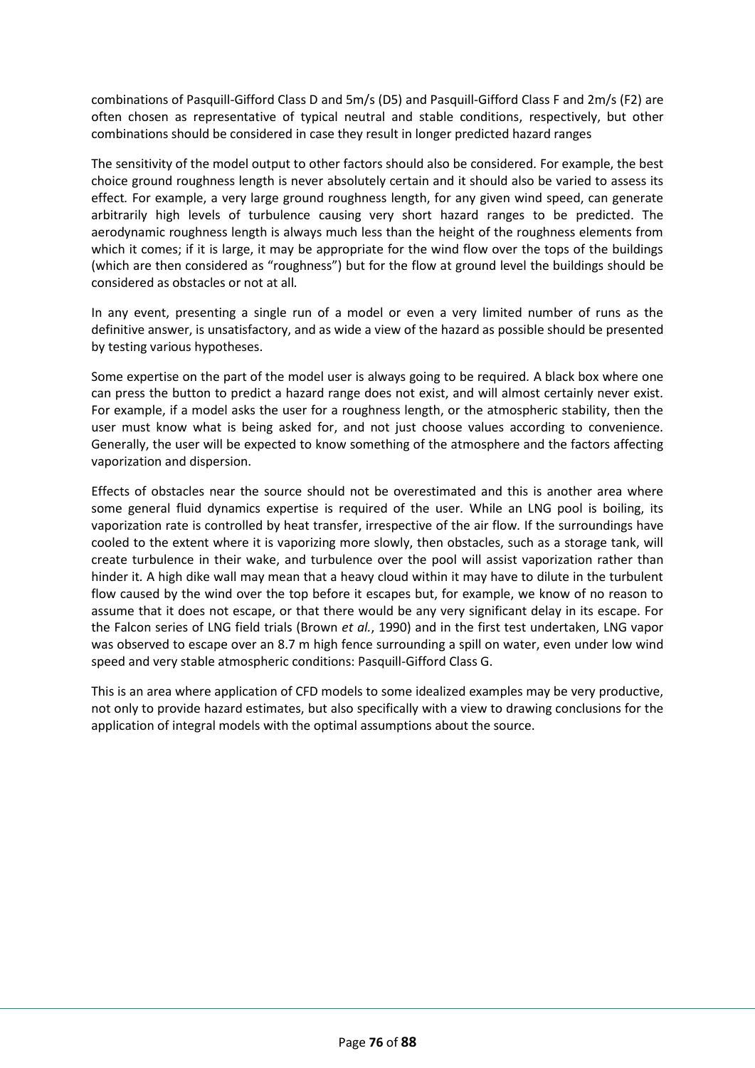combinations of Pasquill-Gifford Class D and 5m/s (D5) and Pasquill-Gifford Class F and 2m/s (F2) are often chosen as representative of typical neutral and stable conditions, respectively, but other combinations should be considered in case they result in longer predicted hazard ranges

The sensitivity of the model output to other factors should also be considered. For example, the best choice ground roughness length is never absolutely certain and it should also be varied to assess its effect. For example, a very large ground roughness length, for any given wind speed, can generate arbitrarily high levels of turbulence causing very short hazard ranges to be predicted. The aerodynamic roughness length is always much less than the height of the roughness elements from which it comes; if it is large, it may be appropriate for the wind flow over the tops of the buildings (which are then considered as "roughness") but for the flow at ground level the buildings should be considered as obstacles or not at all.

In any event, presenting a single run of a model or even a very limited number of runs as the definitive answer, is unsatisfactory, and as wide a view of the hazard as possible should be presented by testing various hypotheses.

Some expertise on the part of the model user is always going to be required. A black box where one can press the button to predict a hazard range does not exist, and will almost certainly never exist. For example, if a model asks the user for a roughness length, or the atmospheric stability, then the user must know what is being asked for, and not just choose values according to convenience. Generally, the user will be expected to know something of the atmosphere and the factors affecting vaporization and dispersion.

Effects of obstacles near the source should not be overestimated and this is another area where some general fluid dynamics expertise is required of the user. While an LNG pool is boiling, its vaporization rate is controlled by heat transfer, irrespective of the air flow. If the surroundings have cooled to the extent where it is vaporizing more slowly, then obstacles, such as a storage tank, will create turbulence in their wake, and turbulence over the pool will assist vaporization rather than hinder it. A high dike wall may mean that a heavy cloud within it may have to dilute in the turbulent flow caused by the wind over the top before it escapes but, for example, we know of no reason to assume that it does not escape, or that there would be any very significant delay in its escape. For the Falcon series of LNG field trials (Brown *et al.*, 1990) and in the first test undertaken, LNG vapor was observed to escape over an 8.7 m high fence surrounding a spill on water, even under low wind speed and very stable atmospheric conditions: Pasquill-Gifford Class G.

This is an area where application of CFD models to some idealized examples may be very productive, not only to provide hazard estimates, but also specifically with a view to drawing conclusions for the application of integral models with the optimal assumptions about the source.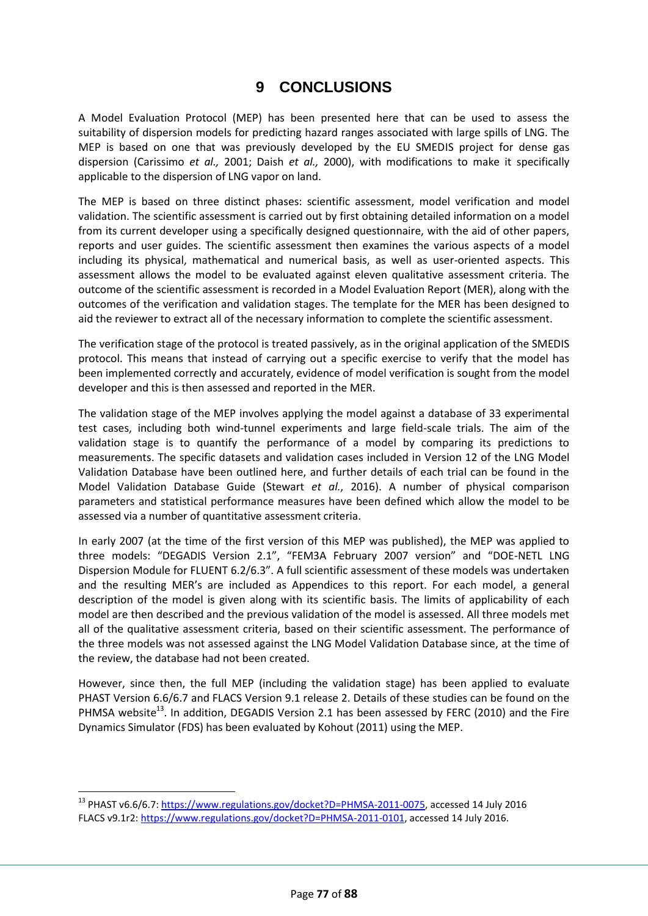# 9 CONCLUSIONS

A Model Evaluation Protocol (MEP) has been presented here that can be used to assess the suitability of dispersion models for predicting hazard ranges associated with large spills of LNG. The MEP is based on one that was previously developed by the EU SMEDIS project for dense gas dispersion (Carissimo *et al.,* 2001; Daish *et al.,* 2000), with modifications to make it specifically applicable to the dispersion of LNG vapor on land.

The MEP is based on three distinct phases: scientific assessment, model verification and model validation. The scientific assessment is carried out by first obtaining detailed information on a model from its current developer using a specifically designed questionnaire, with the aid of other papers, reports and user guides. The scientific assessment then examines the various aspects of a model including its physical, mathematical and numerical basis, as well as user-oriented aspects. This assessment allows the model to be evaluated against eleven qualitative assessment criteria. The outcome of the scientific assessment is recorded in a Model Evaluation Report (MER), along with the outcomes of the verification and validation stages. The template for the MER has been designed to aid the reviewer to extract all of the necessary information to complete the scientific assessment.

The verification stage of the protocol is treated passively, as in the original application of the SMEDIS protocol. This means that instead of carrying out a specific exercise to verify that the model has been implemented correctly and accurately, evidence of model verification is sought from the model developer and this is then assessed and reported in the MER.

The validation stage of the MEP involves applying the model against a database of 33 experimental test cases, including both wind-tunnel experiments and large field-scale trials. The aim of the validation stage is to quantify the performance of a model by comparing its predictions to measurements. The specific datasets and validation cases included in Version 12 of the LNG Model Validation Database have been outlined here, and further details of each trial can be found in the Model Validation Database Guide (Stewart *et al.*, 2016). A number of physical comparison parameters and statistical performance measures have been defined which allow the model to be assessed via a number of quantitative assessment criteria.

In early 2007 (at the time of the first version of this MEP was published), the MEP was applied to three models: "DEGADIS Version 2.1", "FEM3A February 2007 version" and "DOE-NETL LNG Dispersion Module for FLUENT 6.2/6.3". A full scientific assessment of these models was undertaken and the resulting MER's are included as Appendices to this report. For each model, a general description of the model is given along with its scientific basis. The limits of applicability of each model are then described and the previous validation of the model is assessed. All three models met all of the qualitative assessment criteria, based on their scientific assessment. The performance of the three models was not assessed against the LNG Model Validation Database since, at the time of the review, the database had not been created.

However, since then, the full MEP (including the validation stage) has been applied to evaluate PHAST Version 6.6/6.7 and FLACS Version 9.1 release 2. Details of these studies can be found on the PHMSA website[13]. In addition, DEGADIS Version 2.1 has been assessed by FERC (2010) and the Fire Dynamics Simulator (FDS) has been evaluated by Kohout (2011) using the MEP.

---

[13] PHAST v6.6/6.7: https://www.regulations.gov/docket?D=PHMSA-2011-0075, accessed 14 July 2016
FLACS v9.1r2: https://www.regulations.gov/docket?D=PHMSA-2011-0101, accessed 14 July 2016.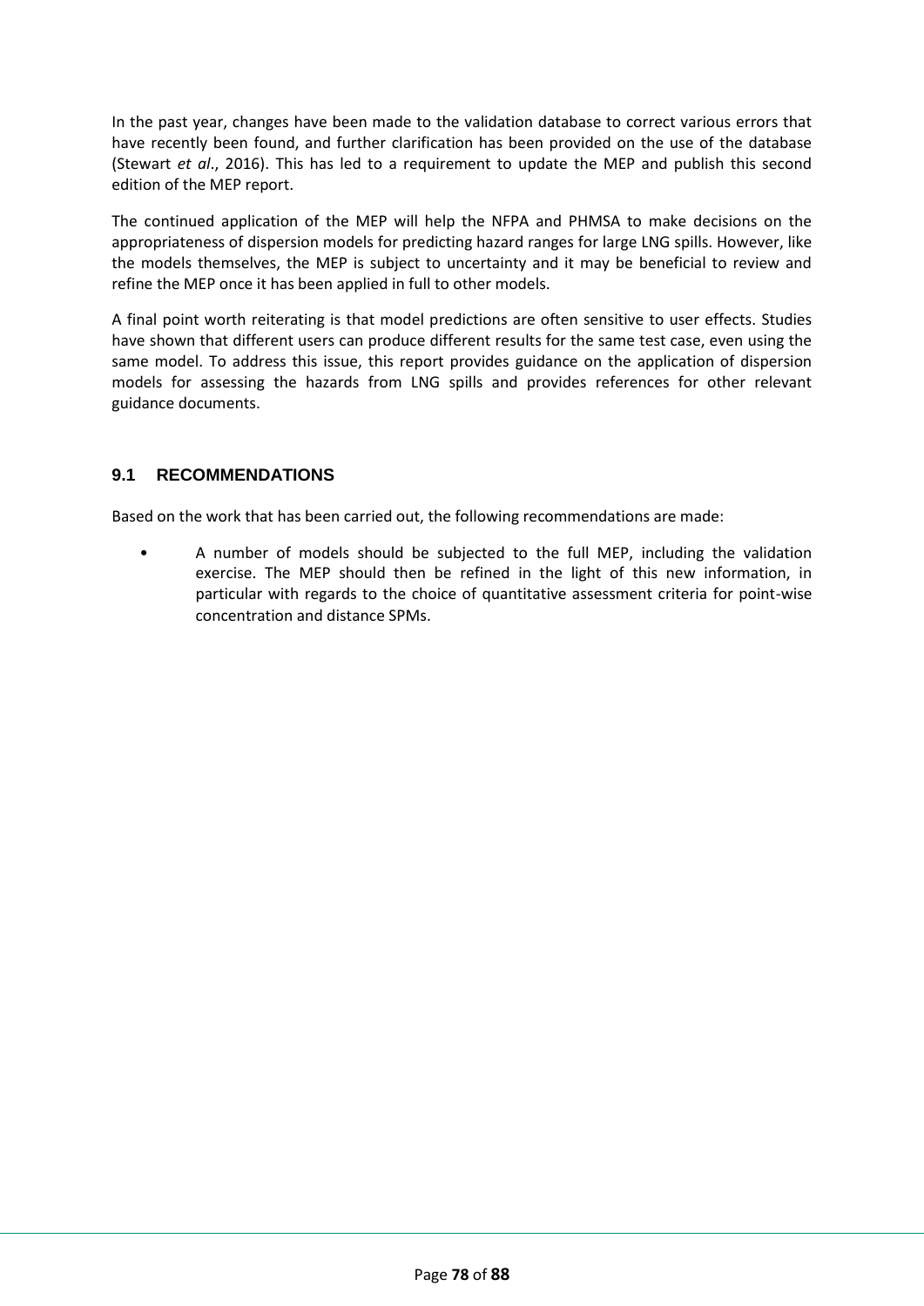In the past year, changes have been made to the validation database to correct various errors that have recently been found, and further clarification has been provided on the use of the database (Stewart *et al*., 2016). This has led to a requirement to update the MEP and publish this second edition of the MEP report.

The continued application of the MEP will help the NFPA and PHMSA to make decisions on the appropriateness of dispersion models for predicting hazard ranges for large LNG spills. However, like the models themselves, the MEP is subject to uncertainty and it may be beneficial to review and refine the MEP once it has been applied in full to other models.

A final point worth reiterating is that model predictions are often sensitive to user effects. Studies have shown that different users can produce different results for the same test case, even using the same model. To address this issue, this report provides guidance on the application of dispersion models for assessing the hazards from LNG spills and provides references for other relevant guidance documents.

## 9.1 RECOMMENDATIONS

Based on the work that has been carried out, the following recommendations are made:

- A number of models should be subjected to the full MEP, including the validation exercise. The MEP should then be refined in the light of this new information, in particular with regards to the choice of quantitative assessment criteria for point-wise concentration and distance SPMs.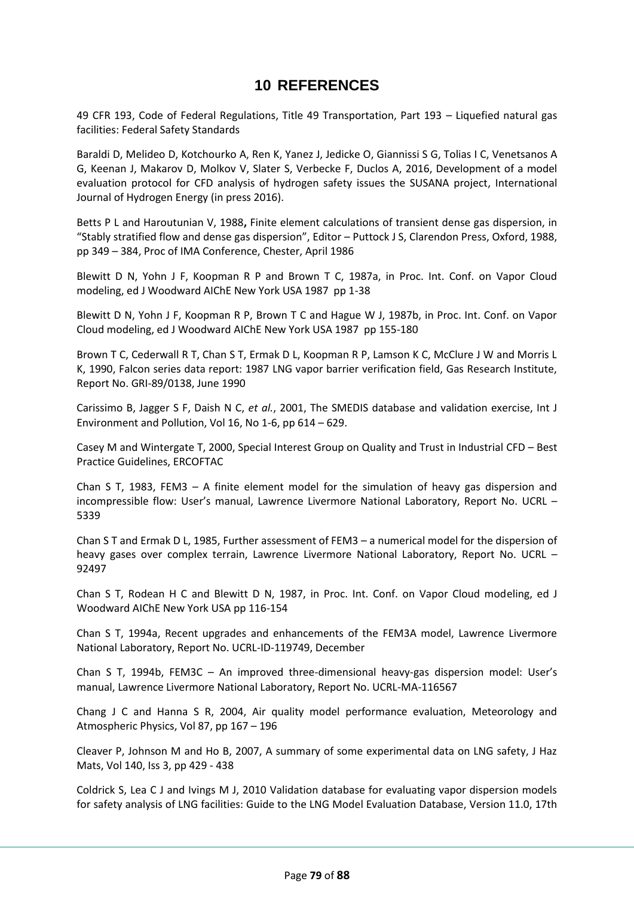# 10 REFERENCES

49 CFR 193, Code of Federal Regulations, Title 49 Transportation, Part 193 – Liquefied natural gas facilities: Federal Safety Standards

Baraldi D, Melideo D, Kotchourko A, Ren K, Yanez J, Jedicke O, Giannissi S G, Tolias I C, Venetsanos A G, Keenan J, Makarov D, Molkov V, Slater S, Verbecke F, Duclos A, 2016, Development of a model evaluation protocol for CFD analysis of hydrogen safety issues the SUSANA project, International Journal of Hydrogen Energy (in press 2016).

Betts P L and Haroutunian V, 1988**,** Finite element calculations of transient dense gas dispersion, in "Stably stratified flow and dense gas dispersion", Editor – Puttock J S, Clarendon Press, Oxford, 1988, pp 349 – 384, Proc of IMA Conference, Chester, April 1986

Blewitt D N, Yohn J F, Koopman R P and Brown T C, 1987a, in Proc. Int. Conf. on Vapor Cloud modeling, ed J Woodward AIChE New York USA 1987 pp 1-38

Blewitt D N, Yohn J F, Koopman R P, Brown T C and Hague W J, 1987b, in Proc. Int. Conf. on Vapor Cloud modeling, ed J Woodward AIChE New York USA 1987 pp 155-180

Brown T C, Cederwall R T, Chan S T, Ermak D L, Koopman R P, Lamson K C, McClure J W and Morris L K, 1990, Falcon series data report: 1987 LNG vapor barrier verification field, Gas Research Institute, Report No. GRI-89/0138, June 1990

Carissimo B, Jagger S F, Daish N C, *et al.*, 2001, The SMEDIS database and validation exercise, Int J Environment and Pollution, Vol 16, No 1-6, pp 614 – 629.

Casey M and Wintergate T, 2000, Special Interest Group on Quality and Trust in Industrial CFD – Best Practice Guidelines, ERCOFTAC

Chan S T, 1983, FEM3 – A finite element model for the simulation of heavy gas dispersion and incompressible flow: User's manual, Lawrence Livermore National Laboratory, Report No. UCRL – 5339

Chan S T and Ermak D L, 1985, Further assessment of FEM3 – a numerical model for the dispersion of heavy gases over complex terrain, Lawrence Livermore National Laboratory, Report No. UCRL – 92497

Chan S T, Rodean H C and Blewitt D N, 1987, in Proc. Int. Conf. on Vapor Cloud modeling, ed J Woodward AIChE New York USA pp 116-154

Chan S T, 1994a, Recent upgrades and enhancements of the FEM3A model, Lawrence Livermore National Laboratory, Report No. UCRL-ID-119749, December

Chan S T, 1994b, FEM3C – An improved three-dimensional heavy-gas dispersion model: User's manual, Lawrence Livermore National Laboratory, Report No. UCRL-MA-116567

Chang J C and Hanna S R, 2004, Air quality model performance evaluation, Meteorology and Atmospheric Physics, Vol 87, pp 167 – 196

Cleaver P, Johnson M and Ho B, 2007, A summary of some experimental data on LNG safety, J Haz Mats, Vol 140, Iss 3, pp 429 - 438

Coldrick S, Lea C J and Ivings M J, 2010 Validation database for evaluating vapor dispersion models for safety analysis of LNG facilities: Guide to the LNG Model Evaluation Database, Version 11.0, 17th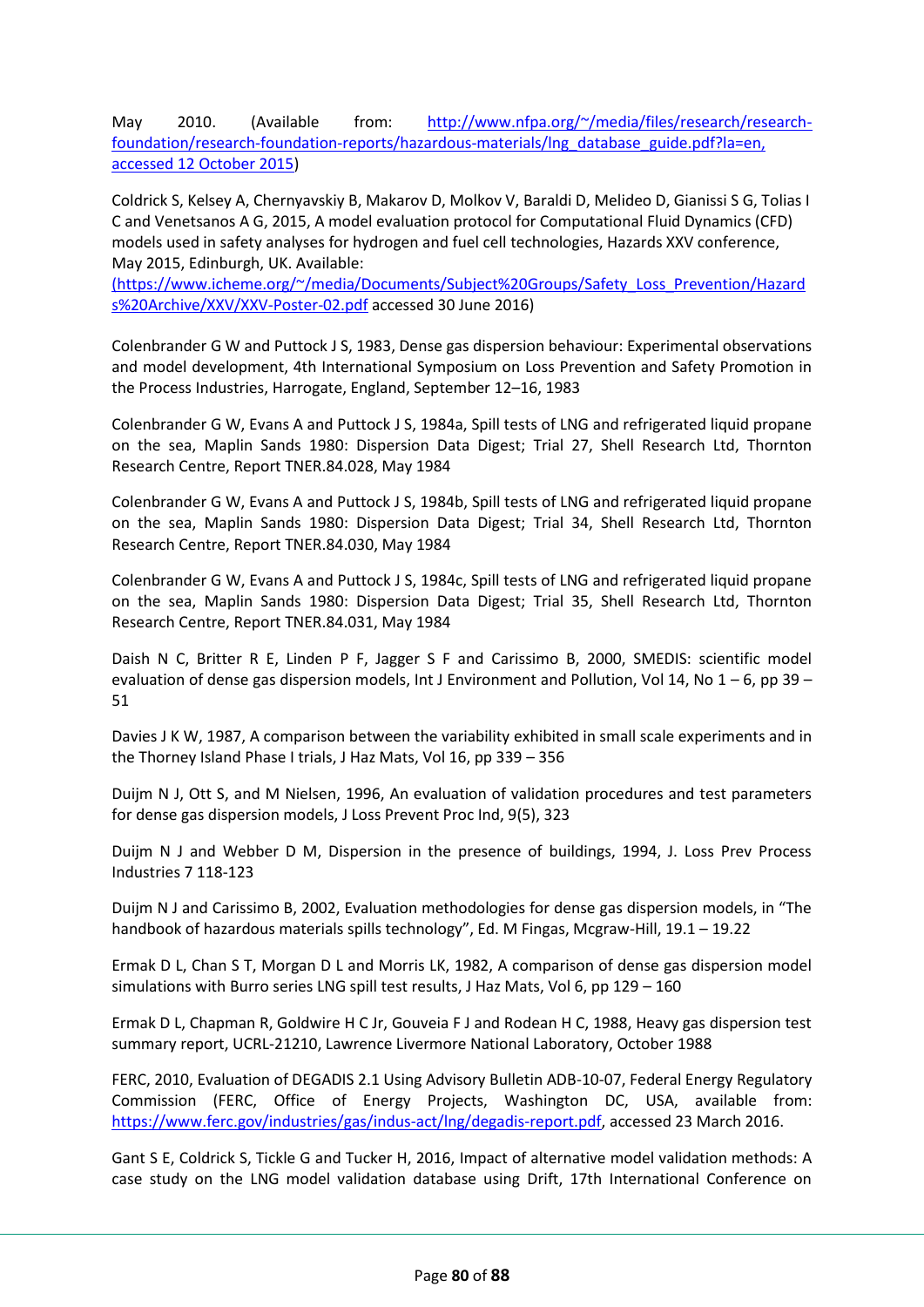May 2010. (Available from: [http://www.nfpa.org/~/media/files/research/research-foundation/research-foundation-reports/hazardous-materials/lng_database_guide.pdf?la=en, accessed 12 October 2015](http://www.nfpa.org/~/media/files/research/research-foundation/research-foundation-reports/hazardous-materials/lng_database_guide.pdf?la=en))

Coldrick S, Kelsey A, Chernyavskiy B, Makarov D, Molkov V, Baraldi D, Melideo D, Gianissi S G, Tolias I C and Venetsanos A G, 2015, A model evaluation protocol for Computational Fluid Dynamics (CFD) models used in safety analyses for hydrogen and fuel cell technologies, Hazards XXV conference, May 2015, Edinburgh, UK. Available: [(https://www.icheme.org/~/media/Documents/Subject%20Groups/Safety_Loss_Prevention/Hazards%20Archive/XXV/XXV-Poster-02.pdf](https://www.icheme.org/~/media/Documents/Subject%20Groups/Safety_Loss_Prevention/Hazards%20Archive/XXV/XXV-Poster-02.pdf) accessed 30 June 2016)

Colenbrander G W and Puttock J S, 1983, Dense gas dispersion behaviour: Experimental observations and model development, 4th International Symposium on Loss Prevention and Safety Promotion in the Process Industries, Harrogate, England, September 12–16, 1983

Colenbrander G W, Evans A and Puttock J S, 1984a, Spill tests of LNG and refrigerated liquid propane on the sea, Maplin Sands 1980: Dispersion Data Digest; Trial 27, Shell Research Ltd, Thornton Research Centre, Report TNER.84.028, May 1984

Colenbrander G W, Evans A and Puttock J S, 1984b, Spill tests of LNG and refrigerated liquid propane on the sea, Maplin Sands 1980: Dispersion Data Digest; Trial 34, Shell Research Ltd, Thornton Research Centre, Report TNER.84.030, May 1984

Colenbrander G W, Evans A and Puttock J S, 1984c, Spill tests of LNG and refrigerated liquid propane on the sea, Maplin Sands 1980: Dispersion Data Digest; Trial 35, Shell Research Ltd, Thornton Research Centre, Report TNER.84.031, May 1984

Daish N C, Britter R E, Linden P F, Jagger S F and Carissimo B, 2000, SMEDIS: scientific model evaluation of dense gas dispersion models, Int J Environment and Pollution, Vol 14, No 1 – 6, pp 39 – 51

Davies J K W, 1987, A comparison between the variability exhibited in small scale experiments and in the Thorney Island Phase I trials, J Haz Mats, Vol 16, pp 339 – 356

Duijm N J, Ott S, and M Nielsen, 1996, An evaluation of validation procedures and test parameters for dense gas dispersion models, J Loss Prevent Proc Ind, 9(5), 323

Duijm N J and Webber D M, Dispersion in the presence of buildings, 1994, J. Loss Prev Process Industries 7 118-123

Duijm N J and Carissimo B, 2002, Evaluation methodologies for dense gas dispersion models, in "The handbook of hazardous materials spills technology", Ed. M Fingas, Mcgraw-Hill, 19.1 – 19.22

Ermak D L, Chan S T, Morgan D L and Morris LK, 1982, A comparison of dense gas dispersion model simulations with Burro series LNG spill test results, J Haz Mats, Vol 6, pp 129 – 160

Ermak D L, Chapman R, Goldwire H C Jr, Gouveia F J and Rodean H C, 1988, Heavy gas dispersion test summary report, UCRL-21210, Lawrence Livermore National Laboratory, October 1988

FERC, 2010, Evaluation of DEGADIS 2.1 Using Advisory Bulletin ADB-10-07, Federal Energy Regulatory Commission (FERC, Office of Energy Projects, Washington DC, USA, available from: [https://www.ferc.gov/industries/gas/indus-act/lng/degadis-report.pdf](https://www.ferc.gov/industries/gas/indus-act/lng/degadis-report.pdf), accessed 23 March 2016.

Gant S E, Coldrick S, Tickle G and Tucker H, 2016, Impact of alternative model validation methods: A case study on the LNG model validation database using Drift, 17th International Conference on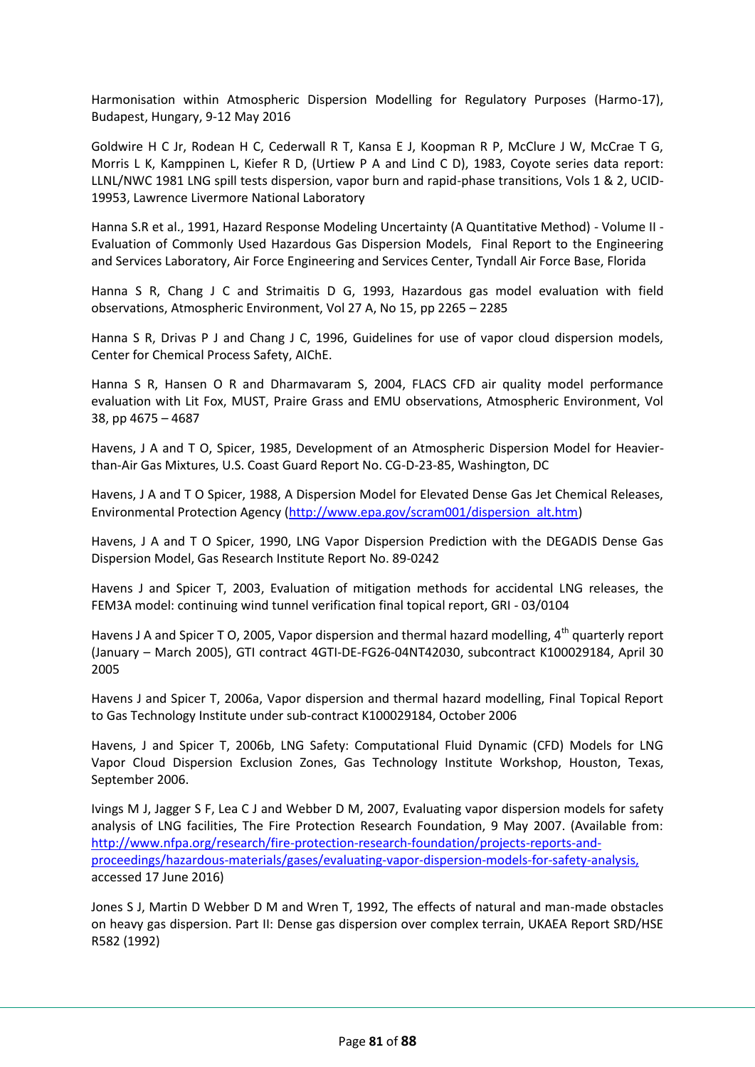Harmonisation within Atmospheric Dispersion Modelling for Regulatory Purposes (Harmo-17), Budapest, Hungary, 9-12 May 2016

Goldwire H C Jr, Rodean H C, Cederwall R T, Kansa E J, Koopman R P, McClure J W, McCrae T G, Morris L K, Kamppinen L, Kiefer R D, (Urtiew P A and Lind C D), 1983, Coyote series data report: LLNL/NWC 1981 LNG spill tests dispersion, vapor burn and rapid-phase transitions, Vols 1 & 2, UCID-19953, Lawrence Livermore National Laboratory

Hanna S.R et al., 1991, Hazard Response Modeling Uncertainty (A Quantitative Method) - Volume II - Evaluation of Commonly Used Hazardous Gas Dispersion Models, Final Report to the Engineering and Services Laboratory, Air Force Engineering and Services Center, Tyndall Air Force Base, Florida

Hanna S R, Chang J C and Strimaitis D G, 1993, Hazardous gas model evaluation with field observations, Atmospheric Environment, Vol 27 A, No 15, pp 2265 – 2285

Hanna S R, Drivas P J and Chang J C, 1996, Guidelines for use of vapor cloud dispersion models, Center for Chemical Process Safety, AIChE.

Hanna S R, Hansen O R and Dharmavaram S, 2004, FLACS CFD air quality model performance evaluation with Lit Fox, MUST, Praire Grass and EMU observations, Atmospheric Environment, Vol 38, pp 4675 – 4687

Havens, J A and T O, Spicer, 1985, Development of an Atmospheric Dispersion Model for Heavier-than-Air Gas Mixtures, U.S. Coast Guard Report No. CG-D-23-85, Washington, DC

Havens, J A and T O Spicer, 1988, A Dispersion Model for Elevated Dense Gas Jet Chemical Releases, Environmental Protection Agency (http://www.epa.gov/scram001/dispersion_alt.htm)

Havens, J A and T O Spicer, 1990, LNG Vapor Dispersion Prediction with the DEGADIS Dense Gas Dispersion Model, Gas Research Institute Report No. 89-0242

Havens J and Spicer T, 2003, Evaluation of mitigation methods for accidental LNG releases, the FEM3A model: continuing wind tunnel verification final topical report, GRI - 03/0104

Havens J A and Spicer T O, 2005, Vapor dispersion and thermal hazard modelling, 4th quarterly report (January – March 2005), GTI contract 4GTI-DE-FG26-04NT42030, subcontract K100029184, April 30 2005

Havens J and Spicer T, 2006a, Vapor dispersion and thermal hazard modelling, Final Topical Report to Gas Technology Institute under sub-contract K100029184, October 2006

Havens, J and Spicer T, 2006b, LNG Safety: Computational Fluid Dynamic (CFD) Models for LNG Vapor Cloud Dispersion Exclusion Zones, Gas Technology Institute Workshop, Houston, Texas, September 2006.

Ivings M J, Jagger S F, Lea C J and Webber D M, 2007, Evaluating vapor dispersion models for safety analysis of LNG facilities, The Fire Protection Research Foundation, 9 May 2007. (Available from: http://www.nfpa.org/research/fire-protection-research-foundation/projects-reports-and-proceedings/hazardous-materials/gases/evaluating-vapor-dispersion-models-for-safety-analysis, accessed 17 June 2016)

Jones S J, Martin D Webber D M and Wren T, 1992, The effects of natural and man-made obstacles on heavy gas dispersion. Part II: Dense gas dispersion over complex terrain, UKAEA Report SRD/HSE R582 (1992)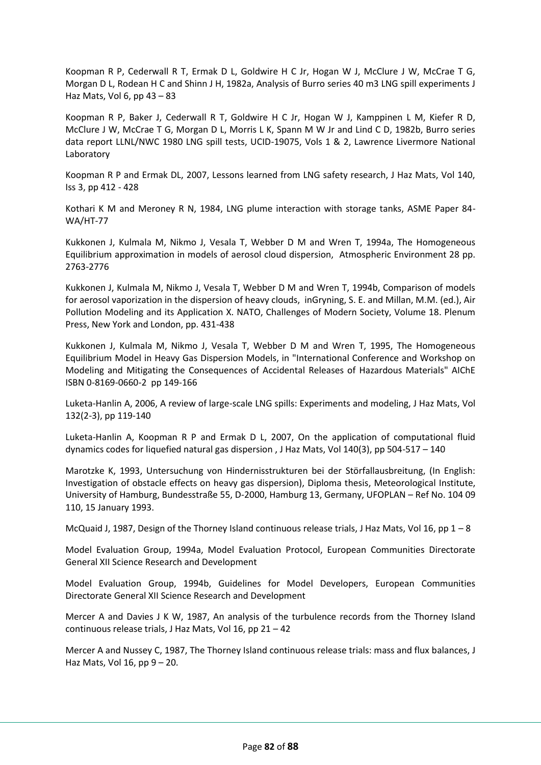Koopman R P, Cederwall R T, Ermak D L, Goldwire H C Jr, Hogan W J, McClure J W, McCrae T G, Morgan D L, Rodean H C and Shinn J H, 1982a, Analysis of Burro series 40 m3 LNG spill experiments J Haz Mats, Vol 6, pp 43 – 83

Koopman R P, Baker J, Cederwall R T, Goldwire H C Jr, Hogan W J, Kamppinen L M, Kiefer R D, McClure J W, McCrae T G, Morgan D L, Morris L K, Spann M W Jr and Lind C D, 1982b, Burro series data report LLNL/NWC 1980 LNG spill tests, UCID-19075, Vols 1 & 2, Lawrence Livermore National Laboratory

Koopman R P and Ermak DL, 2007, Lessons learned from LNG safety research, J Haz Mats, Vol 140, Iss 3, pp 412 - 428

Kothari K M and Meroney R N, 1984, LNG plume interaction with storage tanks, ASME Paper 84-WA/HT-77

Kukkonen J, Kulmala M, Nikmo J, Vesala T, Webber D M and Wren T, 1994a, The Homogeneous Equilibrium approximation in models of aerosol cloud dispersion, Atmospheric Environment 28 pp. 2763-2776

Kukkonen J, Kulmala M, Nikmo J, Vesala T, Webber D M and Wren T, 1994b, Comparison of models for aerosol vaporization in the dispersion of heavy clouds, inGryning, S. E. and Millan, M.M. (ed.), Air Pollution Modeling and its Application X. NATO, Challenges of Modern Society, Volume 18. Plenum Press, New York and London, pp. 431-438

Kukkonen J, Kulmala M, Nikmo J, Vesala T, Webber D M and Wren T, 1995, The Homogeneous Equilibrium Model in Heavy Gas Dispersion Models, in "International Conference and Workshop on Modeling and Mitigating the Consequences of Accidental Releases of Hazardous Materials" AIChE ISBN 0-8169-0660-2 pp 149-166

Luketa-Hanlin A, 2006, A review of large-scale LNG spills: Experiments and modeling, J Haz Mats, Vol 132(2-3), pp 119-140

Luketa-Hanlin A, Koopman R P and Ermak D L, 2007, On the application of computational fluid dynamics codes for liquefied natural gas dispersion , J Haz Mats, Vol 140(3), pp 504-517 – 140

Marotzke K, 1993, Untersuchung von Hindernisstrukturen bei der Störfallausbreitung, (In English: Investigation of obstacle effects on heavy gas dispersion), Diploma thesis, Meteorological Institute, University of Hamburg, Bundesstraße 55, D-2000, Hamburg 13, Germany, UFOPLAN – Ref No. 104 09 110, 15 January 1993.

McQuaid J, 1987, Design of the Thorney Island continuous release trials, J Haz Mats, Vol 16, pp 1 – 8

Model Evaluation Group, 1994a, Model Evaluation Protocol, European Communities Directorate General XII Science Research and Development

Model Evaluation Group, 1994b, Guidelines for Model Developers, European Communities Directorate General XII Science Research and Development

Mercer A and Davies J K W, 1987, An analysis of the turbulence records from the Thorney Island continuous release trials, J Haz Mats, Vol 16, pp 21 – 42

Mercer A and Nussey C, 1987, The Thorney Island continuous release trials: mass and flux balances, J Haz Mats, Vol 16, pp 9 – 20.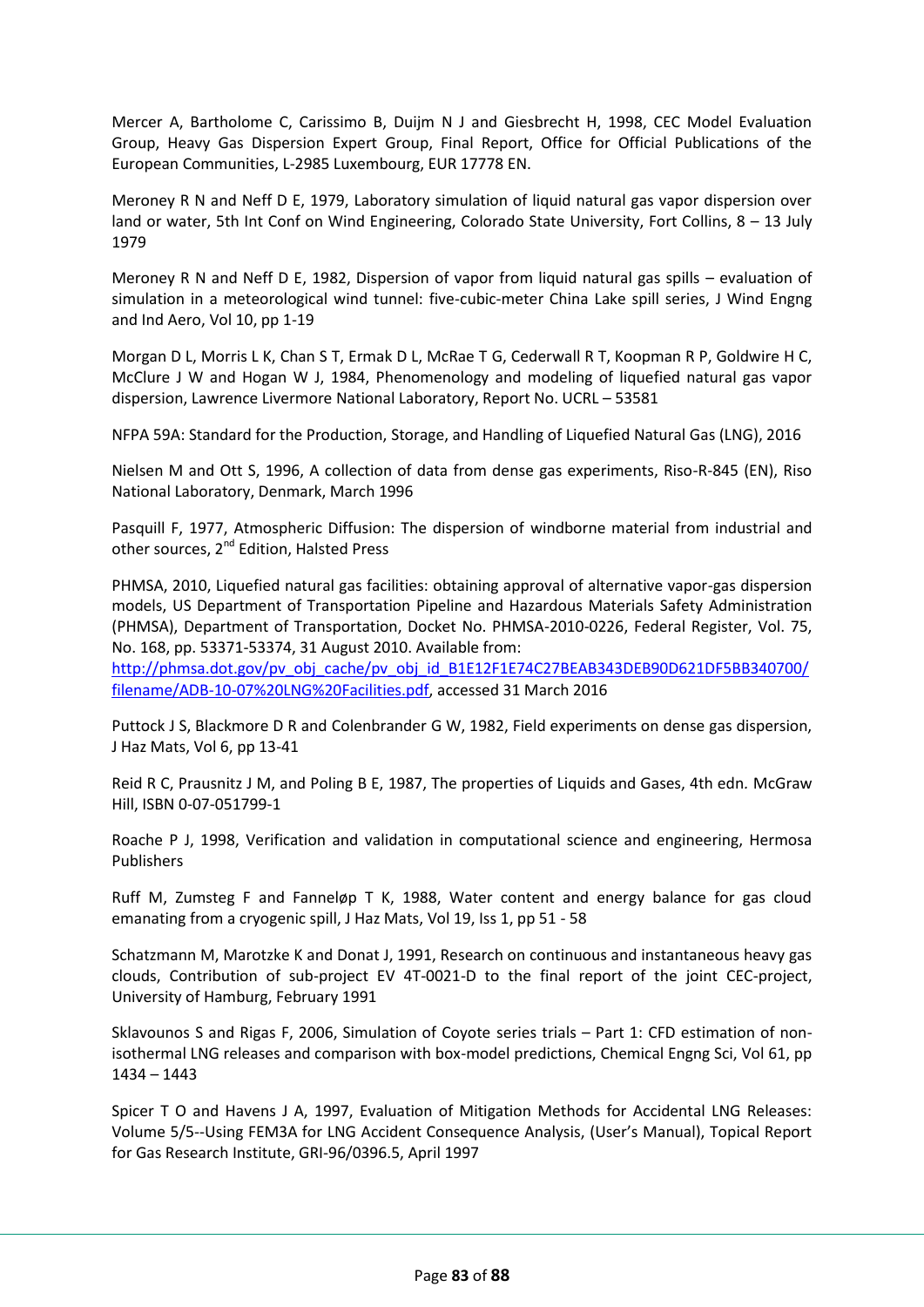Mercer A, Bartholome C, Carissimo B, Duijm N J and Giesbrecht H, 1998, CEC Model Evaluation Group, Heavy Gas Dispersion Expert Group, Final Report, Office for Official Publications of the European Communities, L-2985 Luxembourg, EUR 17778 EN.

Meroney R N and Neff D E, 1979, Laboratory simulation of liquid natural gas vapor dispersion over land or water, 5th Int Conf on Wind Engineering, Colorado State University, Fort Collins, 8 – 13 July 1979

Meroney R N and Neff D E, 1982, Dispersion of vapor from liquid natural gas spills – evaluation of simulation in a meteorological wind tunnel: five-cubic-meter China Lake spill series, J Wind Engng and Ind Aero, Vol 10, pp 1-19

Morgan D L, Morris L K, Chan S T, Ermak D L, McRae T G, Cederwall R T, Koopman R P, Goldwire H C, McClure J W and Hogan W J, 1984, Phenomenology and modeling of liquefied natural gas vapor dispersion, Lawrence Livermore National Laboratory, Report No. UCRL – 53581

NFPA 59A: Standard for the Production, Storage, and Handling of Liquefied Natural Gas (LNG), 2016

Nielsen M and Ott S, 1996, A collection of data from dense gas experiments, Riso-R-845 (EN), Riso National Laboratory, Denmark, March 1996

Pasquill F, 1977, Atmospheric Diffusion: The dispersion of windborne material from industrial and other sources, 2nd Edition, Halsted Press

PHMSA, 2010, Liquefied natural gas facilities: obtaining approval of alternative vapor-gas dispersion models, US Department of Transportation Pipeline and Hazardous Materials Safety Administration (PHMSA), Department of Transportation, Docket No. PHMSA-2010-0226, Federal Register, Vol. 75, No. 168, pp. 53371-53374, 31 August 2010. Available from: http://phmsa.dot.gov/pv_obj_cache/pv_obj_id_B1E12F1E74C27BEAB343DEB90D621DF5BB340700/filename/ADB-10-07%20LNG%20Facilities.pdf, accessed 31 March 2016

Puttock J S, Blackmore D R and Colenbrander G W, 1982, Field experiments on dense gas dispersion, J Haz Mats, Vol 6, pp 13-41

Reid R C, Prausnitz J M, and Poling B E, 1987, The properties of Liquids and Gases, 4th edn. McGraw Hill, ISBN 0-07-051799-1

Roache P J, 1998, Verification and validation in computational science and engineering, Hermosa Publishers

Ruff M, Zumsteg F and Fanneløp T K, 1988, Water content and energy balance for gas cloud emanating from a cryogenic spill, J Haz Mats, Vol 19, Iss 1, pp 51 - 58

Schatzmann M, Marotzke K and Donat J, 1991, Research on continuous and instantaneous heavy gas clouds, Contribution of sub-project EV 4T-0021-D to the final report of the joint CEC-project, University of Hamburg, February 1991

Sklavounos S and Rigas F, 2006, Simulation of Coyote series trials – Part 1: CFD estimation of non-isothermal LNG releases and comparison with box-model predictions, Chemical Engng Sci, Vol 61, pp 1434 – 1443

Spicer T O and Havens J A, 1997, Evaluation of Mitigation Methods for Accidental LNG Releases: Volume 5/5--Using FEM3A for LNG Accident Consequence Analysis, (User's Manual), Topical Report for Gas Research Institute, GRI-96/0396.5, April 1997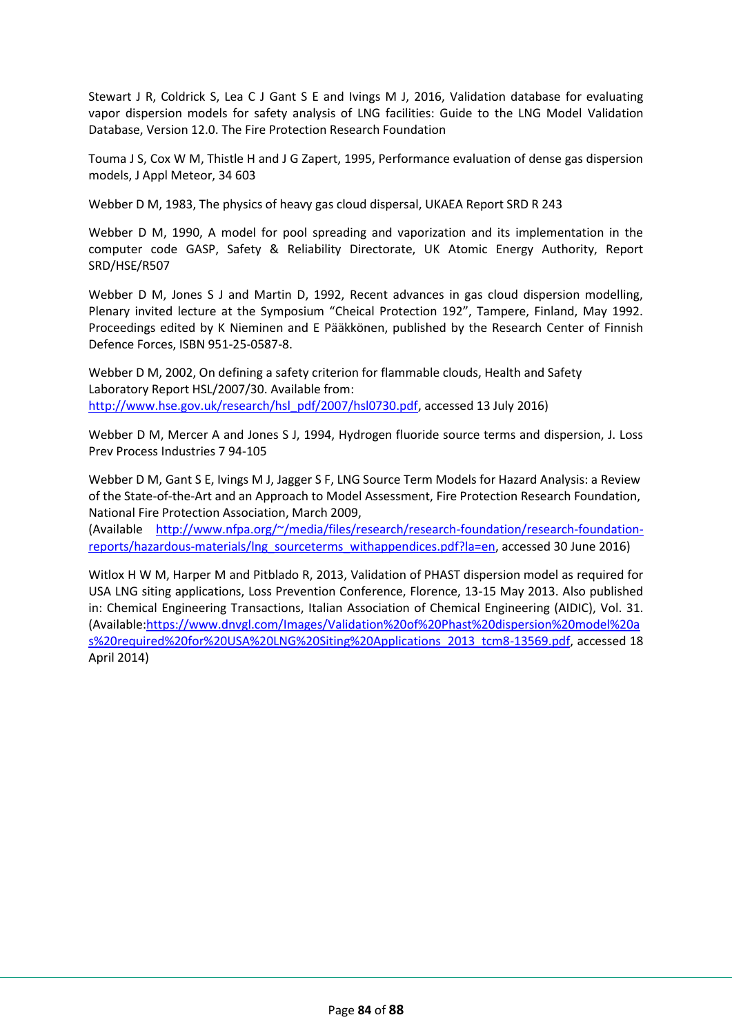Stewart J R, Coldrick S, Lea C J Gant S E and Ivings M J, 2016, Validation database for evaluating vapor dispersion models for safety analysis of LNG facilities: Guide to the LNG Model Validation Database, Version 12.0. The Fire Protection Research Foundation

Touma J S, Cox W M, Thistle H and J G Zapert, 1995, Performance evaluation of dense gas dispersion models, J Appl Meteor, 34 603

Webber D M, 1983, The physics of heavy gas cloud dispersal, UKAEA Report SRD R 243

Webber D M, 1990, A model for pool spreading and vaporization and its implementation in the computer code GASP, Safety & Reliability Directorate, UK Atomic Energy Authority, Report SRD/HSE/R507

Webber D M, Jones S J and Martin D, 1992, Recent advances in gas cloud dispersion modelling, Plenary invited lecture at the Symposium "Cheical Protection 192", Tampere, Finland, May 1992. Proceedings edited by K Nieminen and E Pääkkönen, published by the Research Center of Finnish Defence Forces, ISBN 951-25-0587-8.

Webber D M, 2002, On defining a safety criterion for flammable clouds, Health and Safety Laboratory Report HSL/2007/30. Available from: http://www.hse.gov.uk/research/hsl_pdf/2007/hsl0730.pdf, accessed 13 July 2016)

Webber D M, Mercer A and Jones S J, 1994, Hydrogen fluoride source terms and dispersion, J. Loss Prev Process Industries 7 94-105

Webber D M, Gant S E, Ivings M J, Jagger S F, LNG Source Term Models for Hazard Analysis: a Review of the State-of-the-Art and an Approach to Model Assessment, Fire Protection Research Foundation, National Fire Protection Association, March 2009, (Available http://www.nfpa.org/~/media/files/research/research-foundation/research-foundation-reports/hazardous-materials/lng_sourceterms_withappendices.pdf?la=en, accessed 30 June 2016)

Witlox H W M, Harper M and Pitblado R, 2013, Validation of PHAST dispersion model as required for USA LNG siting applications, Loss Prevention Conference, Florence, 13-15 May 2013. Also published in: Chemical Engineering Transactions, Italian Association of Chemical Engineering (AIDIC), Vol. 31. (Available:https://www.dnvgl.com/Images/Validation%20of%20Phast%20dispersion%20model%20as%20required%20for%20USA%20LNG%20Siting%20Applications_2013_tcm8-13569.pdf, accessed 18 April 2014)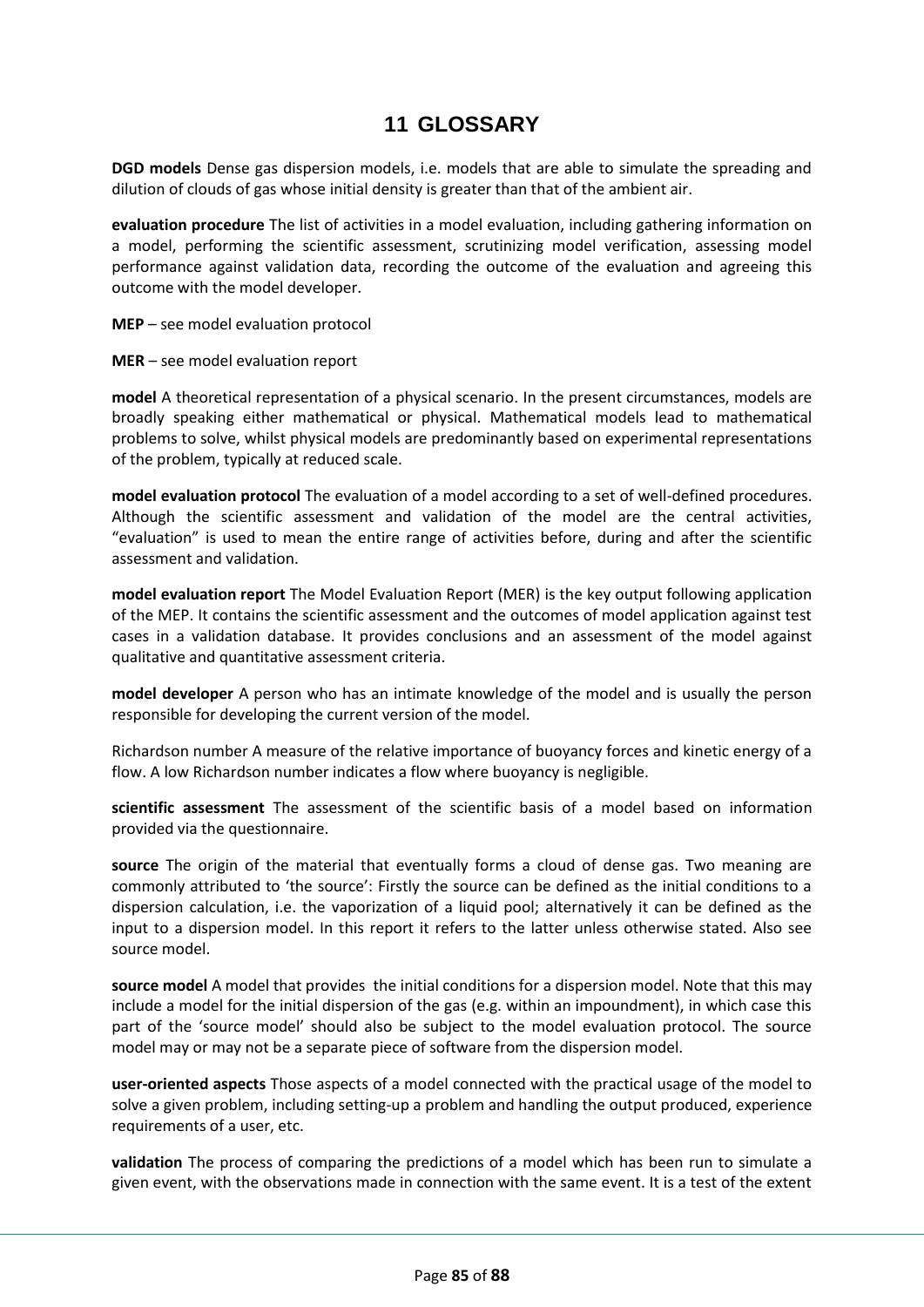# 11 GLOSSARY

**DGD models** Dense gas dispersion models, i.e. models that are able to simulate the spreading and dilution of clouds of gas whose initial density is greater than that of the ambient air.

**evaluation procedure** The list of activities in a model evaluation, including gathering information on a model, performing the scientific assessment, scrutinizing model verification, assessing model performance against validation data, recording the outcome of the evaluation and agreeing this outcome with the model developer.

**MEP** – see model evaluation protocol

**MER** – see model evaluation report

**model** A theoretical representation of a physical scenario. In the present circumstances, models are broadly speaking either mathematical or physical. Mathematical models lead to mathematical problems to solve, whilst physical models are predominantly based on experimental representations of the problem, typically at reduced scale.

**model evaluation protocol** The evaluation of a model according to a set of well-defined procedures. Although the scientific assessment and validation of the model are the central activities, "evaluation" is used to mean the entire range of activities before, during and after the scientific assessment and validation.

**model evaluation report** The Model Evaluation Report (MER) is the key output following application of the MEP. It contains the scientific assessment and the outcomes of model application against test cases in a validation database. It provides conclusions and an assessment of the model against qualitative and quantitative assessment criteria.

**model developer** A person who has an intimate knowledge of the model and is usually the person responsible for developing the current version of the model.

Richardson number A measure of the relative importance of buoyancy forces and kinetic energy of a flow. A low Richardson number indicates a flow where buoyancy is negligible.

**scientific assessment** The assessment of the scientific basis of a model based on information provided via the questionnaire.

**source** The origin of the material that eventually forms a cloud of dense gas. Two meaning are commonly attributed to 'the source': Firstly the source can be defined as the initial conditions to a dispersion calculation, i.e. the vaporization of a liquid pool; alternatively it can be defined as the input to a dispersion model. In this report it refers to the latter unless otherwise stated. Also see source model.

**source model** A model that provides the initial conditions for a dispersion model. Note that this may include a model for the initial dispersion of the gas (e.g. within an impoundment), in which case this part of the 'source model' should also be subject to the model evaluation protocol. The source model may or may not be a separate piece of software from the dispersion model.

**user-oriented aspects** Those aspects of a model connected with the practical usage of the model to solve a given problem, including setting-up a problem and handling the output produced, experience requirements of a user, etc.

**validation** The process of comparing the predictions of a model which has been run to simulate a given event, with the observations made in connection with the same event. It is a test of the extent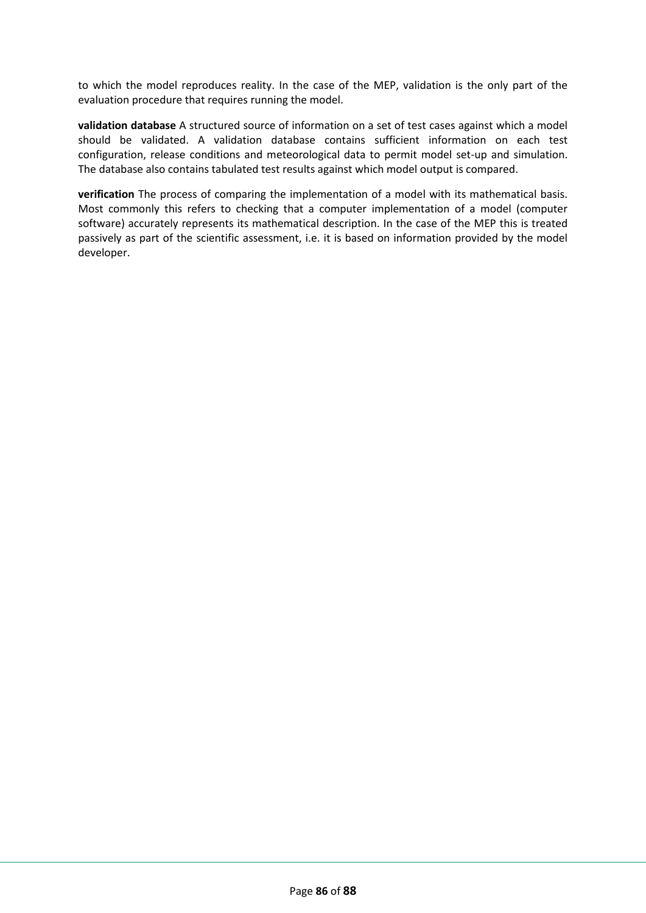to which the model reproduces reality. In the case of the MEP, validation is the only part of the evaluation procedure that requires running the model.

**validation database** A structured source of information on a set of test cases against which a model should be validated. A validation database contains sufficient information on each test configuration, release conditions and meteorological data to permit model set-up and simulation. The database also contains tabulated test results against which model output is compared.

**verification** The process of comparing the implementation of a model with its mathematical basis. Most commonly this refers to checking that a computer implementation of a model (computer software) accurately represents its mathematical description. In the case of the MEP this is treated passively as part of the scientific assessment, i.e. it is based on information provided by the model developer.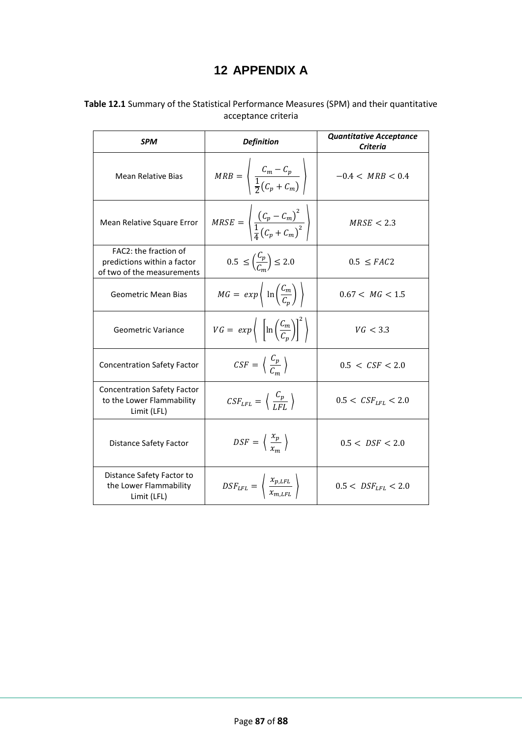# 12 APPENDIX A

**Table 12.1** Summary of the Statistical Performance Measures (SPM) and their quantitative acceptance criteria

| ***SPM*** | ***Definition*** | ***Quantitative Acceptance Criteria*** |
|---|---|---|
| Mean Relative Bias | $MRB = \left\langle \dfrac{C_m - C_p}{\frac{1}{2}(C_p + C_m)} \right\rangle$ | $-0.4 < MRB < 0.4$ |
| Mean Relative Square Error | $MRSE = \left\langle \dfrac{(C_p - C_m)^2}{\frac{1}{4}(C_p + C_m)^2} \right\rangle$ | $MRSE < 2.3$ |
| FAC2: the fraction of predictions within a factor of two of the measurements | $0.5 \leq \left(\dfrac{C_p}{C_m}\right) \leq 2.0$ | $0.5 \leq FAC2$ |
| Geometric Mean Bias | $MG = exp\left\langle \ln\left(\dfrac{C_m}{C_p}\right) \right\rangle$ | $0.67 < MG < 1.5$ |
| Geometric Variance | $VG = exp\left\langle \left[\ln\left(\dfrac{C_m}{C_p}\right)\right]^2 \right\rangle$ | $VG < 3.3$ |
| Concentration Safety Factor | $CSF = \left\langle \dfrac{C_p}{C_m} \right\rangle$ | $0.5 < CSF < 2.0$ |
| Concentration Safety Factor to the Lower Flammability Limit (LFL) | $CSF_{LFL} = \left\langle \dfrac{C_p}{LFL} \right\rangle$ | $0.5 < CSF_{LFL} < 2.0$ |
| Distance Safety Factor | $DSF = \left\langle \dfrac{x_p}{x_m} \right\rangle$ | $0.5 < DSF < 2.0$ |
| Distance Safety Factor to the Lower Flammability Limit (LFL) | $DSF_{LFL} = \left\langle \dfrac{x_{p,LFL}}{x_{m,LFL}} \right\rangle$ | $0.5 < DSF_{LFL} < 2.0$ |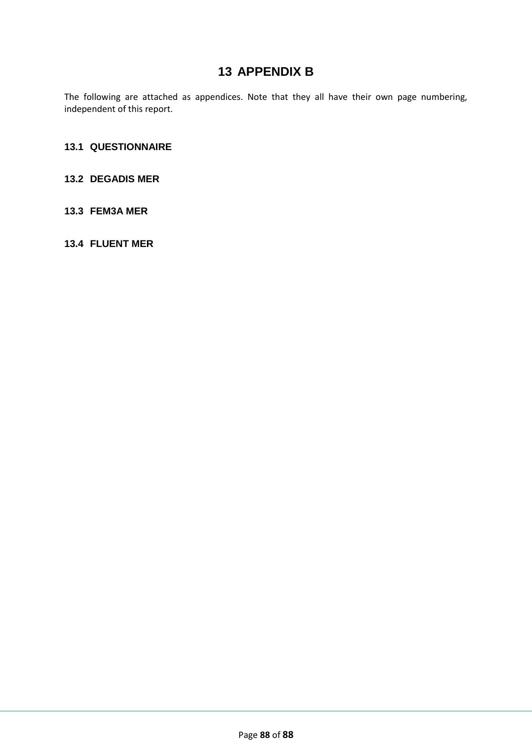# 13 APPENDIX B

The following are attached as appendices. Note that they all have their own page numbering, independent of this report.

## 13.1 QUESTIONNAIRE

## 13.2 DEGADIS MER

## 13.3 FEM3A MER

## 13.4 FLUENT MER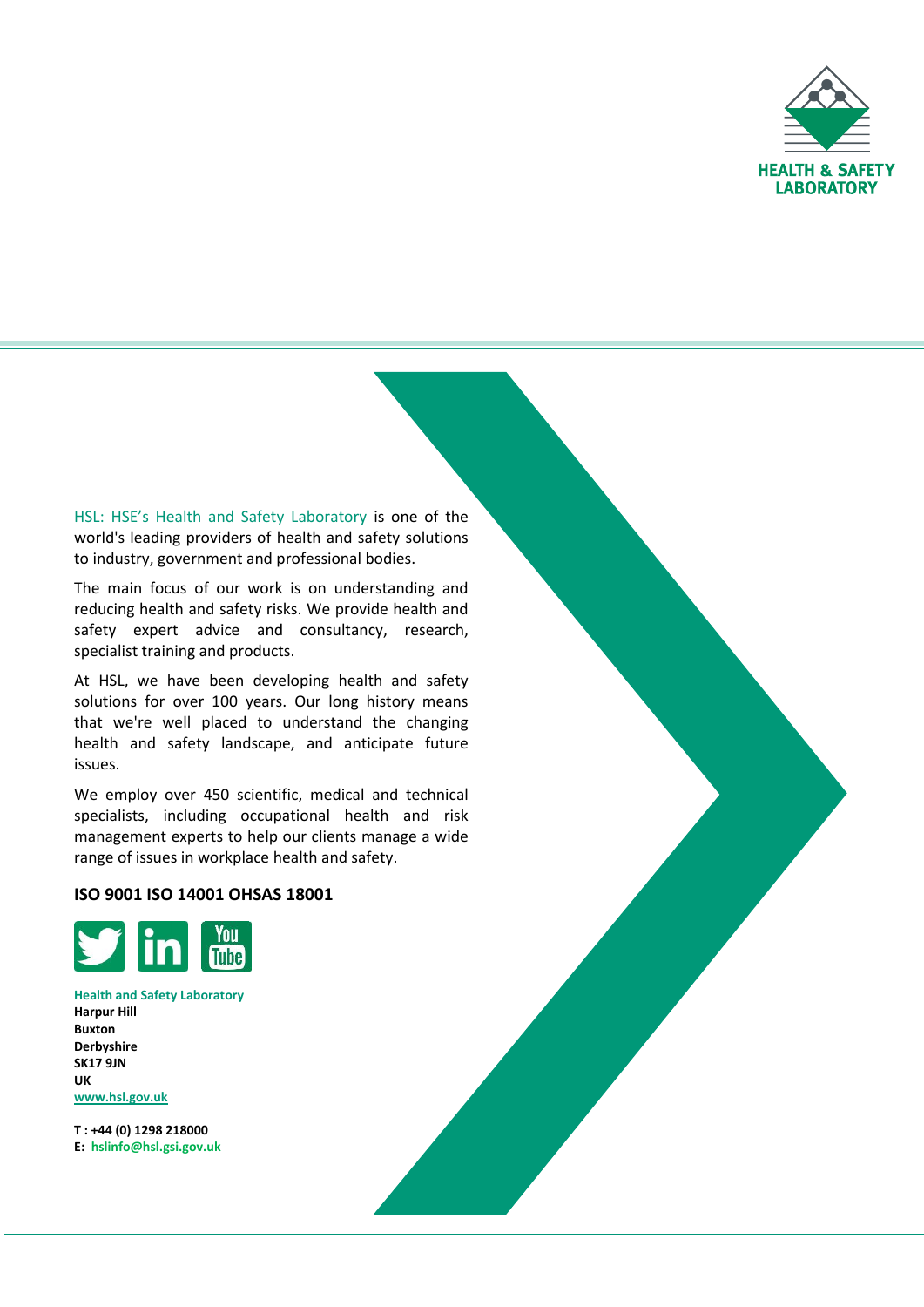HEALTH & SAFETY LABORATORY

HSL: HSE's Health and Safety Laboratory is one of the world's leading providers of health and safety solutions to industry, government and professional bodies.

The main focus of our work is on understanding and reducing health and safety risks. We provide health and safety expert advice and consultancy, research, specialist training and products.

At HSL, we have been developing health and safety solutions for over 100 years. Our long history means that we're well placed to understand the changing health and safety landscape, and anticipate future issues.

We employ over 450 scientific, medical and technical specialists, including occupational health and risk management experts to help our clients manage a wide range of issues in workplace health and safety.

**ISO 9001 ISO 14001 OHSAS 18001**

**Health and Safety Laboratory**
**Harpur Hill**
**Buxton**
**Derbyshire**
**SK17 9JN**
**UK**
**www.hsl.gov.uk**

**T : +44 (0) 1298 218000**
**E: hslinfo@hsl.gsi.gov.uk**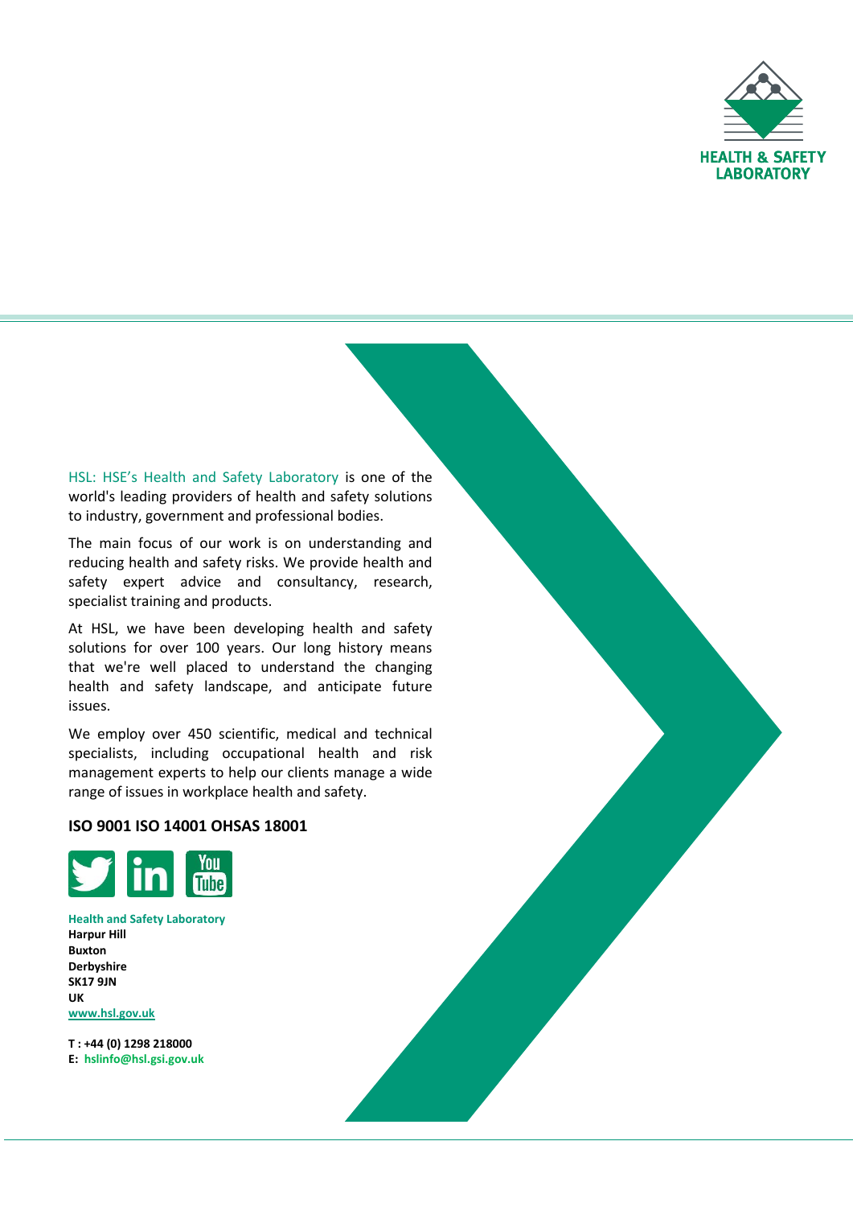HEALTH & SAFETY LABORATORY

HSL: HSE's Health and Safety Laboratory is one of the world's leading providers of health and safety solutions to industry, government and professional bodies.

The main focus of our work is on understanding and reducing health and safety risks. We provide health and safety expert advice and consultancy, research, specialist training and products.

At HSL, we have been developing health and safety solutions for over 100 years. Our long history means that we're well placed to understand the changing health and safety landscape, and anticipate future issues.

We employ over 450 scientific, medical and technical specialists, including occupational health and risk management experts to help our clients manage a wide range of issues in workplace health and safety.

**ISO 9001 ISO 14001 OHSAS 18001**

**Health and Safety Laboratory**
**Harpur Hill**
**Buxton**
**Derbyshire**
**SK17 9JN**
**UK**
**www.hsl.gov.uk**

**T : +44 (0) 1298 218000**
**E: hslinfo@hsl.gsi.gov.uk**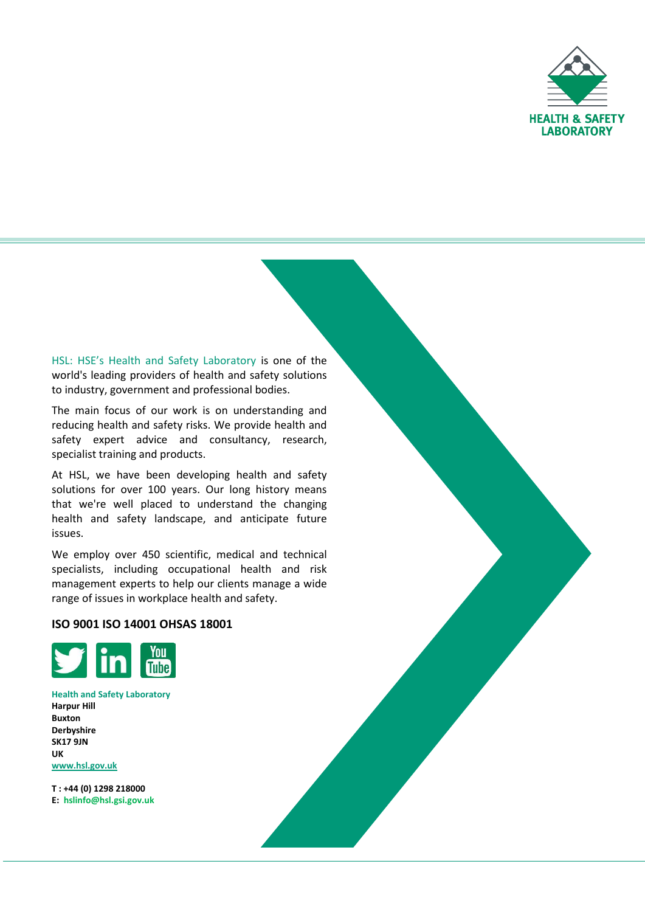HEALTH & SAFETY LABORATORY

HSL: HSE's Health and Safety Laboratory is one of the world's leading providers of health and safety solutions to industry, government and professional bodies.

The main focus of our work is on understanding and reducing health and safety risks. We provide health and safety expert advice and consultancy, research, specialist training and products.

At HSL, we have been developing health and safety solutions for over 100 years. Our long history means that we're well placed to understand the changing health and safety landscape, and anticipate future issues.

We employ over 450 scientific, medical and technical specialists, including occupational health and risk management experts to help our clients manage a wide range of issues in workplace health and safety.

**ISO 9001 ISO 14001 OHSAS 18001**

**Health and Safety Laboratory**
**Harpur Hill**
**Buxton**
**Derbyshire**
**SK17 9JN**
**UK**
**www.hsl.gov.uk**

**T : +44 (0) 1298 218000**
**E: hslinfo@hsl.gsi.gov.uk**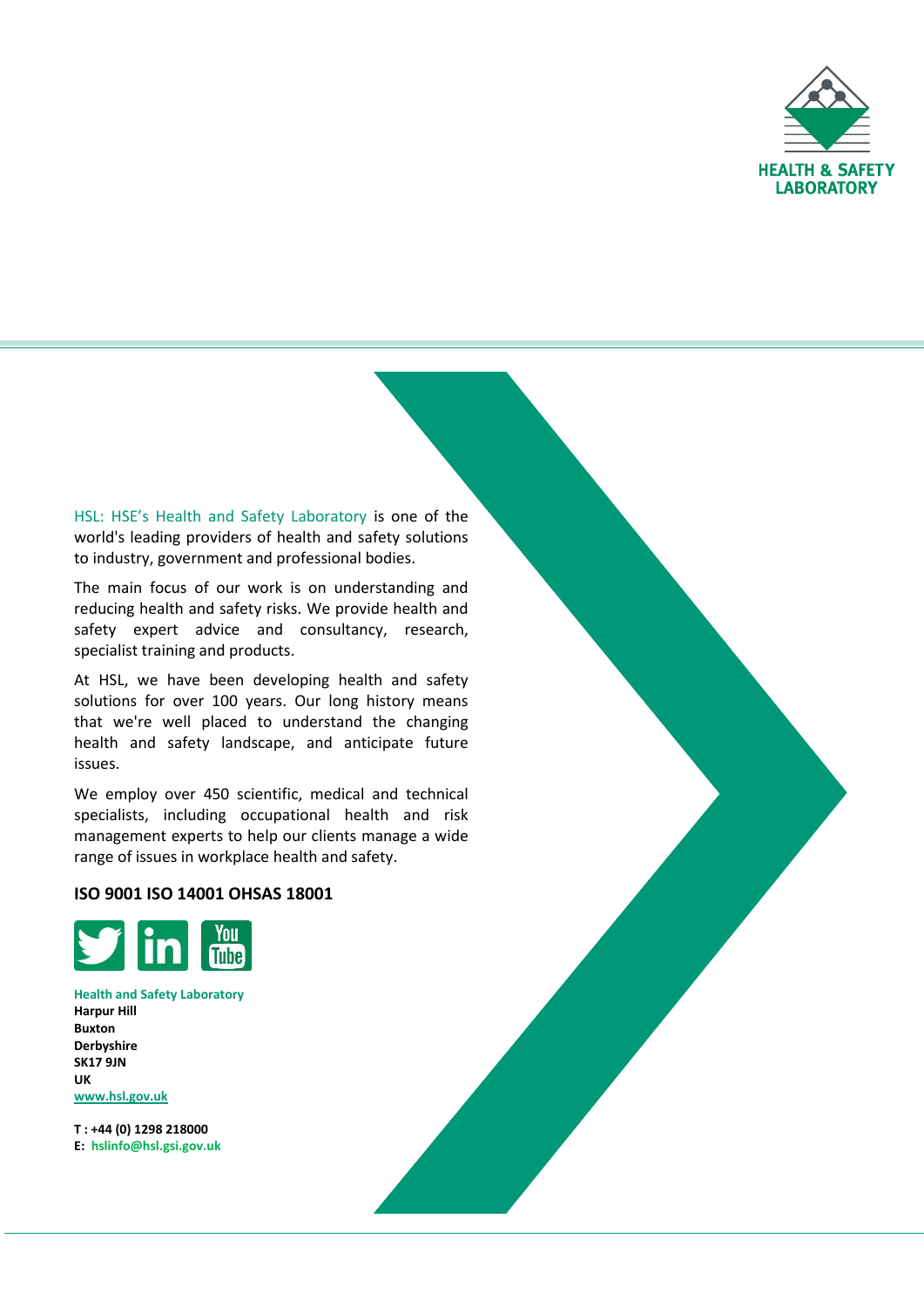HEALTH & SAFETY LABORATORY

HSL: HSE's Health and Safety Laboratory is one of the world's leading providers of health and safety solutions to industry, government and professional bodies.

The main focus of our work is on understanding and reducing health and safety risks. We provide health and safety expert advice and consultancy, research, specialist training and products.

At HSL, we have been developing health and safety solutions for over 100 years. Our long history means that we're well placed to understand the changing health and safety landscape, and anticipate future issues.

We employ over 450 scientific, medical and technical specialists, including occupational health and risk management experts to help our clients manage a wide range of issues in workplace health and safety.

**ISO 9001 ISO 14001 OHSAS 18001**

**Health and Safety Laboratory**
**Harpur Hill**
**Buxton**
**Derbyshire**
**SK17 9JN**
**UK**
**www.hsl.gov.uk**

**T : +44 (0) 1298 218000**
**E: hslinfo@hsl.gsi.gov.uk**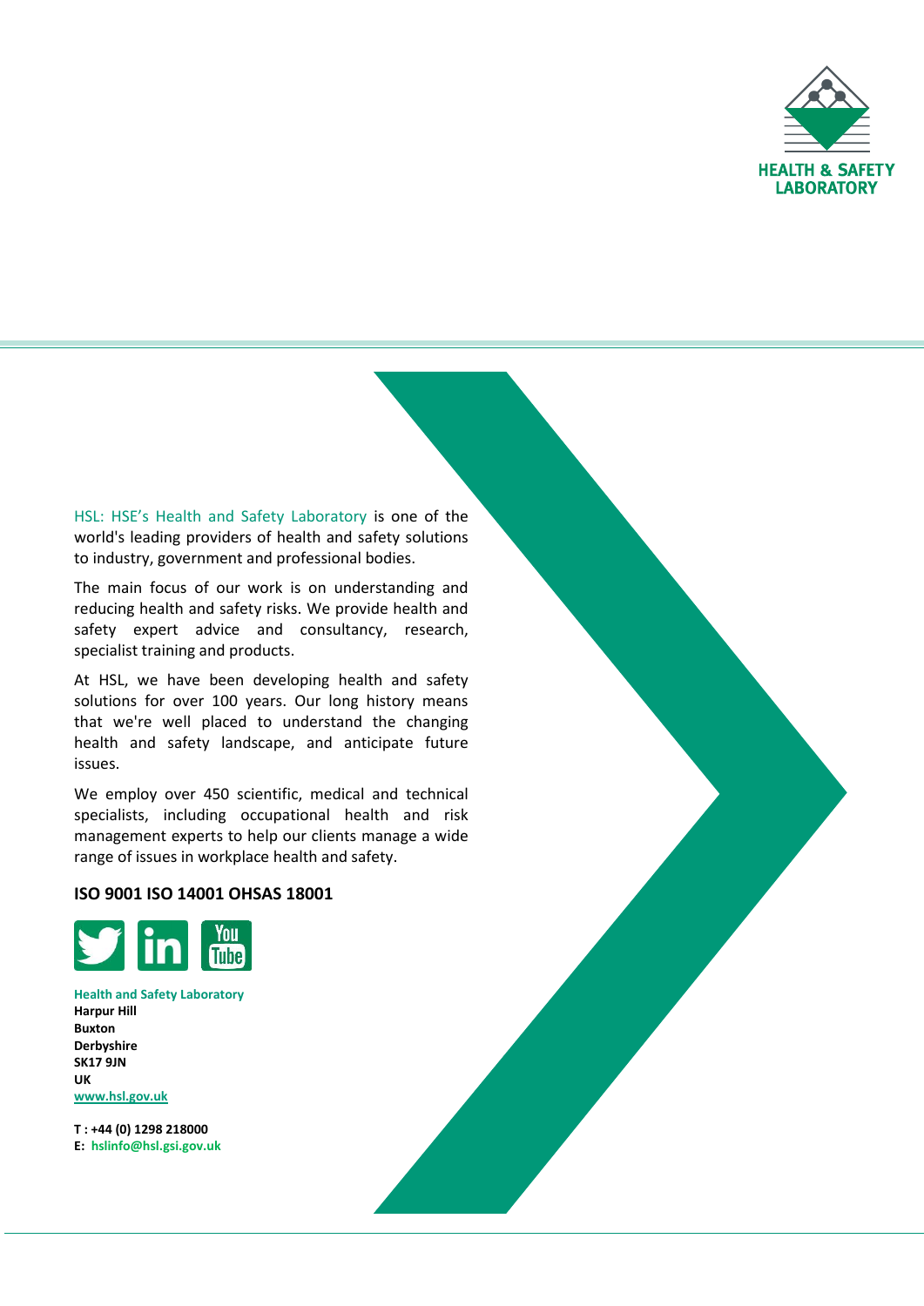HEALTH & SAFETY LABORATORY

HSL: HSE's Health and Safety Laboratory is one of the world's leading providers of health and safety solutions to industry, government and professional bodies.

The main focus of our work is on understanding and reducing health and safety risks. We provide health and safety expert advice and consultancy, research, specialist training and products.

At HSL, we have been developing health and safety solutions for over 100 years. Our long history means that we're well placed to understand the changing health and safety landscape, and anticipate future issues.

We employ over 450 scientific, medical and technical specialists, including occupational health and risk management experts to help our clients manage a wide range of issues in workplace health and safety.

**ISO 9001 ISO 14001 OHSAS 18001**

**Health and Safety Laboratory**
**Harpur Hill**
**Buxton**
**Derbyshire**
**SK17 9JN**
**UK**
**www.hsl.gov.uk**

**T : +44 (0) 1298 218000**
**E: hslinfo@hsl.gsi.gov.uk**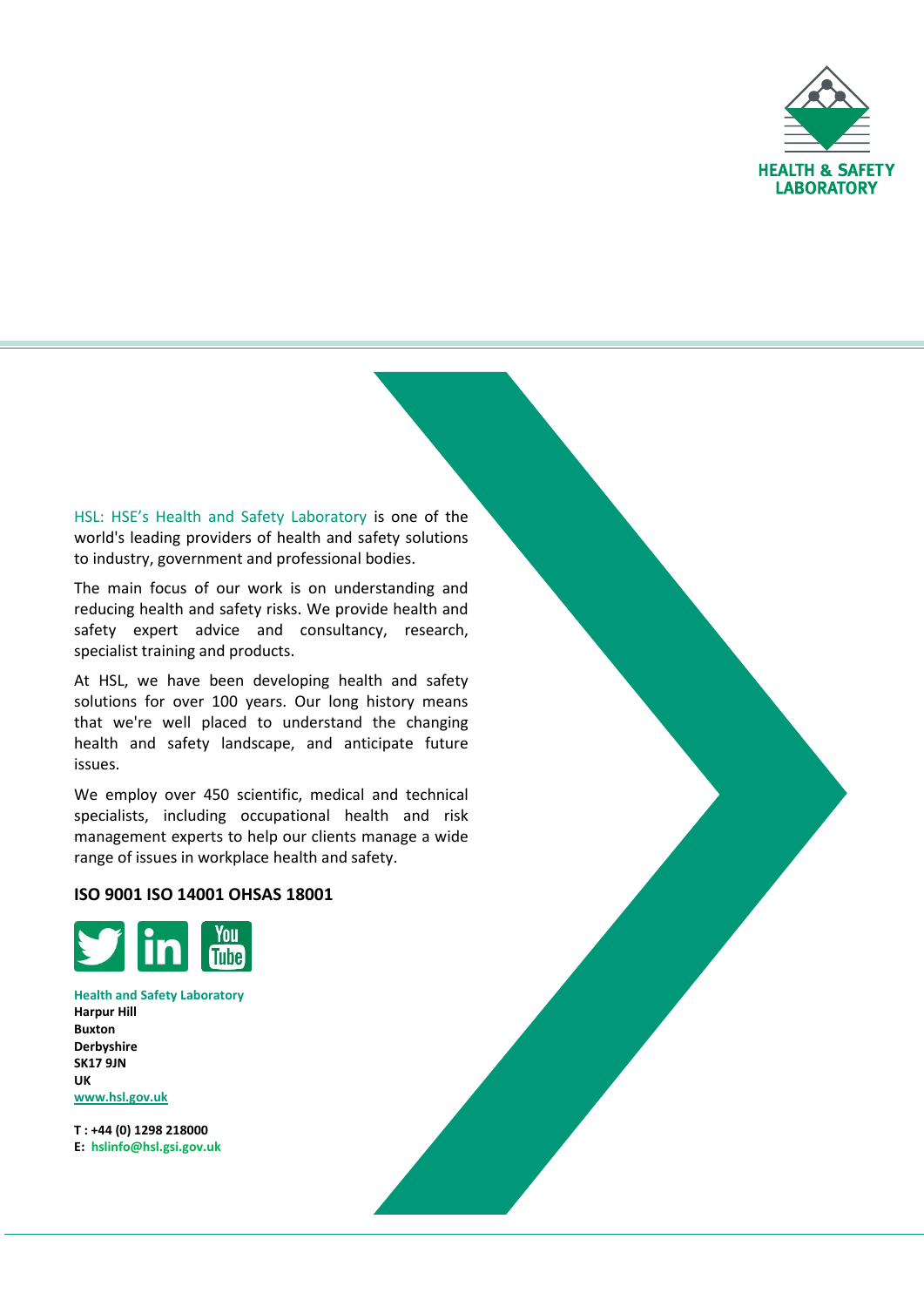HEALTH & SAFETY LABORATORY

HSL: HSE's Health and Safety Laboratory is one of the world's leading providers of health and safety solutions to industry, government and professional bodies.

The main focus of our work is on understanding and reducing health and safety risks. We provide health and safety expert advice and consultancy, research, specialist training and products.

At HSL, we have been developing health and safety solutions for over 100 years. Our long history means that we're well placed to understand the changing health and safety landscape, and anticipate future issues.

We employ over 450 scientific, medical and technical specialists, including occupational health and risk management experts to help our clients manage a wide range of issues in workplace health and safety.

**ISO 9001 ISO 14001 OHSAS 18001**

**Health and Safety Laboratory**
**Harpur Hill**
**Buxton**
**Derbyshire**
**SK17 9JN**
**UK**
**www.hsl.gov.uk**

**T : +44 (0) 1298 218000**
**E: hslinfo@hsl.gsi.gov.uk**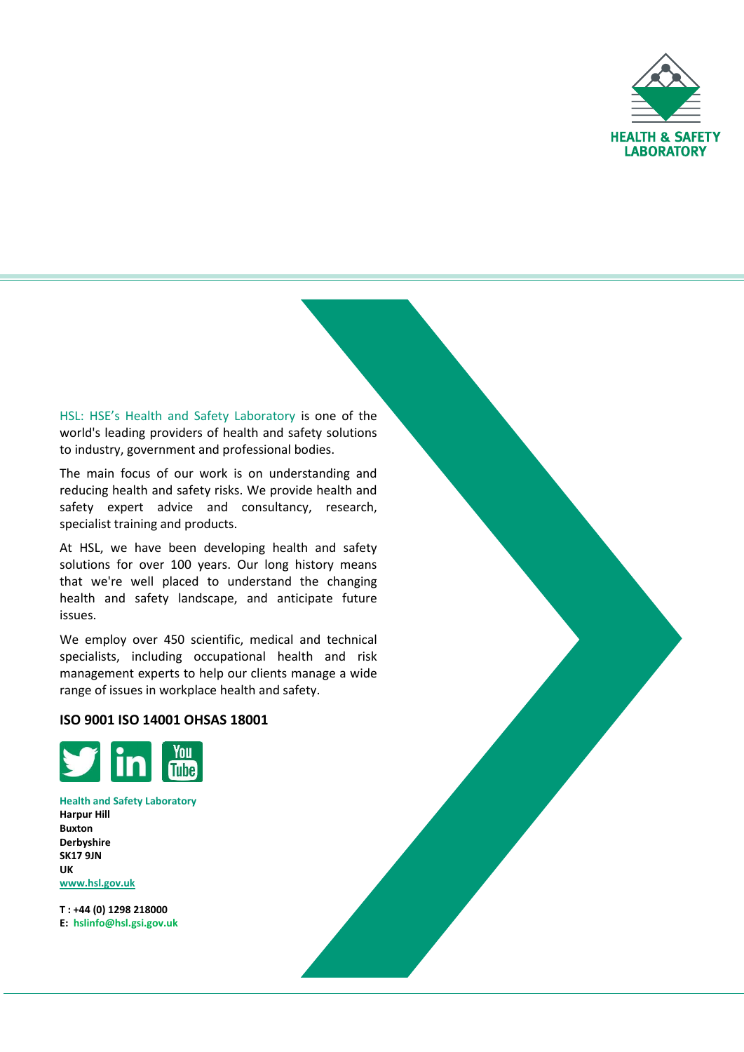HEALTH & SAFETY LABORATORY

HSL: HSE's Health and Safety Laboratory is one of the world's leading providers of health and safety solutions to industry, government and professional bodies.

The main focus of our work is on understanding and reducing health and safety risks. We provide health and safety expert advice and consultancy, research, specialist training and products.

At HSL, we have been developing health and safety solutions for over 100 years. Our long history means that we're well placed to understand the changing health and safety landscape, and anticipate future issues.

We employ over 450 scientific, medical and technical specialists, including occupational health and risk management experts to help our clients manage a wide range of issues in workplace health and safety.

**ISO 9001 ISO 14001 OHSAS 18001**

**Health and Safety Laboratory**
**Harpur Hill**
**Buxton**
**Derbyshire**
**SK17 9JN**
**UK**
**www.hsl.gov.uk**

**T : +44 (0) 1298 218000**
**E: hslinfo@hsl.gsi.gov.uk**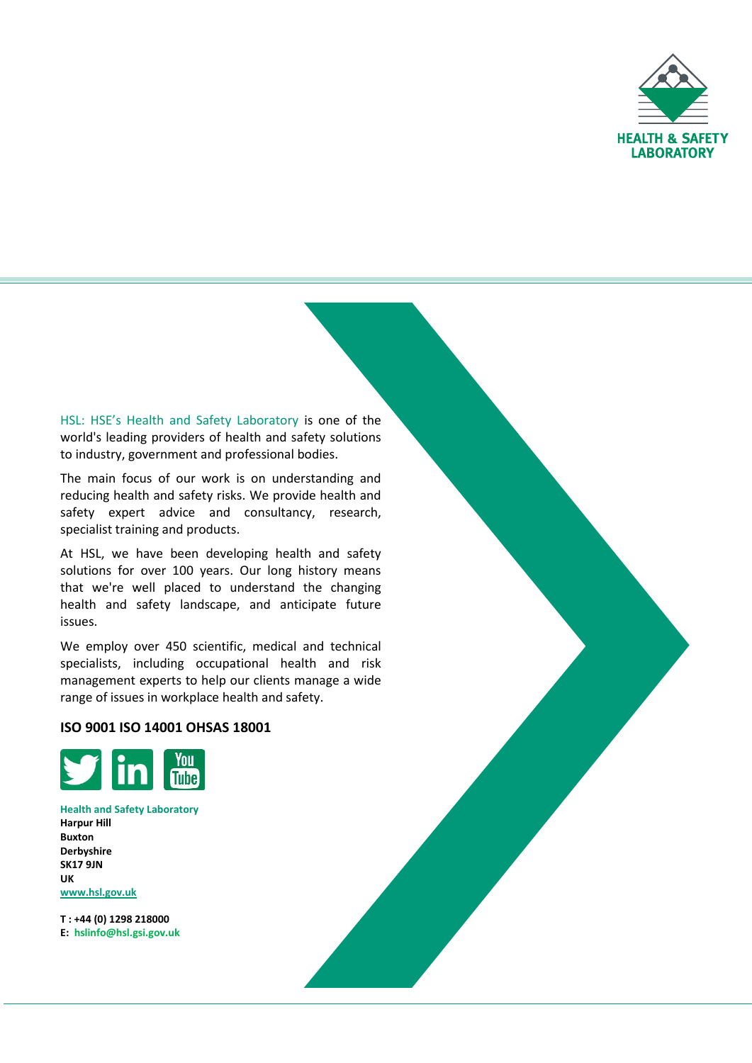HEALTH & SAFETY LABORATORY

HSL: HSE's Health and Safety Laboratory is one of the world's leading providers of health and safety solutions to industry, government and professional bodies.

The main focus of our work is on understanding and reducing health and safety risks. We provide health and safety expert advice and consultancy, research, specialist training and products.

At HSL, we have been developing health and safety solutions for over 100 years. Our long history means that we're well placed to understand the changing health and safety landscape, and anticipate future issues.

We employ over 450 scientific, medical and technical specialists, including occupational health and risk management experts to help our clients manage a wide range of issues in workplace health and safety.

**ISO 9001 ISO 14001 OHSAS 18001**

**Health and Safety Laboratory**
**Harpur Hill**
**Buxton**
**Derbyshire**
**SK17 9JN**
**UK**
**www.hsl.gov.uk**

**T : +44 (0) 1298 218000**
**E: hslinfo@hsl.gsi.gov.uk**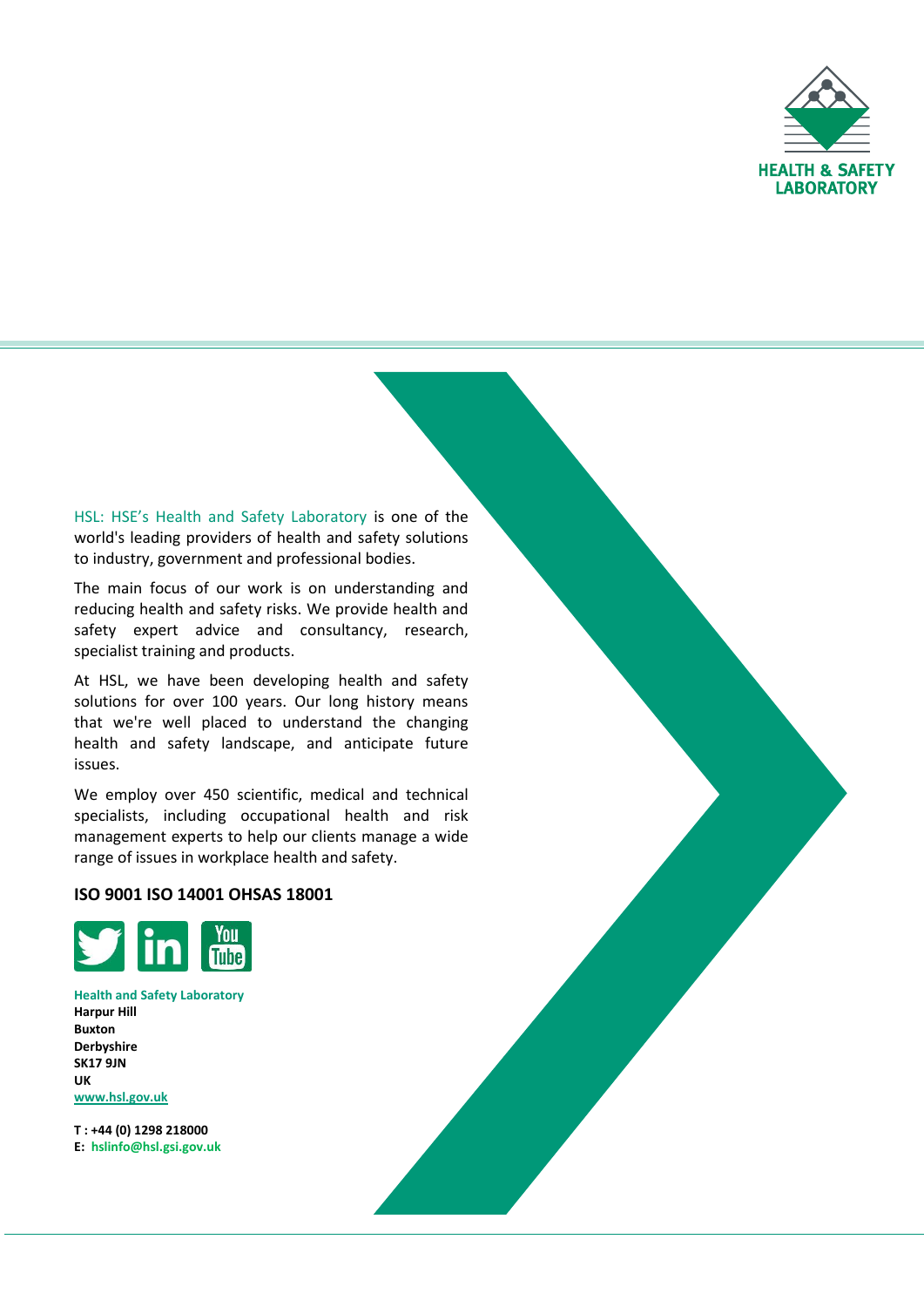HEALTH & SAFETY LABORATORY

HSL: HSE's Health and Safety Laboratory is one of the world's leading providers of health and safety solutions to industry, government and professional bodies.

The main focus of our work is on understanding and reducing health and safety risks. We provide health and safety expert advice and consultancy, research, specialist training and products.

At HSL, we have been developing health and safety solutions for over 100 years. Our long history means that we're well placed to understand the changing health and safety landscape, and anticipate future issues.

We employ over 450 scientific, medical and technical specialists, including occupational health and risk management experts to help our clients manage a wide range of issues in workplace health and safety.

**ISO 9001 ISO 14001 OHSAS 18001**

**Health and Safety Laboratory**
**Harpur Hill**
**Buxton**
**Derbyshire**
**SK17 9JN**
**UK**
**www.hsl.gov.uk**

**T : +44 (0) 1298 218000**
**E: hslinfo@hsl.gsi.gov.uk**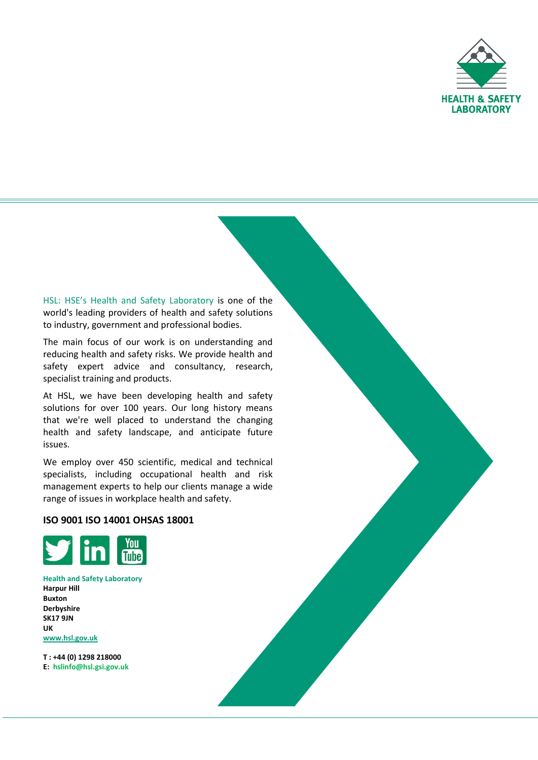HEALTH & SAFETY LABORATORY

HSL: HSE's Health and Safety Laboratory is one of the world's leading providers of health and safety solutions to industry, government and professional bodies.

The main focus of our work is on understanding and reducing health and safety risks. We provide health and safety expert advice and consultancy, research, specialist training and products.

At HSL, we have been developing health and safety solutions for over 100 years. Our long history means that we're well placed to understand the changing health and safety landscape, and anticipate future issues.

We employ over 450 scientific, medical and technical specialists, including occupational health and risk management experts to help our clients manage a wide range of issues in workplace health and safety.

**ISO 9001 ISO 14001 OHSAS 18001**

**Health and Safety Laboratory**
**Harpur Hill**
**Buxton**
**Derbyshire**
**SK17 9JN**
**UK**
**www.hsl.gov.uk**

**T : +44 (0) 1298 218000**
**E: hslinfo@hsl.gsi.gov.uk**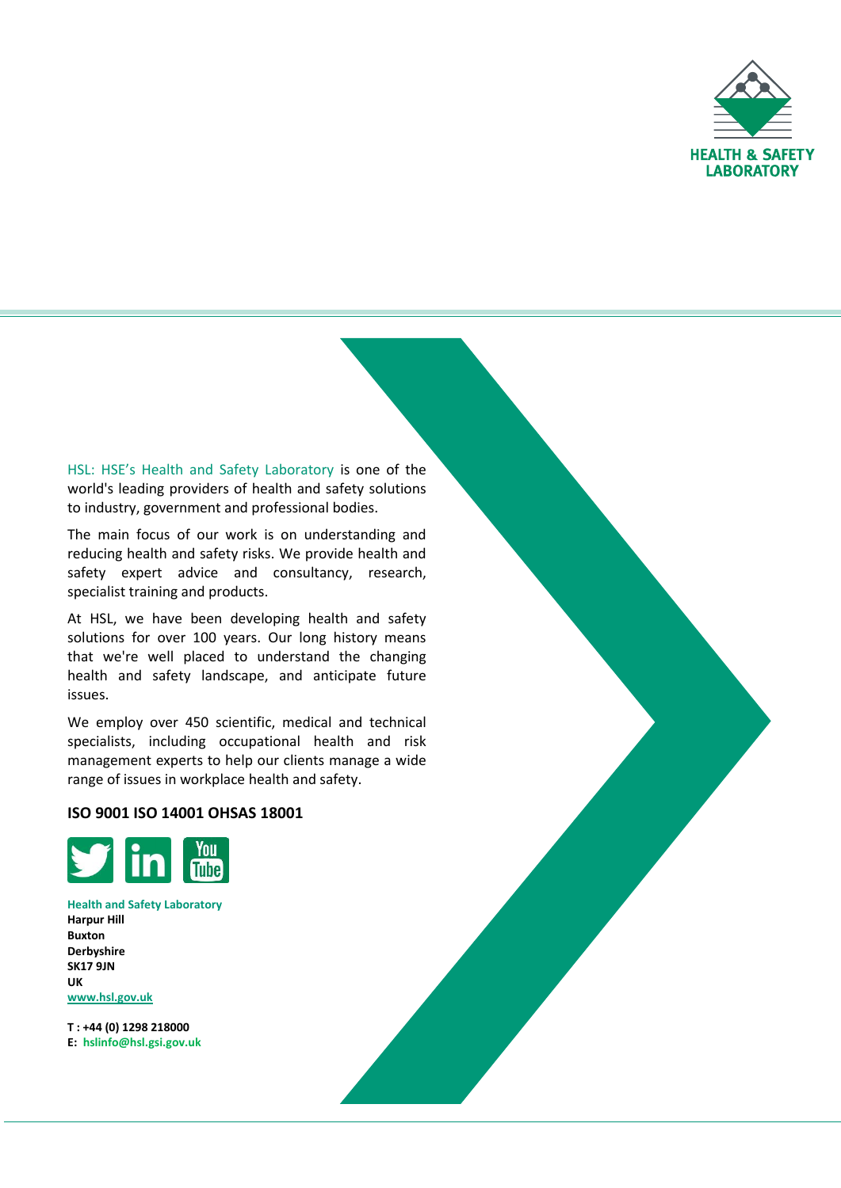HEALTH & SAFETY LABORATORY

HSL: HSE's Health and Safety Laboratory is one of the world's leading providers of health and safety solutions to industry, government and professional bodies.

The main focus of our work is on understanding and reducing health and safety risks. We provide health and safety expert advice and consultancy, research, specialist training and products.

At HSL, we have been developing health and safety solutions for over 100 years. Our long history means that we're well placed to understand the changing health and safety landscape, and anticipate future issues.

We employ over 450 scientific, medical and technical specialists, including occupational health and risk management experts to help our clients manage a wide range of issues in workplace health and safety.

**ISO 9001 ISO 14001 OHSAS 18001**

**Health and Safety Laboratory**
**Harpur Hill**
**Buxton**
**Derbyshire**
**SK17 9JN**
**UK**
**www.hsl.gov.uk**

**T : +44 (0) 1298 218000**
**E: hslinfo@hsl.gsi.gov.uk**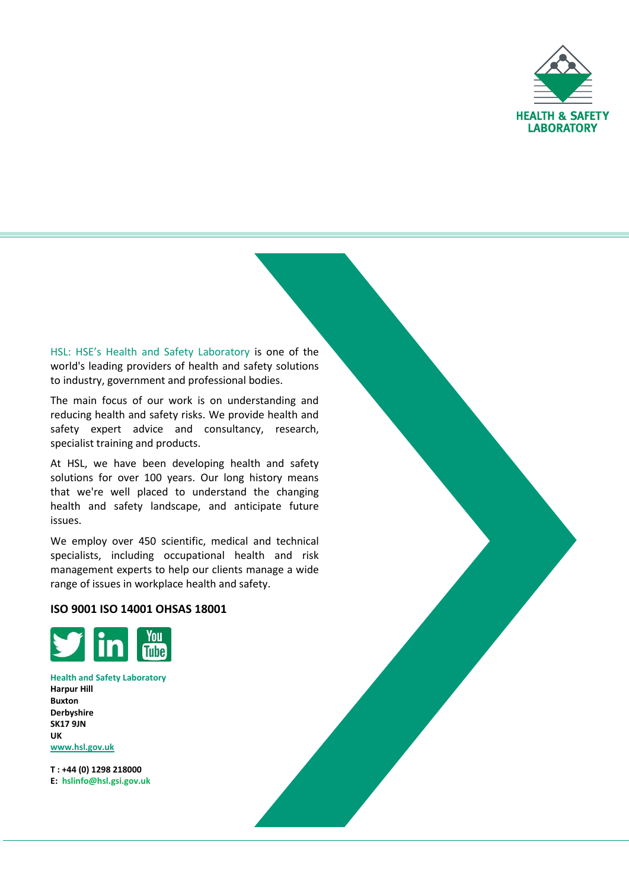HEALTH & SAFETY LABORATORY

HSL: HSE's Health and Safety Laboratory is one of the world's leading providers of health and safety solutions to industry, government and professional bodies.

The main focus of our work is on understanding and reducing health and safety risks. We provide health and safety expert advice and consultancy, research, specialist training and products.

At HSL, we have been developing health and safety solutions for over 100 years. Our long history means that we're well placed to understand the changing health and safety landscape, and anticipate future issues.

We employ over 450 scientific, medical and technical specialists, including occupational health and risk management experts to help our clients manage a wide range of issues in workplace health and safety.

**ISO 9001 ISO 14001 OHSAS 18001**

**Health and Safety Laboratory**
**Harpur Hill**
**Buxton**
**Derbyshire**
**SK17 9JN**
**UK**
**www.hsl.gov.uk**

**T : +44 (0) 1298 218000**
**E: hslinfo@hsl.gsi.gov.uk**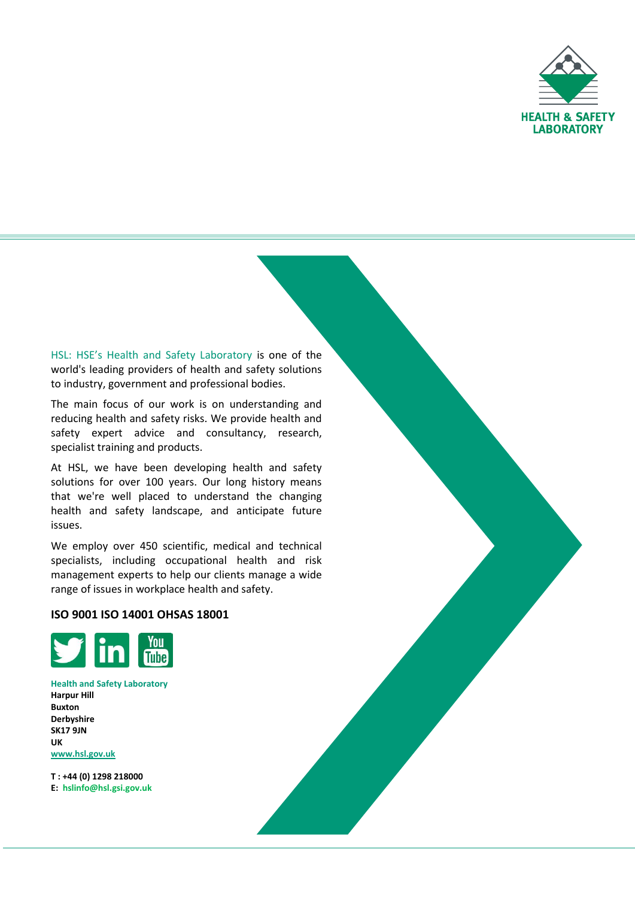HEALTH & SAFETY LABORATORY

HSL: HSE's Health and Safety Laboratory is one of the world's leading providers of health and safety solutions to industry, government and professional bodies.

The main focus of our work is on understanding and reducing health and safety risks. We provide health and safety expert advice and consultancy, research, specialist training and products.

At HSL, we have been developing health and safety solutions for over 100 years. Our long history means that we're well placed to understand the changing health and safety landscape, and anticipate future issues.

We employ over 450 scientific, medical and technical specialists, including occupational health and risk management experts to help our clients manage a wide range of issues in workplace health and safety.

**ISO 9001 ISO 14001 OHSAS 18001**

**Health and Safety Laboratory**
**Harpur Hill**
**Buxton**
**Derbyshire**
**SK17 9JN**
**UK**
**www.hsl.gov.uk**

**T : +44 (0) 1298 218000**
**E: hslinfo@hsl.gsi.gov.uk**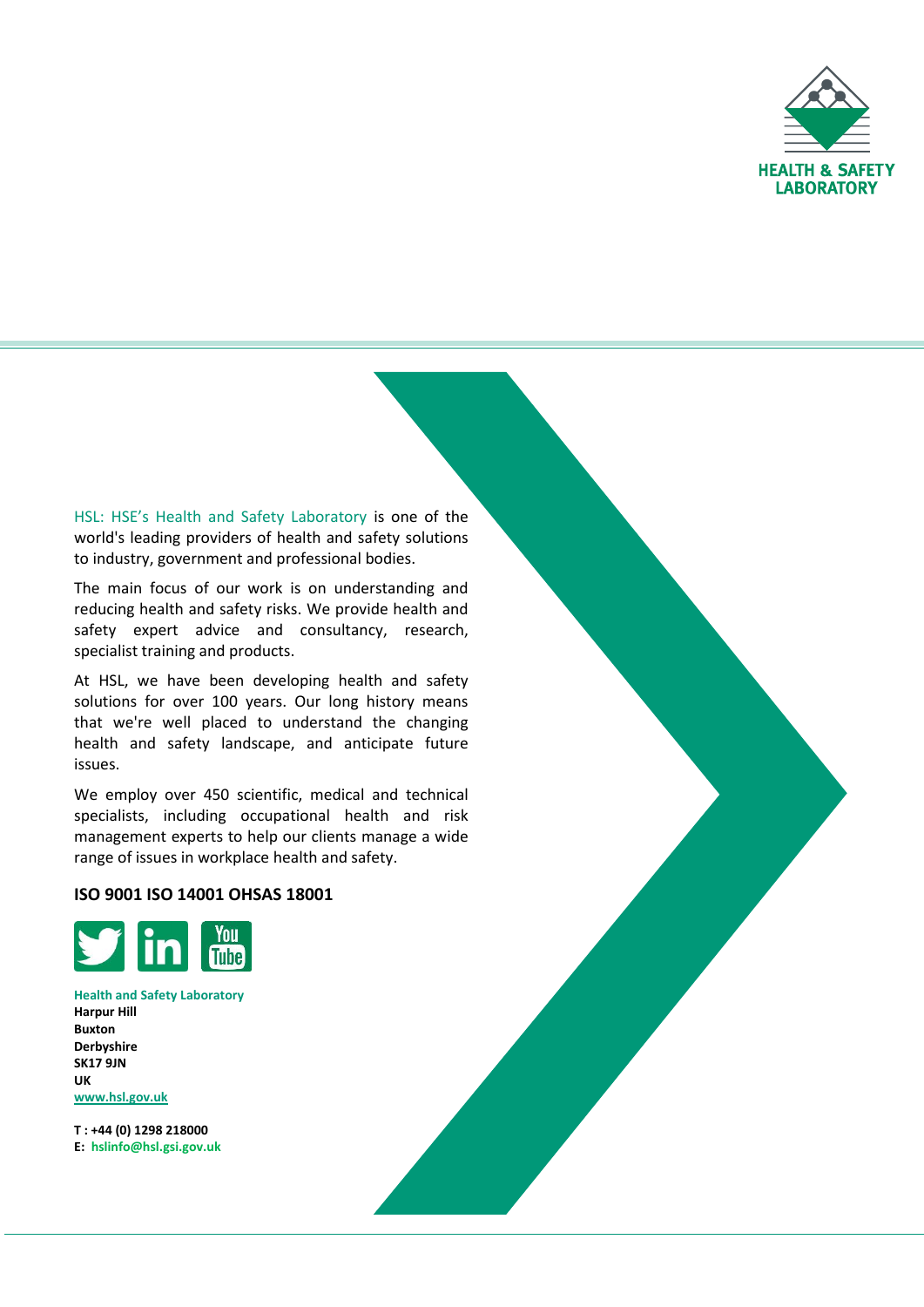HEALTH & SAFETY LABORATORY

HSL: HSE's Health and Safety Laboratory is one of the world's leading providers of health and safety solutions to industry, government and professional bodies.

The main focus of our work is on understanding and reducing health and safety risks. We provide health and safety expert advice and consultancy, research, specialist training and products.

At HSL, we have been developing health and safety solutions for over 100 years. Our long history means that we're well placed to understand the changing health and safety landscape, and anticipate future issues.

We employ over 450 scientific, medical and technical specialists, including occupational health and risk management experts to help our clients manage a wide range of issues in workplace health and safety.

**ISO 9001 ISO 14001 OHSAS 18001**

**Health and Safety Laboratory**
**Harpur Hill**
**Buxton**
**Derbyshire**
**SK17 9JN**
**UK**
**www.hsl.gov.uk**

**T : +44 (0) 1298 218000**
**E: hslinfo@hsl.gsi.gov.uk**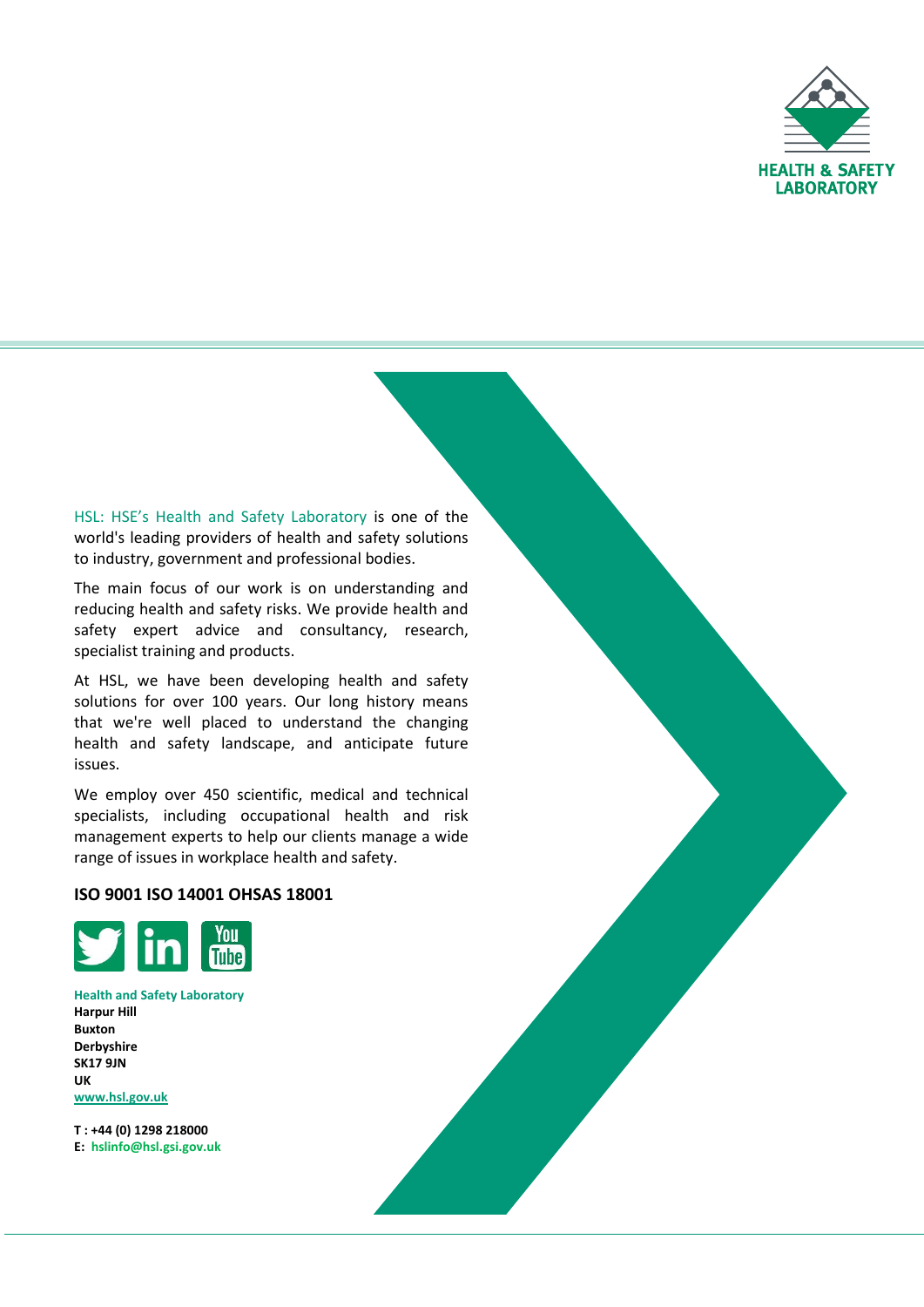HEALTH & SAFETY LABORATORY

HSL: HSE's Health and Safety Laboratory is one of the world's leading providers of health and safety solutions to industry, government and professional bodies.

The main focus of our work is on understanding and reducing health and safety risks. We provide health and safety expert advice and consultancy, research, specialist training and products.

At HSL, we have been developing health and safety solutions for over 100 years. Our long history means that we're well placed to understand the changing health and safety landscape, and anticipate future issues.

We employ over 450 scientific, medical and technical specialists, including occupational health and risk management experts to help our clients manage a wide range of issues in workplace health and safety.

**ISO 9001 ISO 14001 OHSAS 18001**

**Health and Safety Laboratory**
**Harpur Hill**
**Buxton**
**Derbyshire**
**SK17 9JN**
**UK**
**www.hsl.gov.uk**

**T : +44 (0) 1298 218000**
**E: hslinfo@hsl.gsi.gov.uk**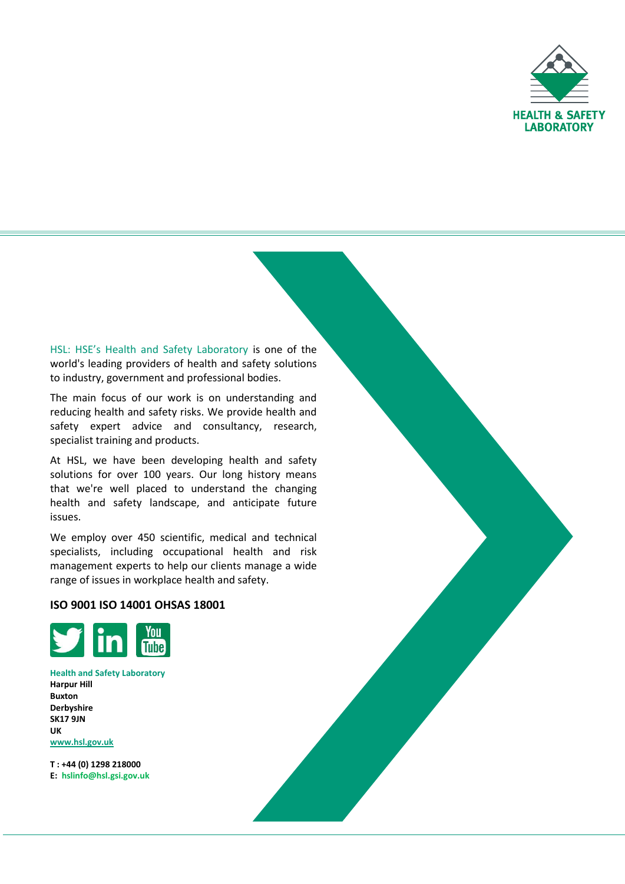HEALTH & SAFETY LABORATORY

HSL: HSE's Health and Safety Laboratory is one of the world's leading providers of health and safety solutions to industry, government and professional bodies.

The main focus of our work is on understanding and reducing health and safety risks. We provide health and safety expert advice and consultancy, research, specialist training and products.

At HSL, we have been developing health and safety solutions for over 100 years. Our long history means that we're well placed to understand the changing health and safety landscape, and anticipate future issues.

We employ over 450 scientific, medical and technical specialists, including occupational health and risk management experts to help our clients manage a wide range of issues in workplace health and safety.

**ISO 9001 ISO 14001 OHSAS 18001**

**Health and Safety Laboratory**
**Harpur Hill**
**Buxton**
**Derbyshire**
**SK17 9JN**
**UK**
**www.hsl.gov.uk**

**T : +44 (0) 1298 218000**
**E: hslinfo@hsl.gsi.gov.uk**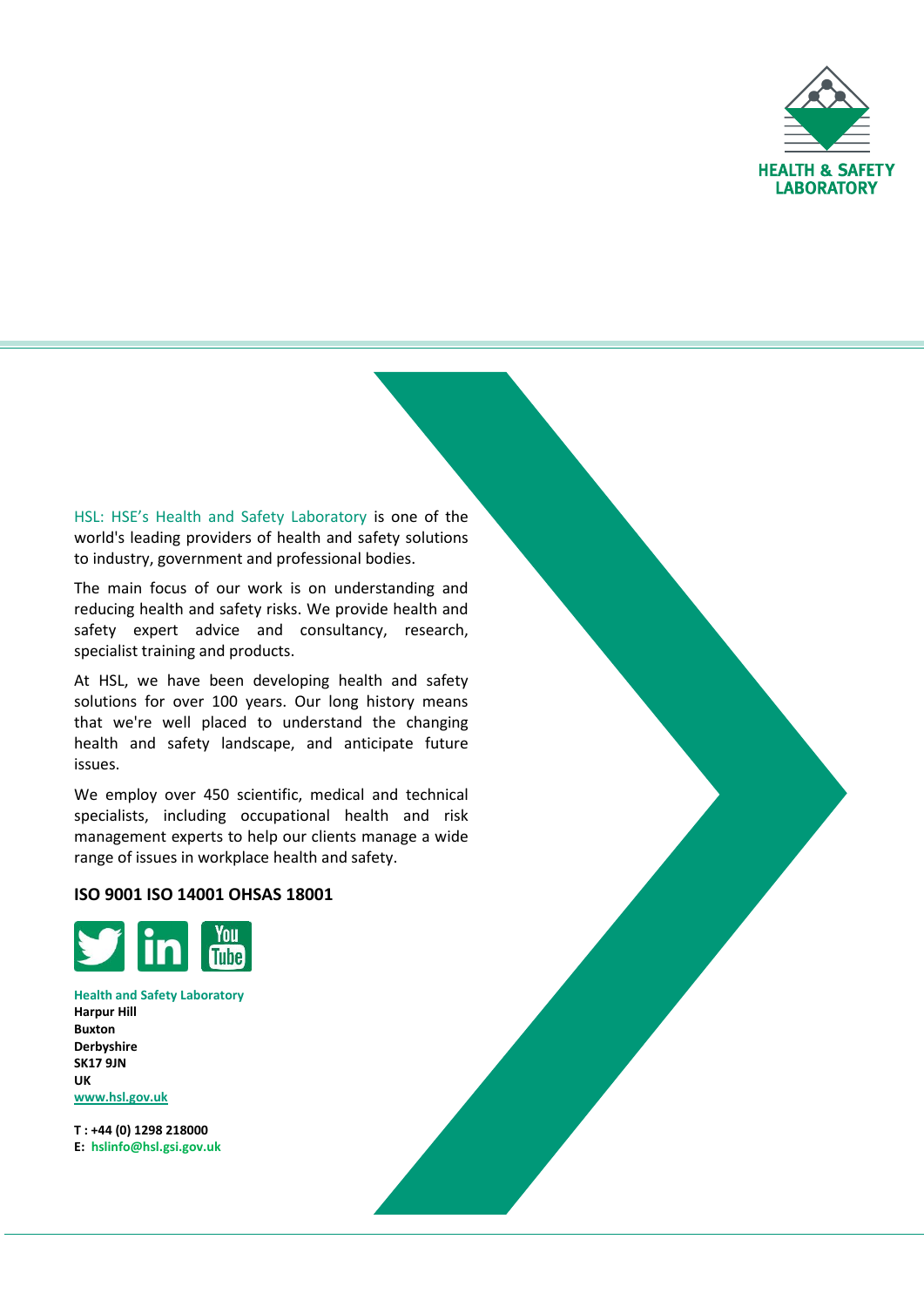HEALTH & SAFETY LABORATORY

HSL: HSE's Health and Safety Laboratory is one of the world's leading providers of health and safety solutions to industry, government and professional bodies.

The main focus of our work is on understanding and reducing health and safety risks. We provide health and safety expert advice and consultancy, research, specialist training and products.

At HSL, we have been developing health and safety solutions for over 100 years. Our long history means that we're well placed to understand the changing health and safety landscape, and anticipate future issues.

We employ over 450 scientific, medical and technical specialists, including occupational health and risk management experts to help our clients manage a wide range of issues in workplace health and safety.

**ISO 9001 ISO 14001 OHSAS 18001**

**Health and Safety Laboratory**
**Harpur Hill**
**Buxton**
**Derbyshire**
**SK17 9JN**
**UK**
**www.hsl.gov.uk**

**T : +44 (0) 1298 218000**
**E: hslinfo@hsl.gsi.gov.uk**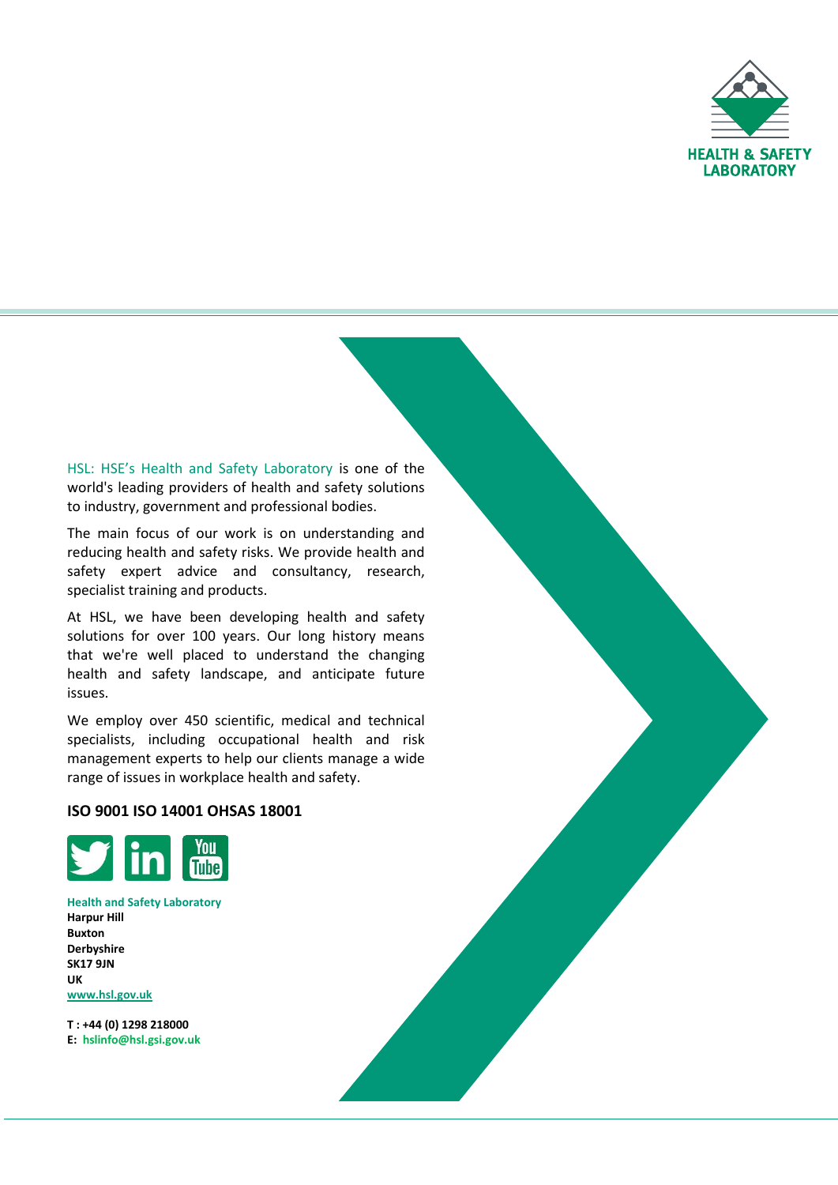HEALTH & SAFETY LABORATORY

HSL: HSE's Health and Safety Laboratory is one of the world's leading providers of health and safety solutions to industry, government and professional bodies.

The main focus of our work is on understanding and reducing health and safety risks. We provide health and safety expert advice and consultancy, research, specialist training and products.

At HSL, we have been developing health and safety solutions for over 100 years. Our long history means that we're well placed to understand the changing health and safety landscape, and anticipate future issues.

We employ over 450 scientific, medical and technical specialists, including occupational health and risk management experts to help our clients manage a wide range of issues in workplace health and safety.

**ISO 9001 ISO 14001 OHSAS 18001**

**Health and Safety Laboratory**
**Harpur Hill**
**Buxton**
**Derbyshire**
**SK17 9JN**
**UK**
**www.hsl.gov.uk**

**T : +44 (0) 1298 218000**
**E: hslinfo@hsl.gsi.gov.uk**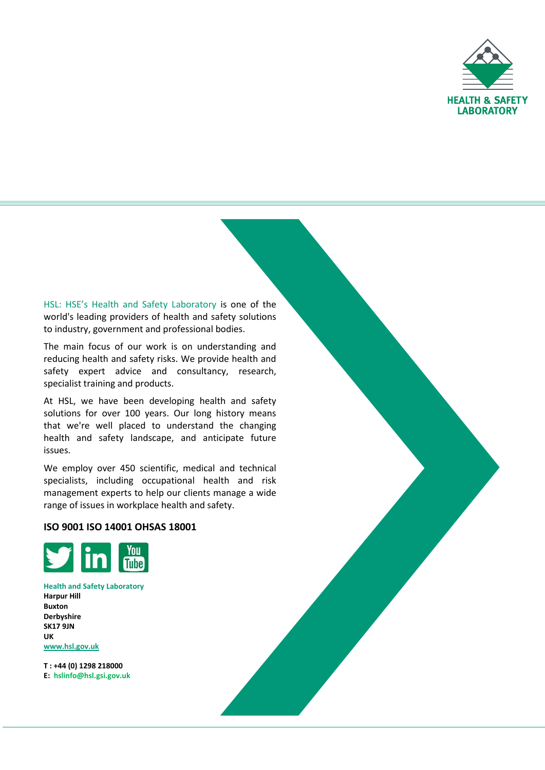HEALTH & SAFETY LABORATORY

HSL: HSE's Health and Safety Laboratory is one of the world's leading providers of health and safety solutions to industry, government and professional bodies.

The main focus of our work is on understanding and reducing health and safety risks. We provide health and safety expert advice and consultancy, research, specialist training and products.

At HSL, we have been developing health and safety solutions for over 100 years. Our long history means that we're well placed to understand the changing health and safety landscape, and anticipate future issues.

We employ over 450 scientific, medical and technical specialists, including occupational health and risk management experts to help our clients manage a wide range of issues in workplace health and safety.

**ISO 9001 ISO 14001 OHSAS 18001**

**Health and Safety Laboratory**
**Harpur Hill**
**Buxton**
**Derbyshire**
**SK17 9JN**
**UK**
**www.hsl.gov.uk**

**T : +44 (0) 1298 218000**
**E: hslinfo@hsl.gsi.gov.uk**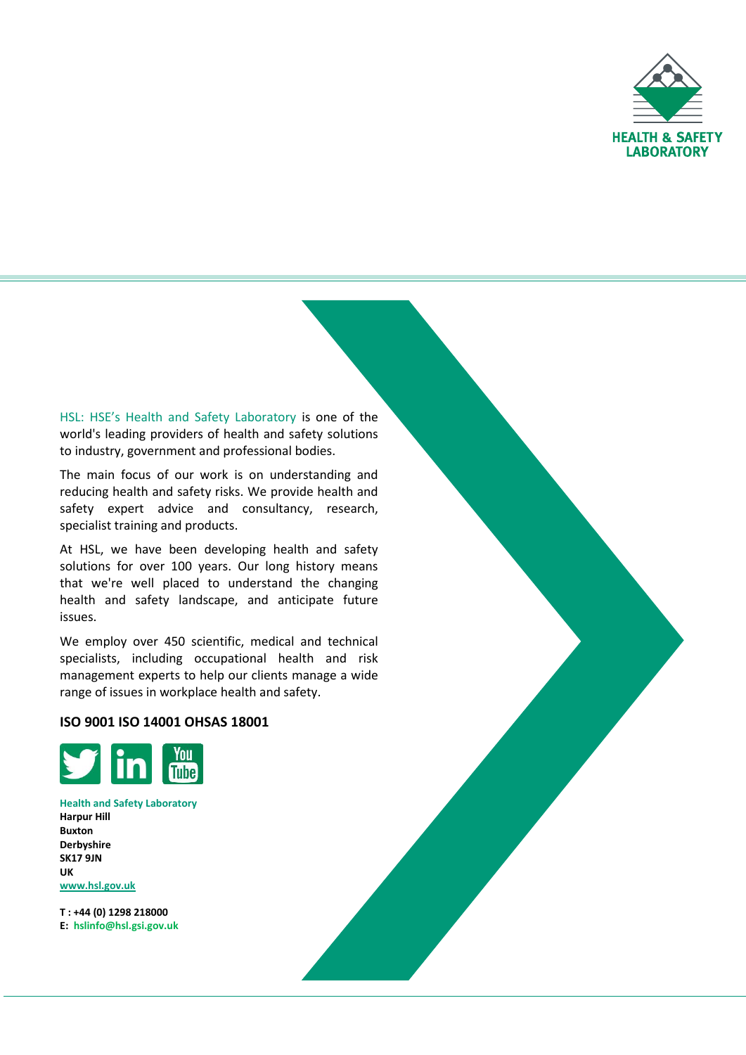HEALTH & SAFETY LABORATORY

HSL: HSE's Health and Safety Laboratory is one of the world's leading providers of health and safety solutions to industry, government and professional bodies.

The main focus of our work is on understanding and reducing health and safety risks. We provide health and safety expert advice and consultancy, research, specialist training and products.

At HSL, we have been developing health and safety solutions for over 100 years. Our long history means that we're well placed to understand the changing health and safety landscape, and anticipate future issues.

We employ over 450 scientific, medical and technical specialists, including occupational health and risk management experts to help our clients manage a wide range of issues in workplace health and safety.

**ISO 9001 ISO 14001 OHSAS 18001**

**Health and Safety Laboratory**
**Harpur Hill**
**Buxton**
**Derbyshire**
**SK17 9JN**
**UK**
**www.hsl.gov.uk**

**T : +44 (0) 1298 218000**
**E: hslinfo@hsl.gsi.gov.uk**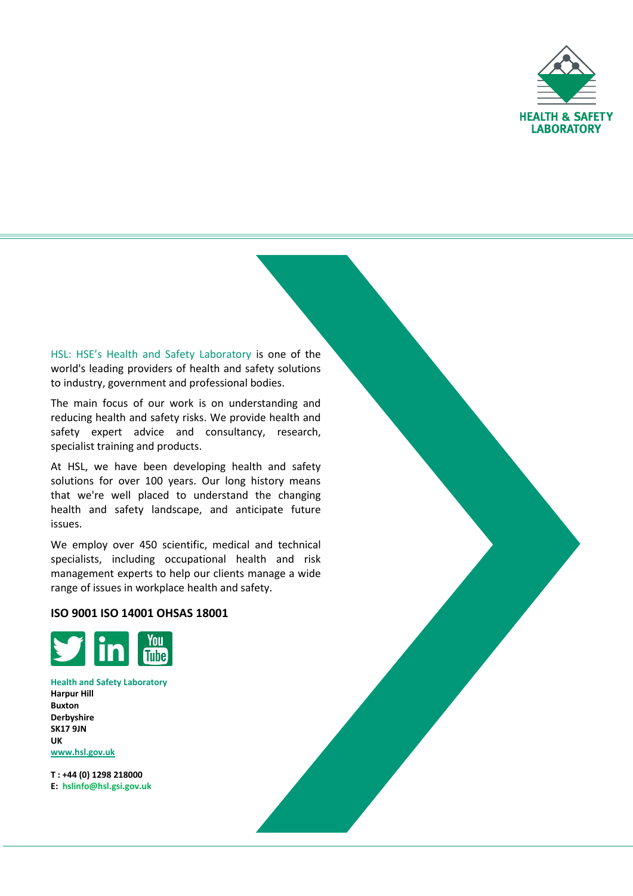HEALTH & SAFETY LABORATORY

HSL: HSE's Health and Safety Laboratory is one of the world's leading providers of health and safety solutions to industry, government and professional bodies.

The main focus of our work is on understanding and reducing health and safety risks. We provide health and safety expert advice and consultancy, research, specialist training and products.

At HSL, we have been developing health and safety solutions for over 100 years. Our long history means that we're well placed to understand the changing health and safety landscape, and anticipate future issues.

We employ over 450 scientific, medical and technical specialists, including occupational health and risk management experts to help our clients manage a wide range of issues in workplace health and safety.

**ISO 9001 ISO 14001 OHSAS 18001**

**Health and Safety Laboratory**
**Harpur Hill**
**Buxton**
**Derbyshire**
**SK17 9JN**
**UK**
**www.hsl.gov.uk**

**T : +44 (0) 1298 218000**
**E: hslinfo@hsl.gsi.gov.uk**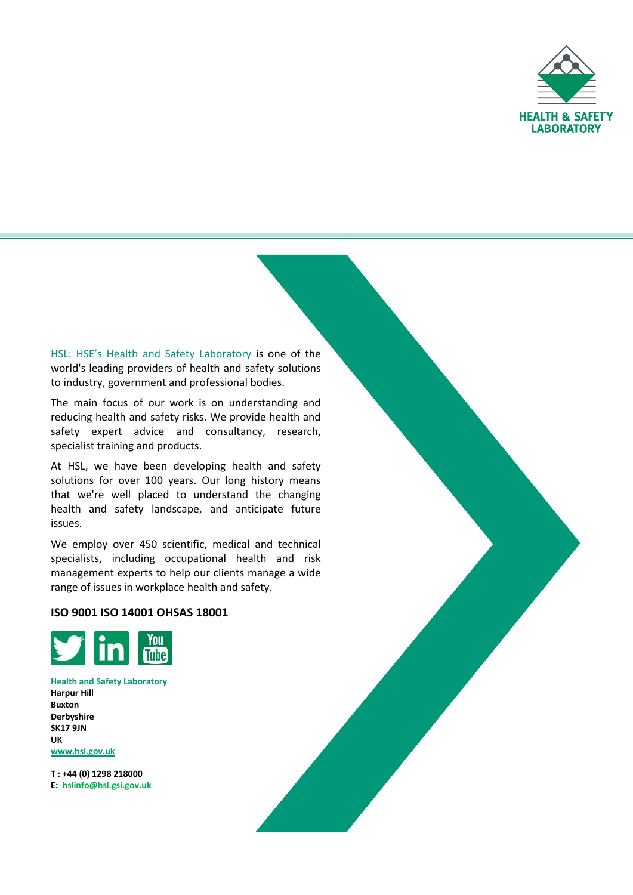HEALTH & SAFETY LABORATORY

HSL: HSE's Health and Safety Laboratory is one of the world's leading providers of health and safety solutions to industry, government and professional bodies.

The main focus of our work is on understanding and reducing health and safety risks. We provide health and safety expert advice and consultancy, research, specialist training and products.

At HSL, we have been developing health and safety solutions for over 100 years. Our long history means that we're well placed to understand the changing health and safety landscape, and anticipate future issues.

We employ over 450 scientific, medical and technical specialists, including occupational health and risk management experts to help our clients manage a wide range of issues in workplace health and safety.

**ISO 9001 ISO 14001 OHSAS 18001**

**Health and Safety Laboratory**
**Harpur Hill**
**Buxton**
**Derbyshire**
**SK17 9JN**
**UK**
**www.hsl.gov.uk**

**T : +44 (0) 1298 218000**
**E: hslinfo@hsl.gsi.gov.uk**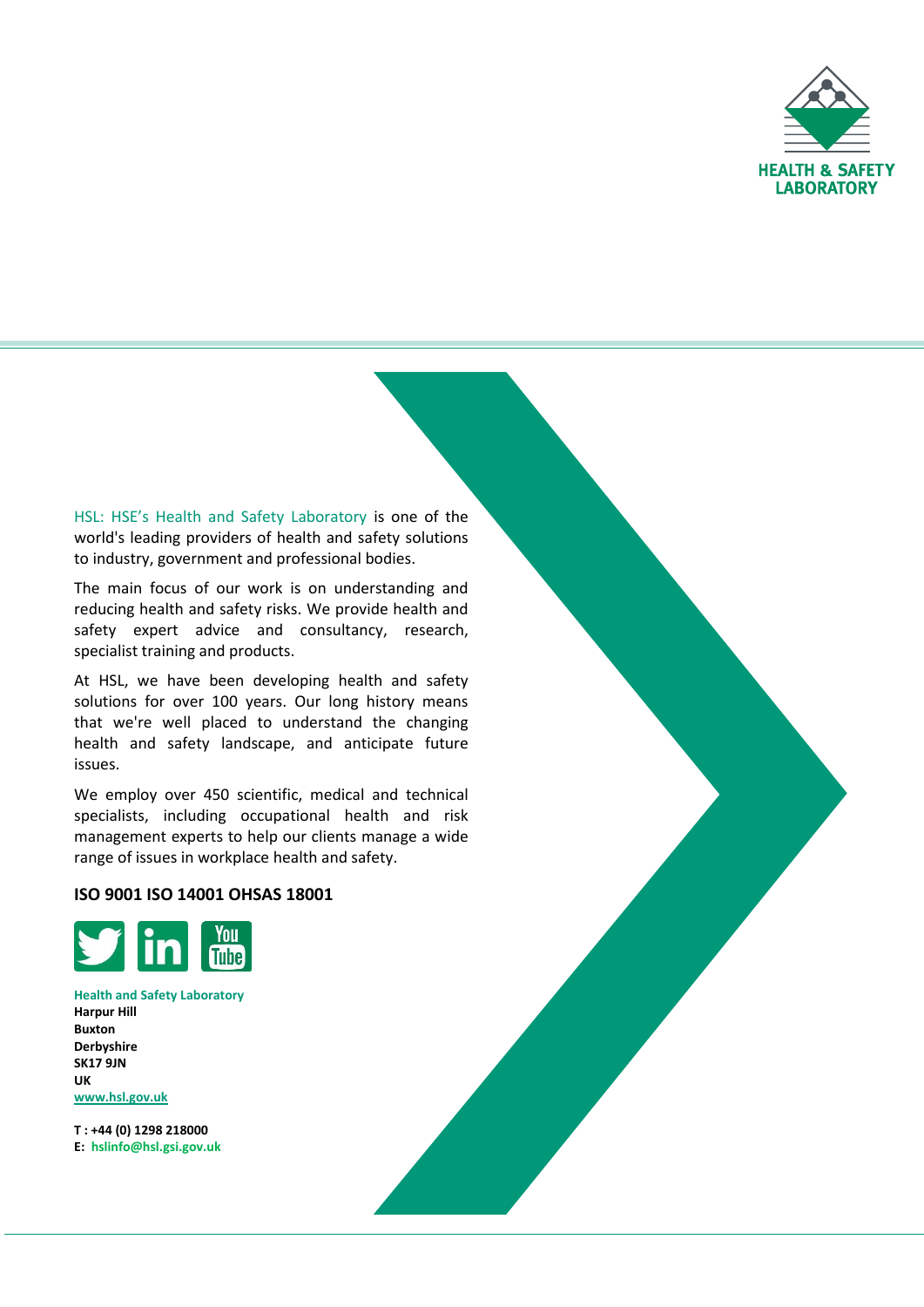HEALTH & SAFETY LABORATORY

HSL: HSE's Health and Safety Laboratory is one of the world's leading providers of health and safety solutions to industry, government and professional bodies.

The main focus of our work is on understanding and reducing health and safety risks. We provide health and safety expert advice and consultancy, research, specialist training and products.

At HSL, we have been developing health and safety solutions for over 100 years. Our long history means that we're well placed to understand the changing health and safety landscape, and anticipate future issues.

We employ over 450 scientific, medical and technical specialists, including occupational health and risk management experts to help our clients manage a wide range of issues in workplace health and safety.

**ISO 9001 ISO 14001 OHSAS 18001**

**Health and Safety Laboratory**
**Harpur Hill**
**Buxton**
**Derbyshire**
**SK17 9JN**
**UK**
**www.hsl.gov.uk**

**T : +44 (0) 1298 218000**
**E: hslinfo@hsl.gsi.gov.uk**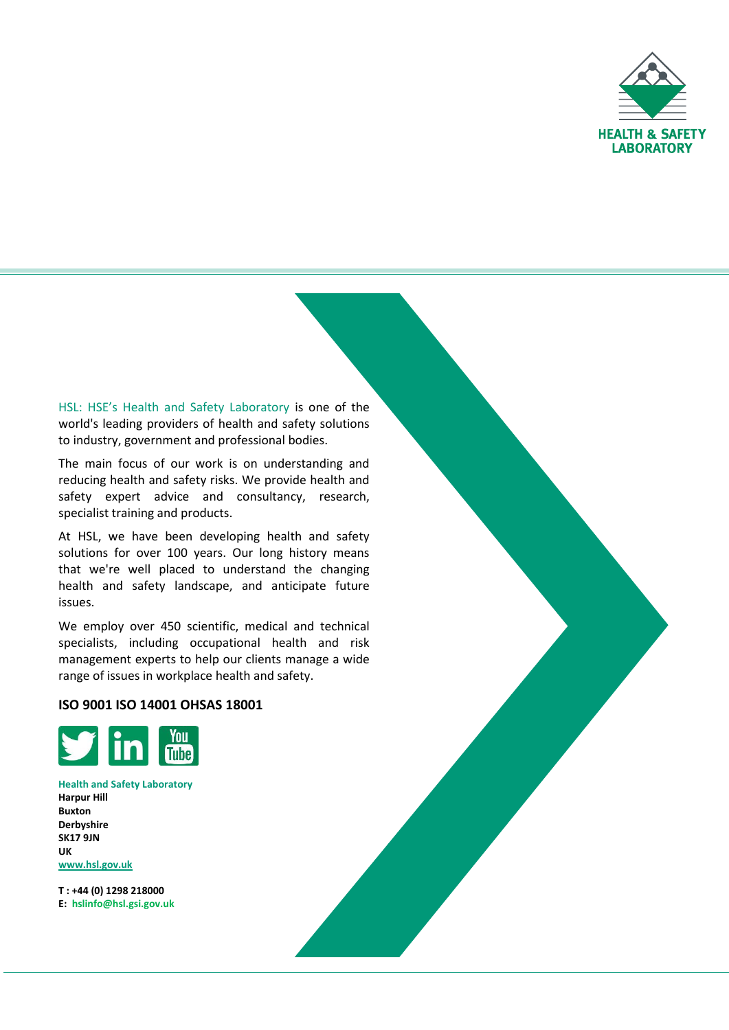HEALTH & SAFETY LABORATORY

HSL: HSE's Health and Safety Laboratory is one of the world's leading providers of health and safety solutions to industry, government and professional bodies.

The main focus of our work is on understanding and reducing health and safety risks. We provide health and safety expert advice and consultancy, research, specialist training and products.

At HSL, we have been developing health and safety solutions for over 100 years. Our long history means that we're well placed to understand the changing health and safety landscape, and anticipate future issues.

We employ over 450 scientific, medical and technical specialists, including occupational health and risk management experts to help our clients manage a wide range of issues in workplace health and safety.

**ISO 9001 ISO 14001 OHSAS 18001**

**Health and Safety Laboratory**
**Harpur Hill**
**Buxton**
**Derbyshire**
**SK17 9JN**
**UK**
**www.hsl.gov.uk**

**T : +44 (0) 1298 218000**
**E: hslinfo@hsl.gsi.gov.uk**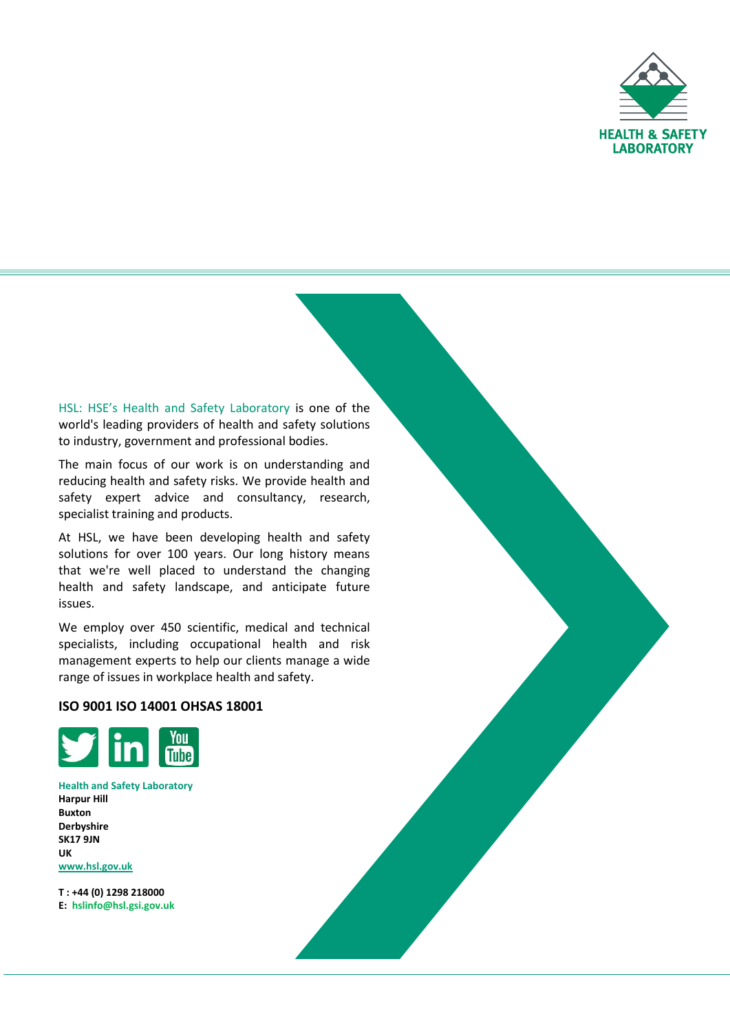HEALTH & SAFETY LABORATORY

HSL: HSE's Health and Safety Laboratory is one of the world's leading providers of health and safety solutions to industry, government and professional bodies.

The main focus of our work is on understanding and reducing health and safety risks. We provide health and safety expert advice and consultancy, research, specialist training and products.

At HSL, we have been developing health and safety solutions for over 100 years. Our long history means that we're well placed to understand the changing health and safety landscape, and anticipate future issues.

We employ over 450 scientific, medical and technical specialists, including occupational health and risk management experts to help our clients manage a wide range of issues in workplace health and safety.

**ISO 9001 ISO 14001 OHSAS 18001**

**Health and Safety Laboratory**
**Harpur Hill**
**Buxton**
**Derbyshire**
**SK17 9JN**
**UK**
**www.hsl.gov.uk**

**T : +44 (0) 1298 218000**
**E: hslinfo@hsl.gsi.gov.uk**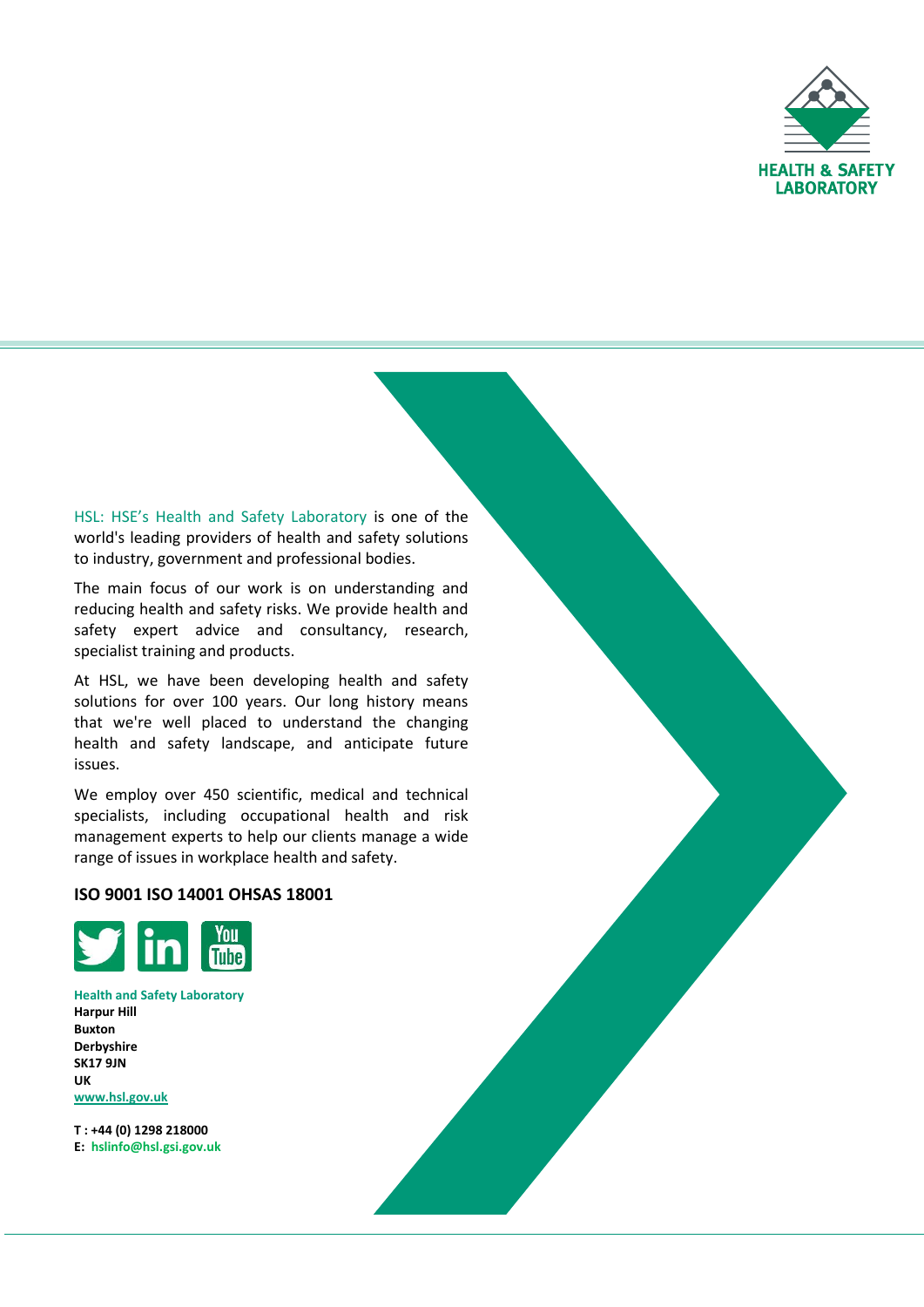HEALTH & SAFETY LABORATORY

HSL: HSE's Health and Safety Laboratory is one of the world's leading providers of health and safety solutions to industry, government and professional bodies.

The main focus of our work is on understanding and reducing health and safety risks. We provide health and safety expert advice and consultancy, research, specialist training and products.

At HSL, we have been developing health and safety solutions for over 100 years. Our long history means that we're well placed to understand the changing health and safety landscape, and anticipate future issues.

We employ over 450 scientific, medical and technical specialists, including occupational health and risk management experts to help our clients manage a wide range of issues in workplace health and safety.

**ISO 9001 ISO 14001 OHSAS 18001**

**Health and Safety Laboratory**
**Harpur Hill**
**Buxton**
**Derbyshire**
**SK17 9JN**
**UK**
**www.hsl.gov.uk**

**T : +44 (0) 1298 218000**
**E: hslinfo@hsl.gsi.gov.uk**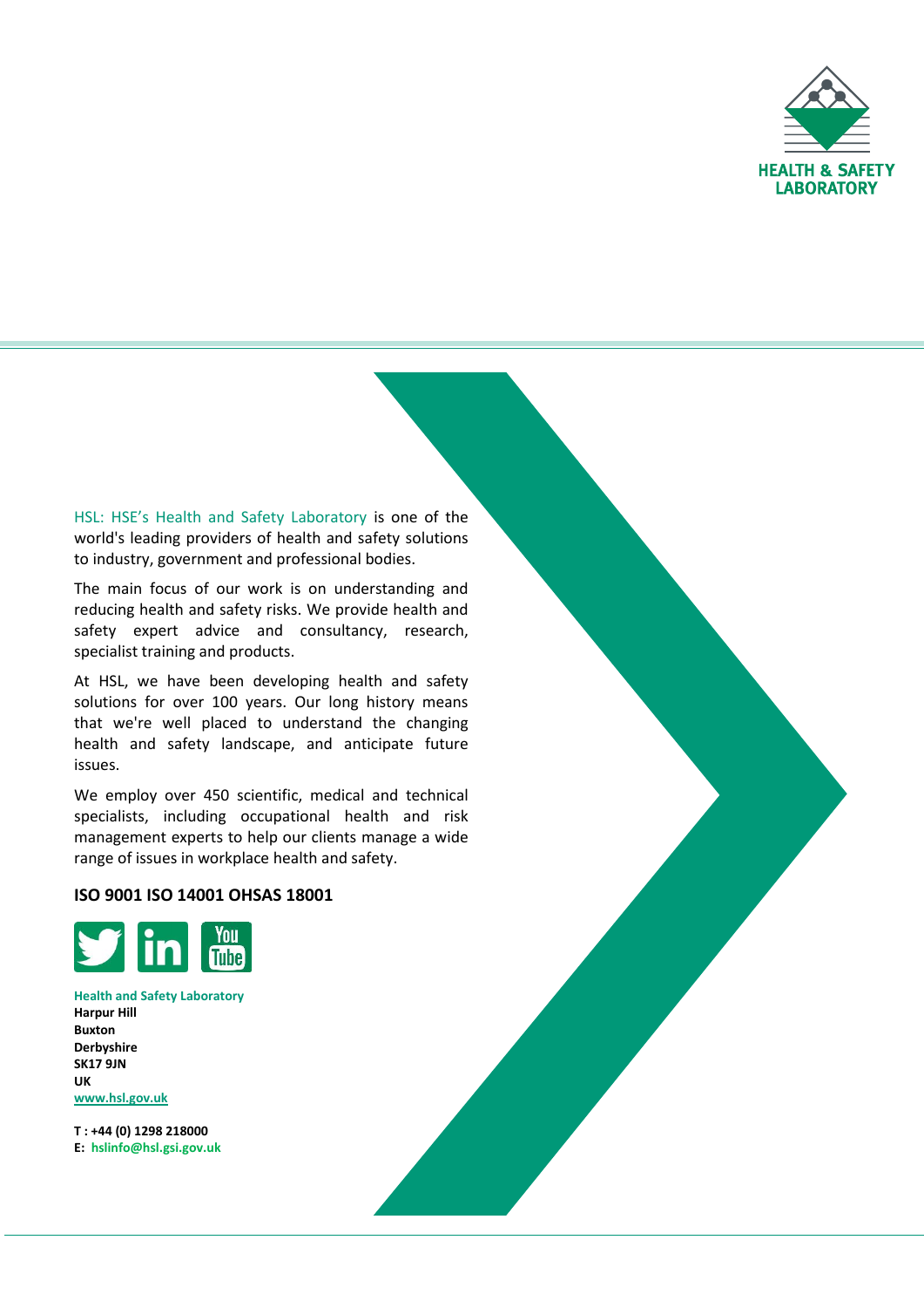HEALTH & SAFETY LABORATORY

HSL: HSE's Health and Safety Laboratory is one of the world's leading providers of health and safety solutions to industry, government and professional bodies.

The main focus of our work is on understanding and reducing health and safety risks. We provide health and safety expert advice and consultancy, research, specialist training and products.

At HSL, we have been developing health and safety solutions for over 100 years. Our long history means that we're well placed to understand the changing health and safety landscape, and anticipate future issues.

We employ over 450 scientific, medical and technical specialists, including occupational health and risk management experts to help our clients manage a wide range of issues in workplace health and safety.

**ISO 9001 ISO 14001 OHSAS 18001**

**Health and Safety Laboratory**
**Harpur Hill**
**Buxton**
**Derbyshire**
**SK17 9JN**
**UK**
**www.hsl.gov.uk**

**T : +44 (0) 1298 218000**
**E: hslinfo@hsl.gsi.gov.uk**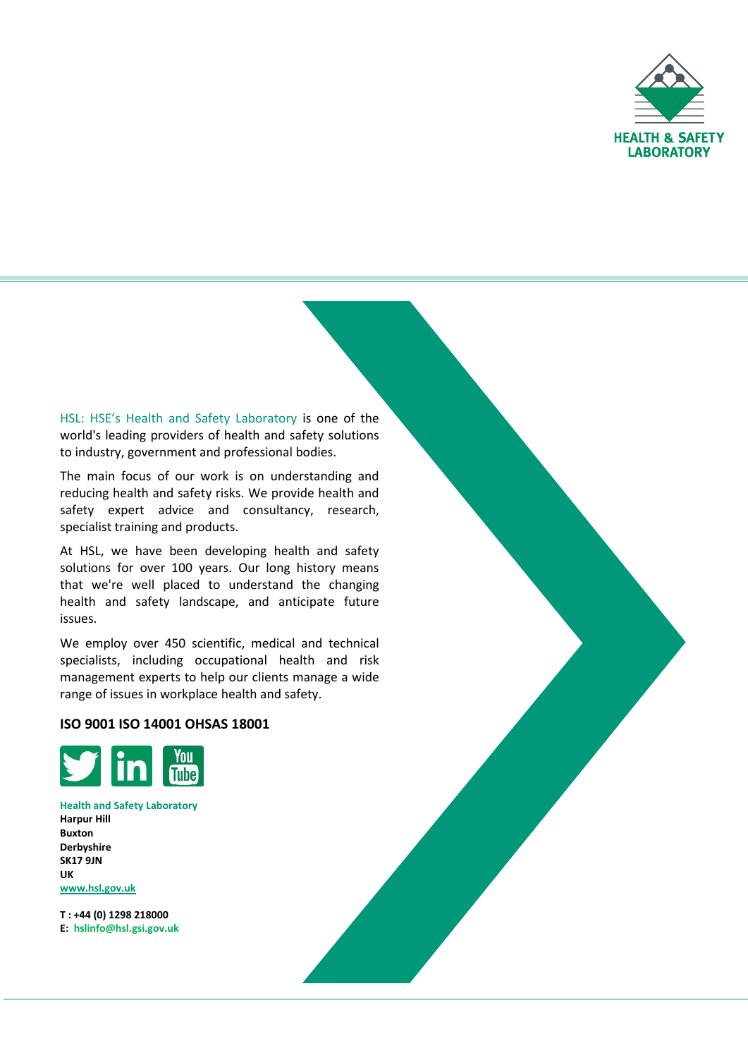HEALTH & SAFETY LABORATORY

HSL: HSE's Health and Safety Laboratory is one of the world's leading providers of health and safety solutions to industry, government and professional bodies.

The main focus of our work is on understanding and reducing health and safety risks. We provide health and safety expert advice and consultancy, research, specialist training and products.

At HSL, we have been developing health and safety solutions for over 100 years. Our long history means that we're well placed to understand the changing health and safety landscape, and anticipate future issues.

We employ over 450 scientific, medical and technical specialists, including occupational health and risk management experts to help our clients manage a wide range of issues in workplace health and safety.

**ISO 9001 ISO 14001 OHSAS 18001**

**Health and Safety Laboratory**
**Harpur Hill**
**Buxton**
**Derbyshire**
**SK17 9JN**
**UK**
**www.hsl.gov.uk**

**T : +44 (0) 1298 218000**
**E: hslinfo@hsl.gsi.gov.uk**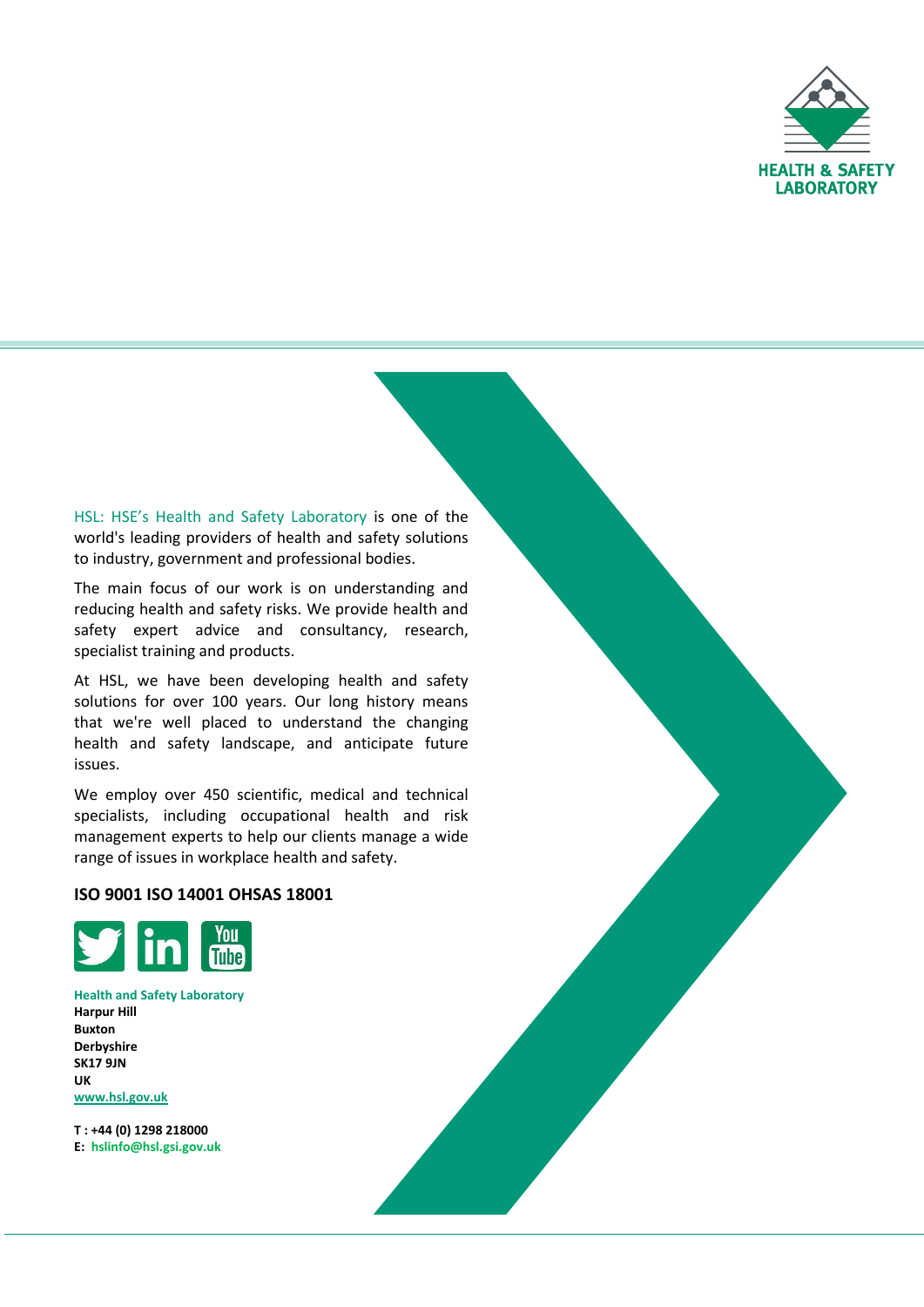HEALTH & SAFETY LABORATORY

HSL: HSE’s Health and Safety Laboratory is one of the world's leading providers of health and safety solutions to industry, government and professional bodies.

The main focus of our work is on understanding and reducing health and safety risks. We provide health and safety expert advice and consultancy, research, specialist training and products.

At HSL, we have been developing health and safety solutions for over 100 years. Our long history means that we're well placed to understand the changing health and safety landscape, and anticipate future issues.

We employ over 450 scientific, medical and technical specialists, including occupational health and risk management experts to help our clients manage a wide range of issues in workplace health and safety.

**ISO 9001 ISO 14001 OHSAS 18001**

**Health and Safety Laboratory**
**Harpur Hill**
**Buxton**
**Derbyshire**
**SK17 9JN**
**UK**
**www.hsl.gov.uk**

**T : +44 (0) 1298 218000**
**E: hslinfo@hsl.gsi.gov.uk**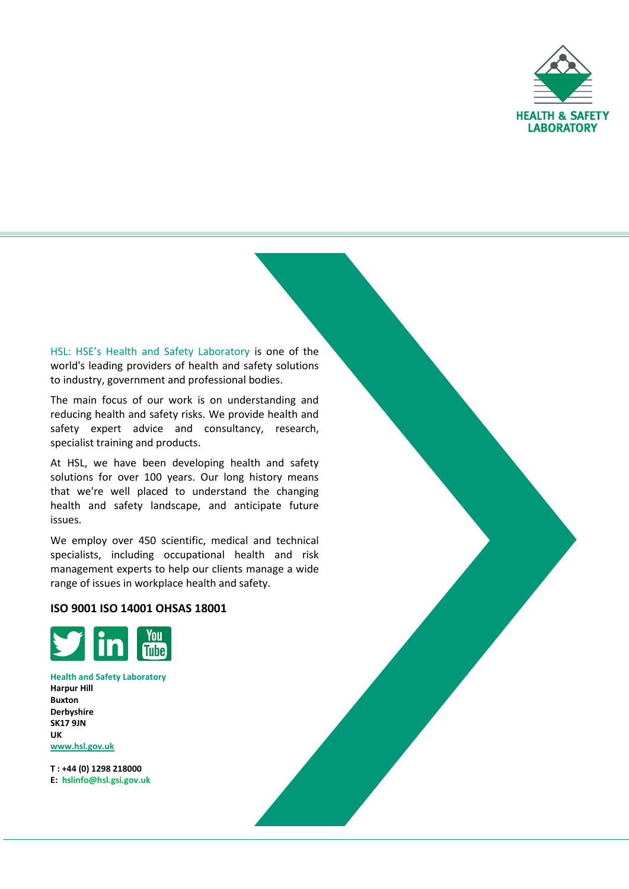HEALTH & SAFETY LABORATORY

HSL: HSE's Health and Safety Laboratory is one of the world's leading providers of health and safety solutions to industry, government and professional bodies.

The main focus of our work is on understanding and reducing health and safety risks. We provide health and safety expert advice and consultancy, research, specialist training and products.

At HSL, we have been developing health and safety solutions for over 100 years. Our long history means that we're well placed to understand the changing health and safety landscape, and anticipate future issues.

We employ over 450 scientific, medical and technical specialists, including occupational health and risk management experts to help our clients manage a wide range of issues in workplace health and safety.

**ISO 9001 ISO 14001 OHSAS 18001**

**Health and Safety Laboratory**
**Harpur Hill**
**Buxton**
**Derbyshire**
**SK17 9JN**
**UK**
**www.hsl.gov.uk**

**T : +44 (0) 1298 218000**
**E: hslinfo@hsl.gsi.gov.uk**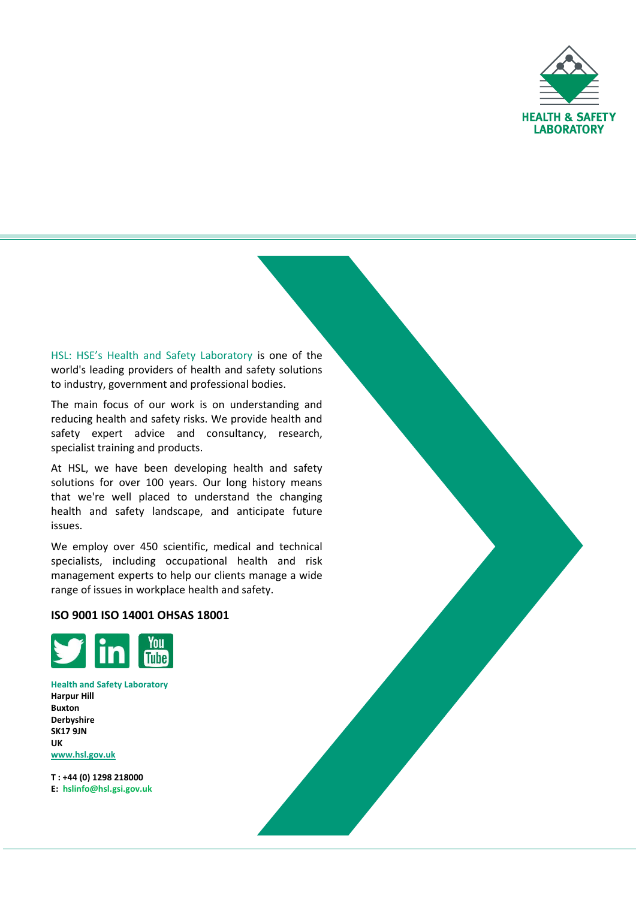HEALTH & SAFETY LABORATORY

HSL: HSE's Health and Safety Laboratory is one of the world's leading providers of health and safety solutions to industry, government and professional bodies.

The main focus of our work is on understanding and reducing health and safety risks. We provide health and safety expert advice and consultancy, research, specialist training and products.

At HSL, we have been developing health and safety solutions for over 100 years. Our long history means that we're well placed to understand the changing health and safety landscape, and anticipate future issues.

We employ over 450 scientific, medical and technical specialists, including occupational health and risk management experts to help our clients manage a wide range of issues in workplace health and safety.

**ISO 9001 ISO 14001 OHSAS 18001**

**Health and Safety Laboratory**
**Harpur Hill**
**Buxton**
**Derbyshire**
**SK17 9JN**
**UK**
**www.hsl.gov.uk**

**T : +44 (0) 1298 218000**
**E: hslinfo@hsl.gsi.gov.uk**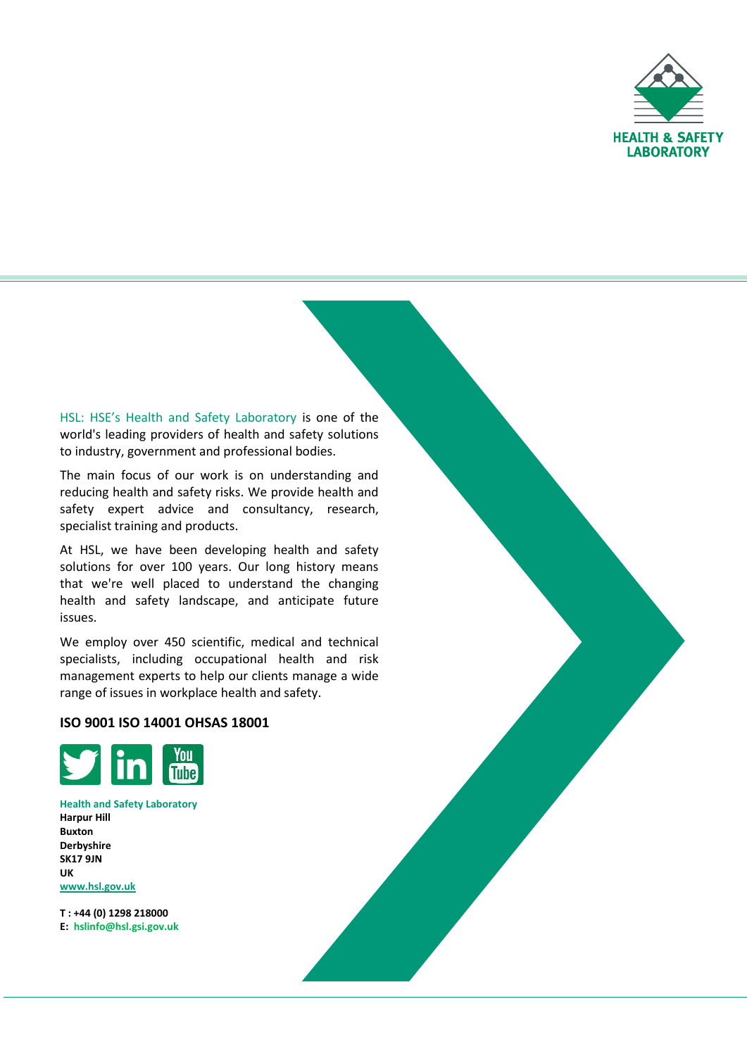HEALTH & SAFETY LABORATORY

HSL: HSE's Health and Safety Laboratory is one of the world's leading providers of health and safety solutions to industry, government and professional bodies.

The main focus of our work is on understanding and reducing health and safety risks. We provide health and safety expert advice and consultancy, research, specialist training and products.

At HSL, we have been developing health and safety solutions for over 100 years. Our long history means that we're well placed to understand the changing health and safety landscape, and anticipate future issues.

We employ over 450 scientific, medical and technical specialists, including occupational health and risk management experts to help our clients manage a wide range of issues in workplace health and safety.

**ISO 9001 ISO 14001 OHSAS 18001**

**Health and Safety Laboratory**
**Harpur Hill**
**Buxton**
**Derbyshire**
**SK17 9JN**
**UK**
**www.hsl.gov.uk**

**T : +44 (0) 1298 218000**
**E: hslinfo@hsl.gsi.gov.uk**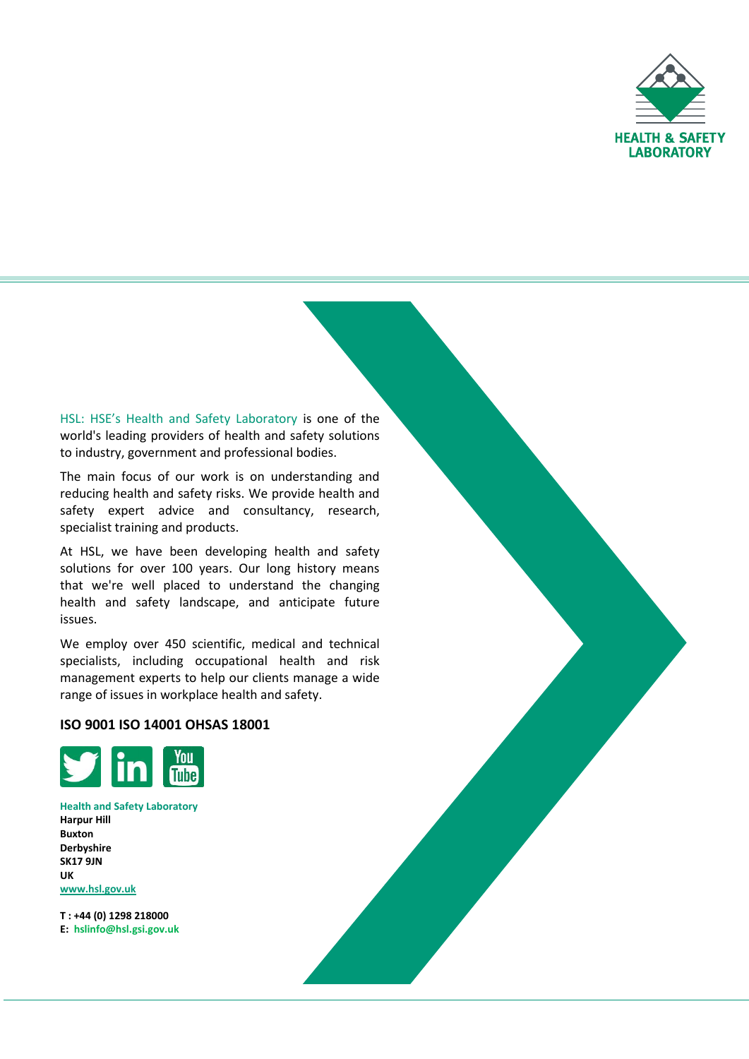HEALTH & SAFETY LABORATORY

HSL: HSE's Health and Safety Laboratory is one of the world's leading providers of health and safety solutions to industry, government and professional bodies.

The main focus of our work is on understanding and reducing health and safety risks. We provide health and safety expert advice and consultancy, research, specialist training and products.

At HSL, we have been developing health and safety solutions for over 100 years. Our long history means that we're well placed to understand the changing health and safety landscape, and anticipate future issues.

We employ over 450 scientific, medical and technical specialists, including occupational health and risk management experts to help our clients manage a wide range of issues in workplace health and safety.

**ISO 9001 ISO 14001 OHSAS 18001**

**Health and Safety Laboratory**
**Harpur Hill**
**Buxton**
**Derbyshire**
**SK17 9JN**
**UK**
**www.hsl.gov.uk**

**T : +44 (0) 1298 218000**
**E: hslinfo@hsl.gsi.gov.uk**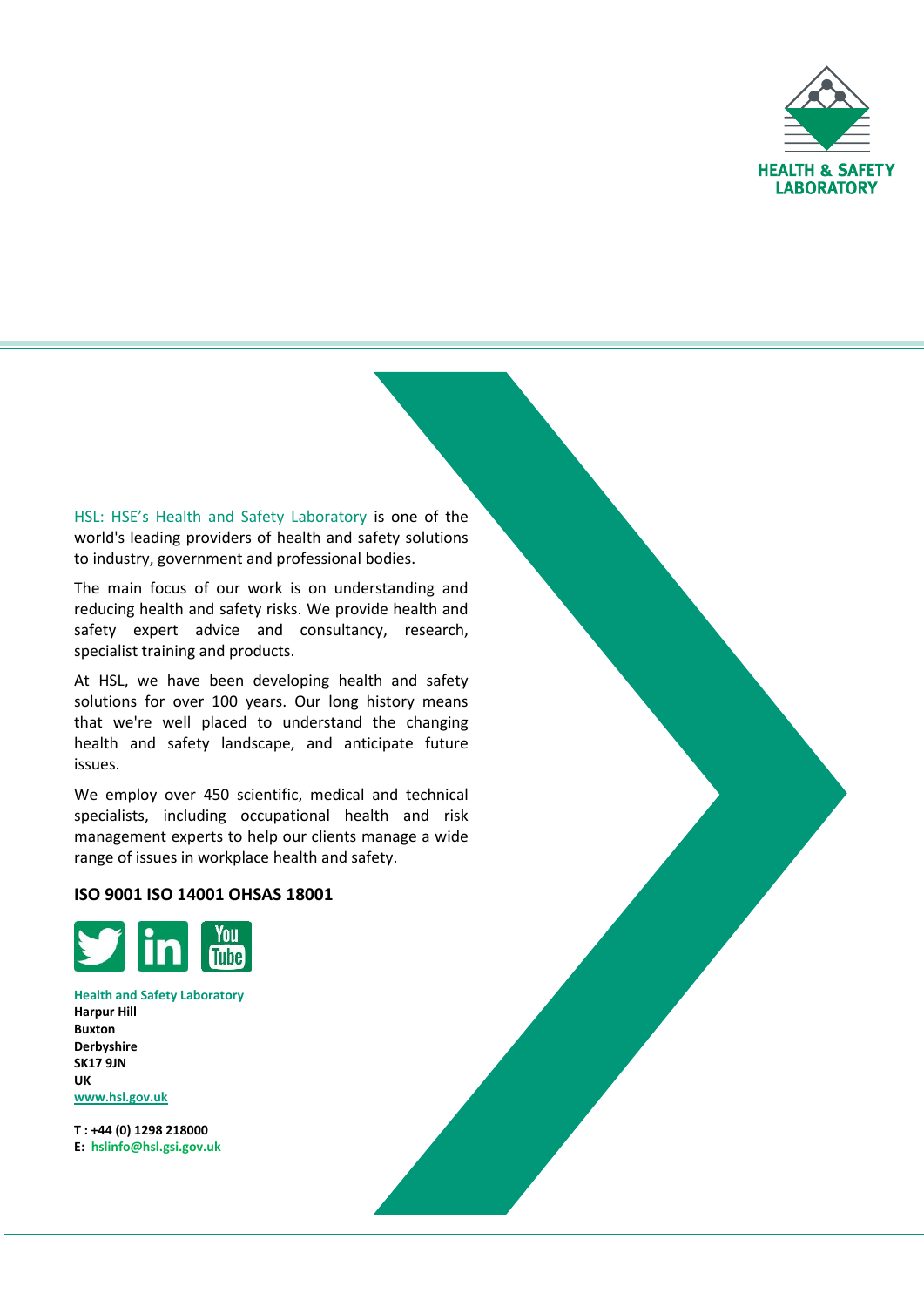HEALTH & SAFETY LABORATORY

HSL: HSE's Health and Safety Laboratory is one of the world's leading providers of health and safety solutions to industry, government and professional bodies.

The main focus of our work is on understanding and reducing health and safety risks. We provide health and safety expert advice and consultancy, research, specialist training and products.

At HSL, we have been developing health and safety solutions for over 100 years. Our long history means that we're well placed to understand the changing health and safety landscape, and anticipate future issues.

We employ over 450 scientific, medical and technical specialists, including occupational health and risk management experts to help our clients manage a wide range of issues in workplace health and safety.

**ISO 9001 ISO 14001 OHSAS 18001**

**Health and Safety Laboratory**
**Harpur Hill**
**Buxton**
**Derbyshire**
**SK17 9JN**
**UK**
**www.hsl.gov.uk**

**T : +44 (0) 1298 218000**
**E: hslinfo@hsl.gsi.gov.uk**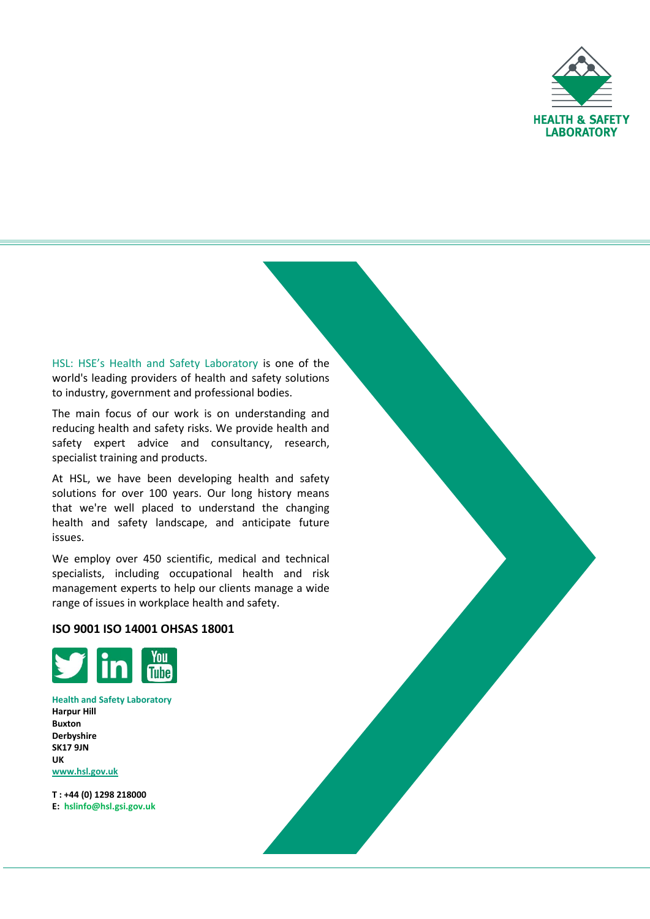HEALTH & SAFETY LABORATORY

HSL: HSE's Health and Safety Laboratory is one of the world's leading providers of health and safety solutions to industry, government and professional bodies.

The main focus of our work is on understanding and reducing health and safety risks. We provide health and safety expert advice and consultancy, research, specialist training and products.

At HSL, we have been developing health and safety solutions for over 100 years. Our long history means that we're well placed to understand the changing health and safety landscape, and anticipate future issues.

We employ over 450 scientific, medical and technical specialists, including occupational health and risk management experts to help our clients manage a wide range of issues in workplace health and safety.

**ISO 9001 ISO 14001 OHSAS 18001**

**Health and Safety Laboratory**
**Harpur Hill**
**Buxton**
**Derbyshire**
**SK17 9JN**
**UK**
**www.hsl.gov.uk**

**T : +44 (0) 1298 218000**
**E: hslinfo@hsl.gsi.gov.uk**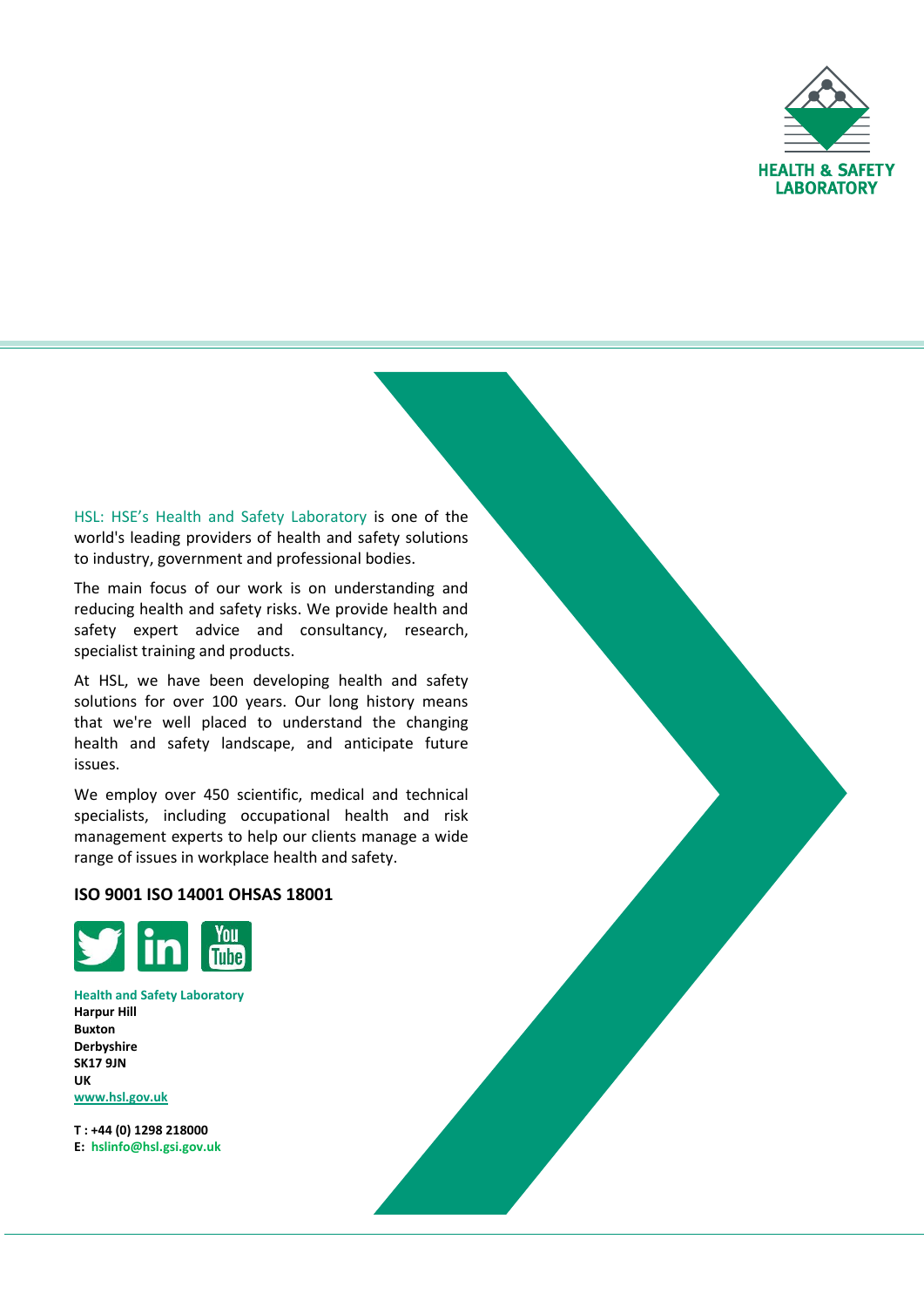HEALTH & SAFETY LABORATORY

HSL: HSE's Health and Safety Laboratory is one of the world's leading providers of health and safety solutions to industry, government and professional bodies.

The main focus of our work is on understanding and reducing health and safety risks. We provide health and safety expert advice and consultancy, research, specialist training and products.

At HSL, we have been developing health and safety solutions for over 100 years. Our long history means that we're well placed to understand the changing health and safety landscape, and anticipate future issues.

We employ over 450 scientific, medical and technical specialists, including occupational health and risk management experts to help our clients manage a wide range of issues in workplace health and safety.

**ISO 9001 ISO 14001 OHSAS 18001**

**Health and Safety Laboratory**
**Harpur Hill**
**Buxton**
**Derbyshire**
**SK17 9JN**
**UK**
**www.hsl.gov.uk**

**T : +44 (0) 1298 218000**
**E: hslinfo@hsl.gsi.gov.uk**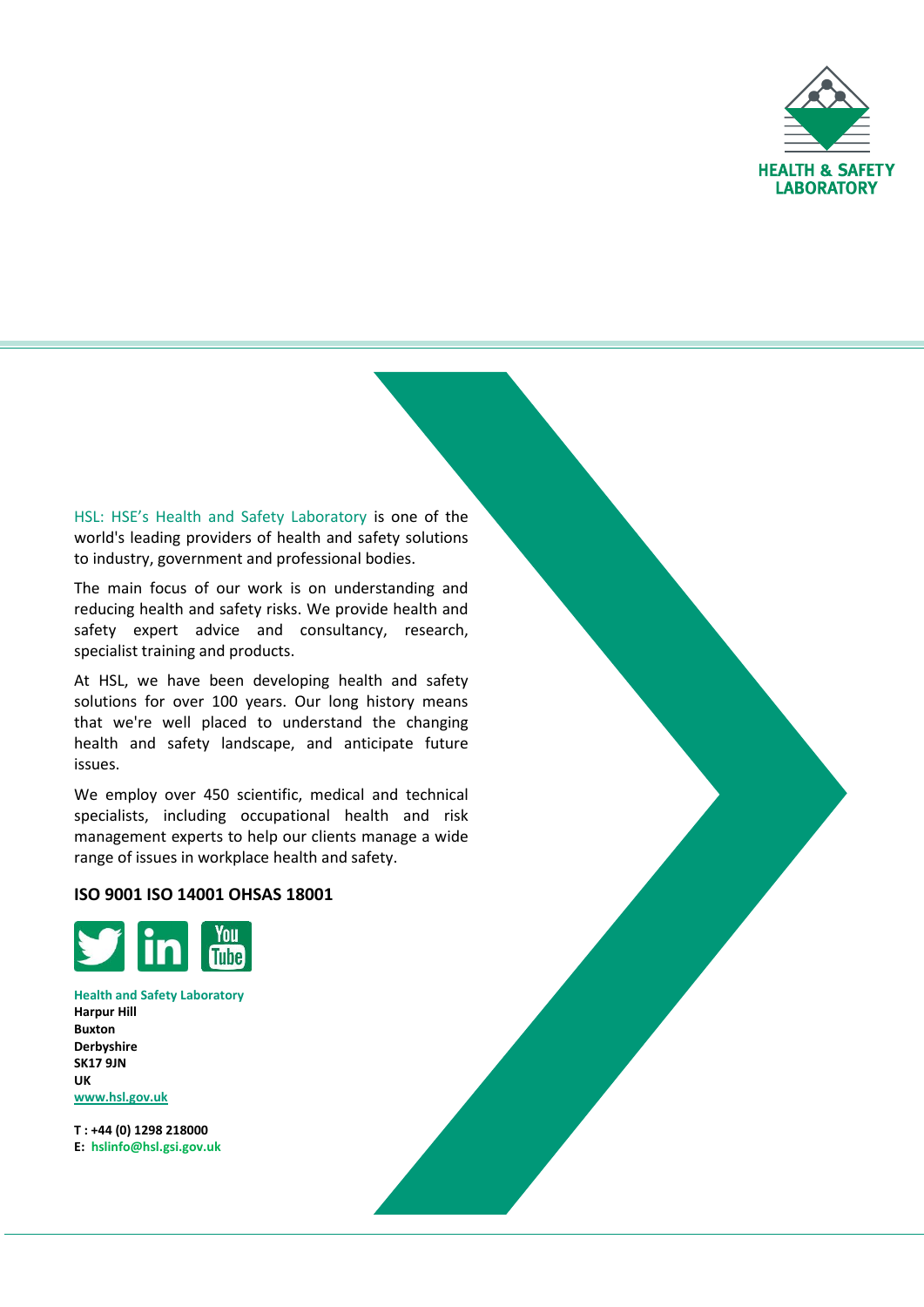HEALTH & SAFETY LABORATORY

HSL: HSE's Health and Safety Laboratory is one of the world's leading providers of health and safety solutions to industry, government and professional bodies.

The main focus of our work is on understanding and reducing health and safety risks. We provide health and safety expert advice and consultancy, research, specialist training and products.

At HSL, we have been developing health and safety solutions for over 100 years. Our long history means that we're well placed to understand the changing health and safety landscape, and anticipate future issues.

We employ over 450 scientific, medical and technical specialists, including occupational health and risk management experts to help our clients manage a wide range of issues in workplace health and safety.

**ISO 9001 ISO 14001 OHSAS 18001**

**Health and Safety Laboratory**
**Harpur Hill**
**Buxton**
**Derbyshire**
**SK17 9JN**
**UK**
**www.hsl.gov.uk**

**T : +44 (0) 1298 218000**
**E: hslinfo@hsl.gsi.gov.uk**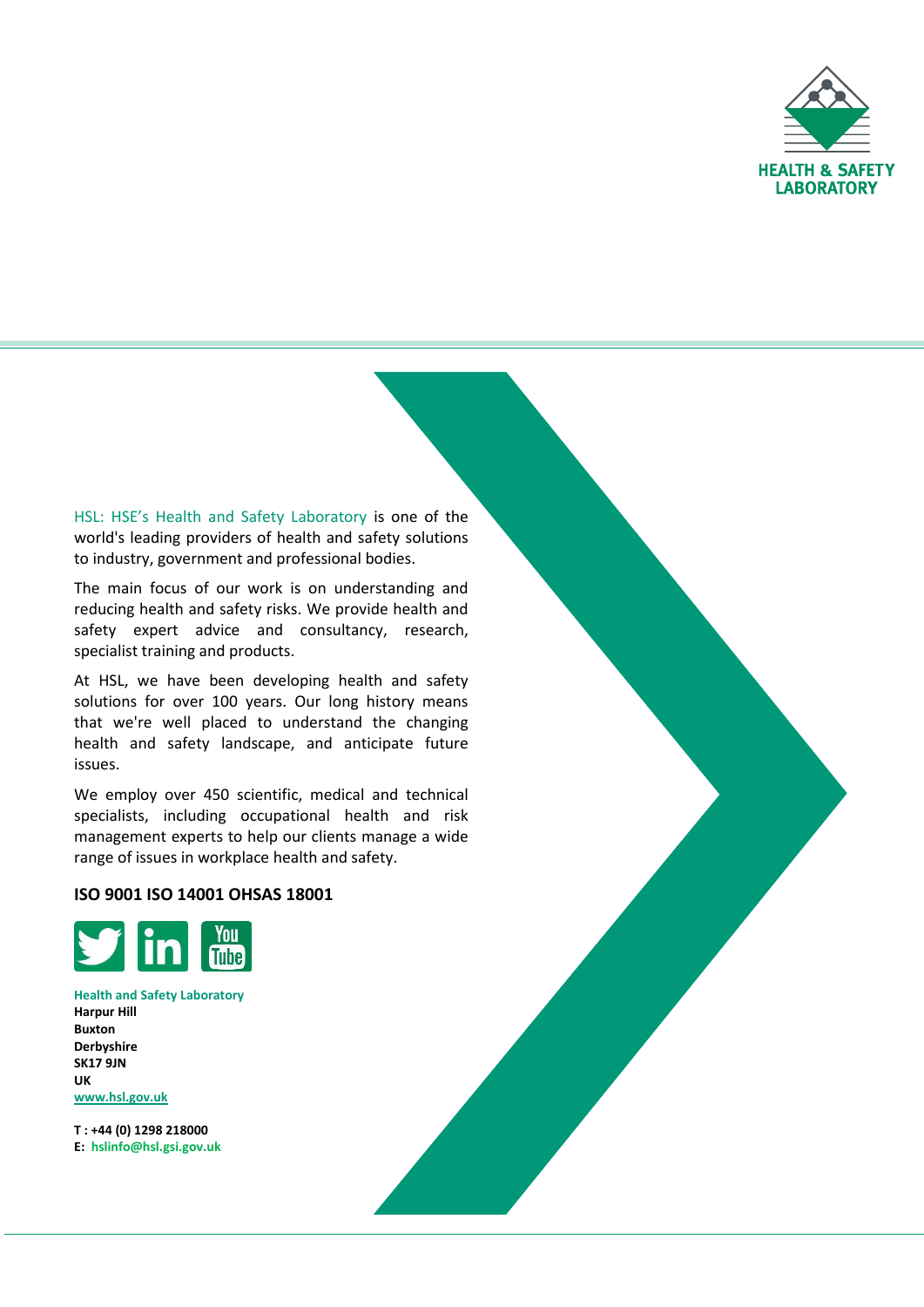HEALTH & SAFETY LABORATORY

HSL: HSE's Health and Safety Laboratory is one of the world's leading providers of health and safety solutions to industry, government and professional bodies.

The main focus of our work is on understanding and reducing health and safety risks. We provide health and safety expert advice and consultancy, research, specialist training and products.

At HSL, we have been developing health and safety solutions for over 100 years. Our long history means that we're well placed to understand the changing health and safety landscape, and anticipate future issues.

We employ over 450 scientific, medical and technical specialists, including occupational health and risk management experts to help our clients manage a wide range of issues in workplace health and safety.

**ISO 9001 ISO 14001 OHSAS 18001**

**Health and Safety Laboratory**
**Harpur Hill**
**Buxton**
**Derbyshire**
**SK17 9JN**
**UK**
**www.hsl.gov.uk**

**T : +44 (0) 1298 218000**
**E: hslinfo@hsl.gsi.gov.uk**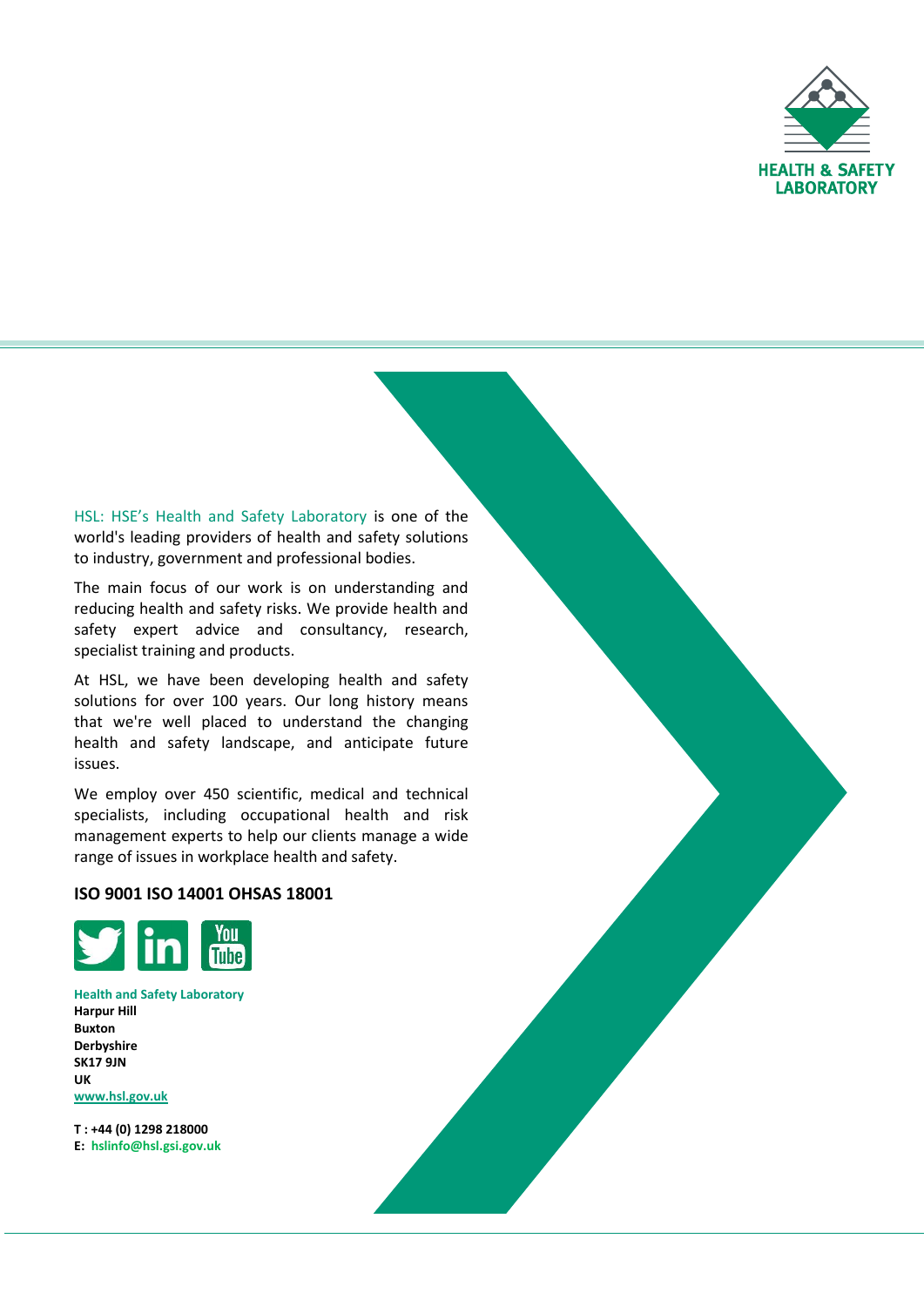HEALTH & SAFETY LABORATORY

HSL: HSE's Health and Safety Laboratory is one of the world's leading providers of health and safety solutions to industry, government and professional bodies.

The main focus of our work is on understanding and reducing health and safety risks. We provide health and safety expert advice and consultancy, research, specialist training and products.

At HSL, we have been developing health and safety solutions for over 100 years. Our long history means that we're well placed to understand the changing health and safety landscape, and anticipate future issues.

We employ over 450 scientific, medical and technical specialists, including occupational health and risk management experts to help our clients manage a wide range of issues in workplace health and safety.

**ISO 9001 ISO 14001 OHSAS 18001**

**Health and Safety Laboratory**
**Harpur Hill**
**Buxton**
**Derbyshire**
**SK17 9JN**
**UK**
**www.hsl.gov.uk**

**T : +44 (0) 1298 218000**
**E: hslinfo@hsl.gsi.gov.uk**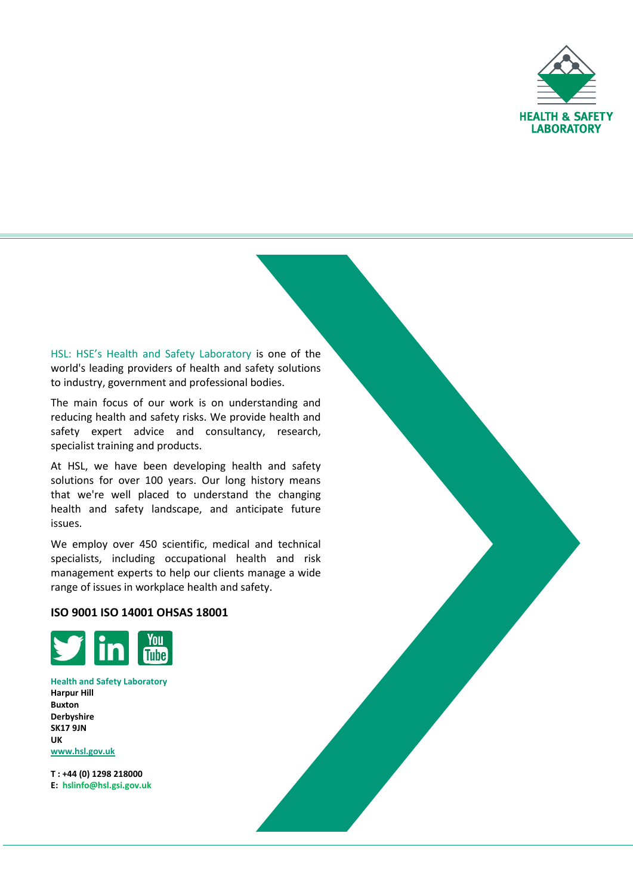HEALTH & SAFETY LABORATORY

HSL: HSE's Health and Safety Laboratory is one of the world's leading providers of health and safety solutions to industry, government and professional bodies.

The main focus of our work is on understanding and reducing health and safety risks. We provide health and safety expert advice and consultancy, research, specialist training and products.

At HSL, we have been developing health and safety solutions for over 100 years. Our long history means that we're well placed to understand the changing health and safety landscape, and anticipate future issues.

We employ over 450 scientific, medical and technical specialists, including occupational health and risk management experts to help our clients manage a wide range of issues in workplace health and safety.

**ISO 9001 ISO 14001 OHSAS 18001**

**Health and Safety Laboratory**
**Harpur Hill**
**Buxton**
**Derbyshire**
**SK17 9JN**
**UK**
**www.hsl.gov.uk**

**T : +44 (0) 1298 218000**
**E: hslinfo@hsl.gsi.gov.uk**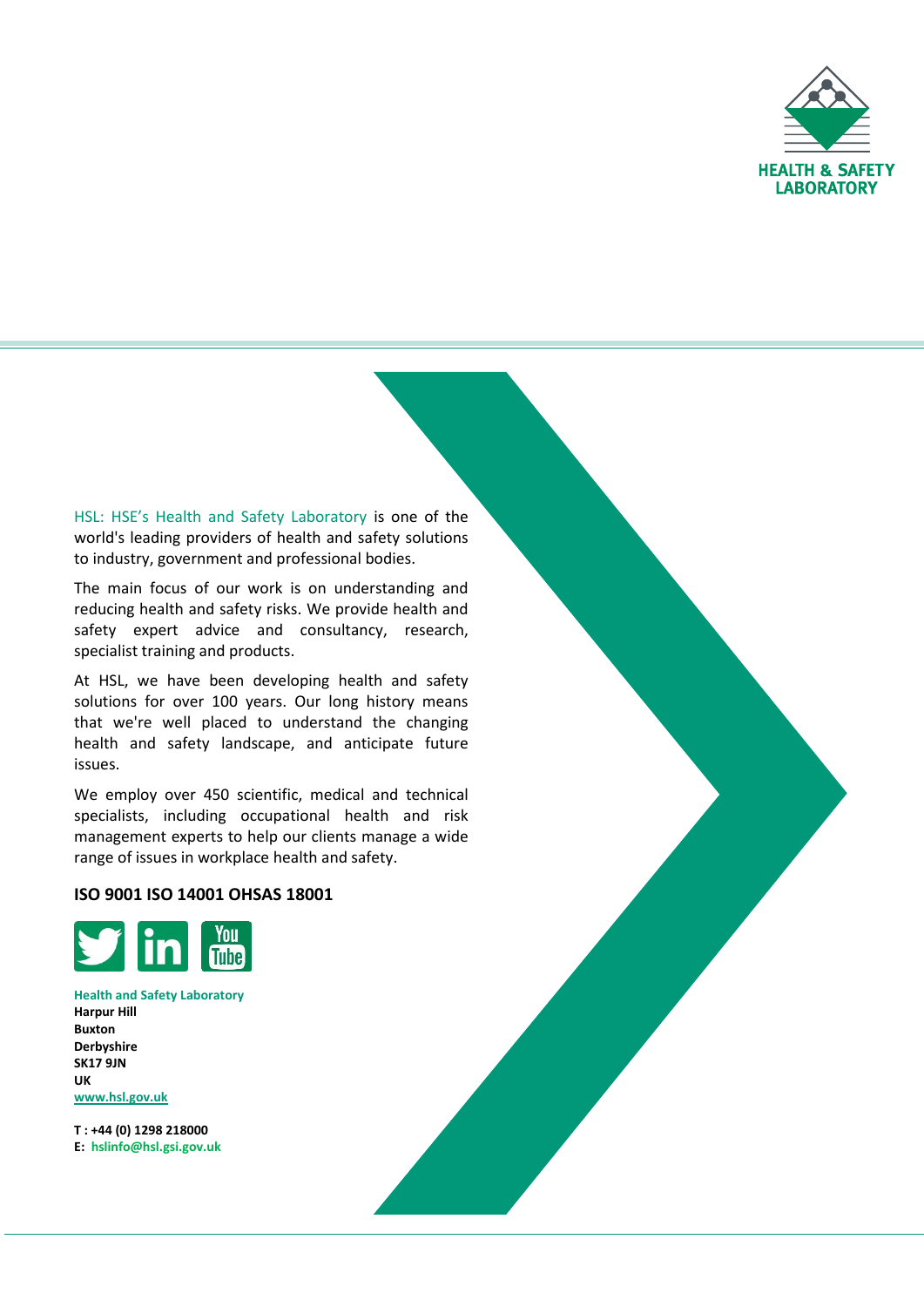HEALTH & SAFETY LABORATORY

HSL: HSE's Health and Safety Laboratory is one of the world's leading providers of health and safety solutions to industry, government and professional bodies.

The main focus of our work is on understanding and reducing health and safety risks. We provide health and safety expert advice and consultancy, research, specialist training and products.

At HSL, we have been developing health and safety solutions for over 100 years. Our long history means that we're well placed to understand the changing health and safety landscape, and anticipate future issues.

We employ over 450 scientific, medical and technical specialists, including occupational health and risk management experts to help our clients manage a wide range of issues in workplace health and safety.

**ISO 9001 ISO 14001 OHSAS 18001**

**Health and Safety Laboratory**
**Harpur Hill**
**Buxton**
**Derbyshire**
**SK17 9JN**
**UK**
**www.hsl.gov.uk**

**T : +44 (0) 1298 218000**
**E: hslinfo@hsl.gsi.gov.uk**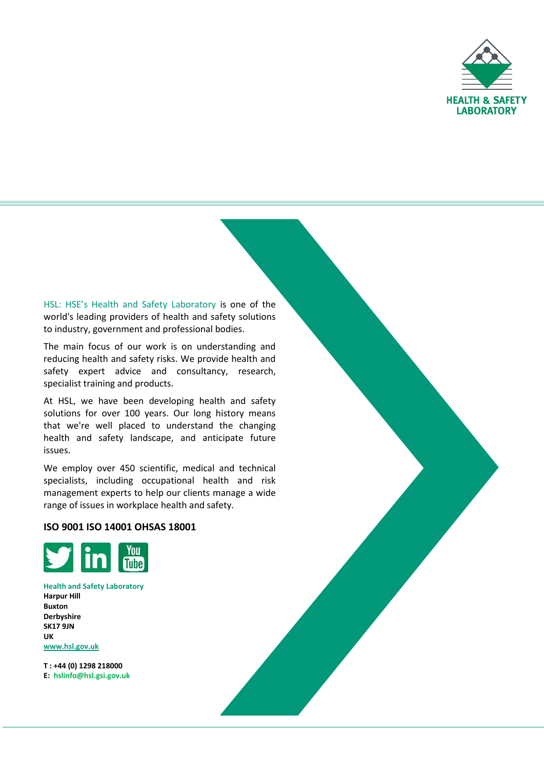HEALTH & SAFETY LABORATORY

HSL: HSE's Health and Safety Laboratory is one of the world's leading providers of health and safety solutions to industry, government and professional bodies.

The main focus of our work is on understanding and reducing health and safety risks. We provide health and safety expert advice and consultancy, research, specialist training and products.

At HSL, we have been developing health and safety solutions for over 100 years. Our long history means that we're well placed to understand the changing health and safety landscape, and anticipate future issues.

We employ over 450 scientific, medical and technical specialists, including occupational health and risk management experts to help our clients manage a wide range of issues in workplace health and safety.

**ISO 9001 ISO 14001 OHSAS 18001**

**Health and Safety Laboratory**
**Harpur Hill**
**Buxton**
**Derbyshire**
**SK17 9JN**
**UK**
**www.hsl.gov.uk**

**T : +44 (0) 1298 218000**
**E: hslinfo@hsl.gsi.gov.uk**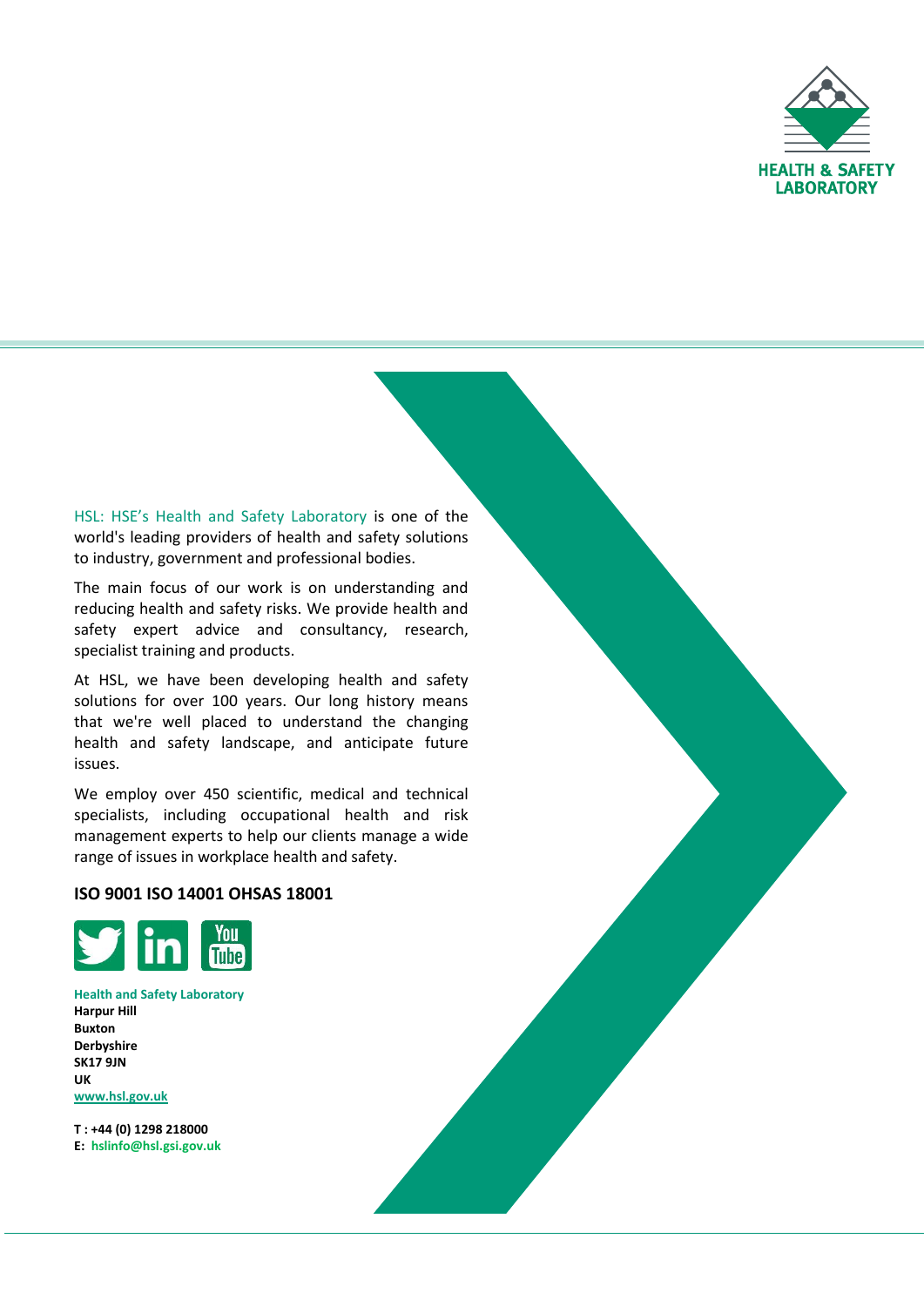HEALTH & SAFETY LABORATORY

HSL: HSE's Health and Safety Laboratory is one of the world's leading providers of health and safety solutions to industry, government and professional bodies.

The main focus of our work is on understanding and reducing health and safety risks. We provide health and safety expert advice and consultancy, research, specialist training and products.

At HSL, we have been developing health and safety solutions for over 100 years. Our long history means that we're well placed to understand the changing health and safety landscape, and anticipate future issues.

We employ over 450 scientific, medical and technical specialists, including occupational health and risk management experts to help our clients manage a wide range of issues in workplace health and safety.

**ISO 9001 ISO 14001 OHSAS 18001**

**Health and Safety Laboratory**
**Harpur Hill**
**Buxton**
**Derbyshire**
**SK17 9JN**
**UK**
**www.hsl.gov.uk**

**T : +44 (0) 1298 218000**
**E: hslinfo@hsl.gsi.gov.uk**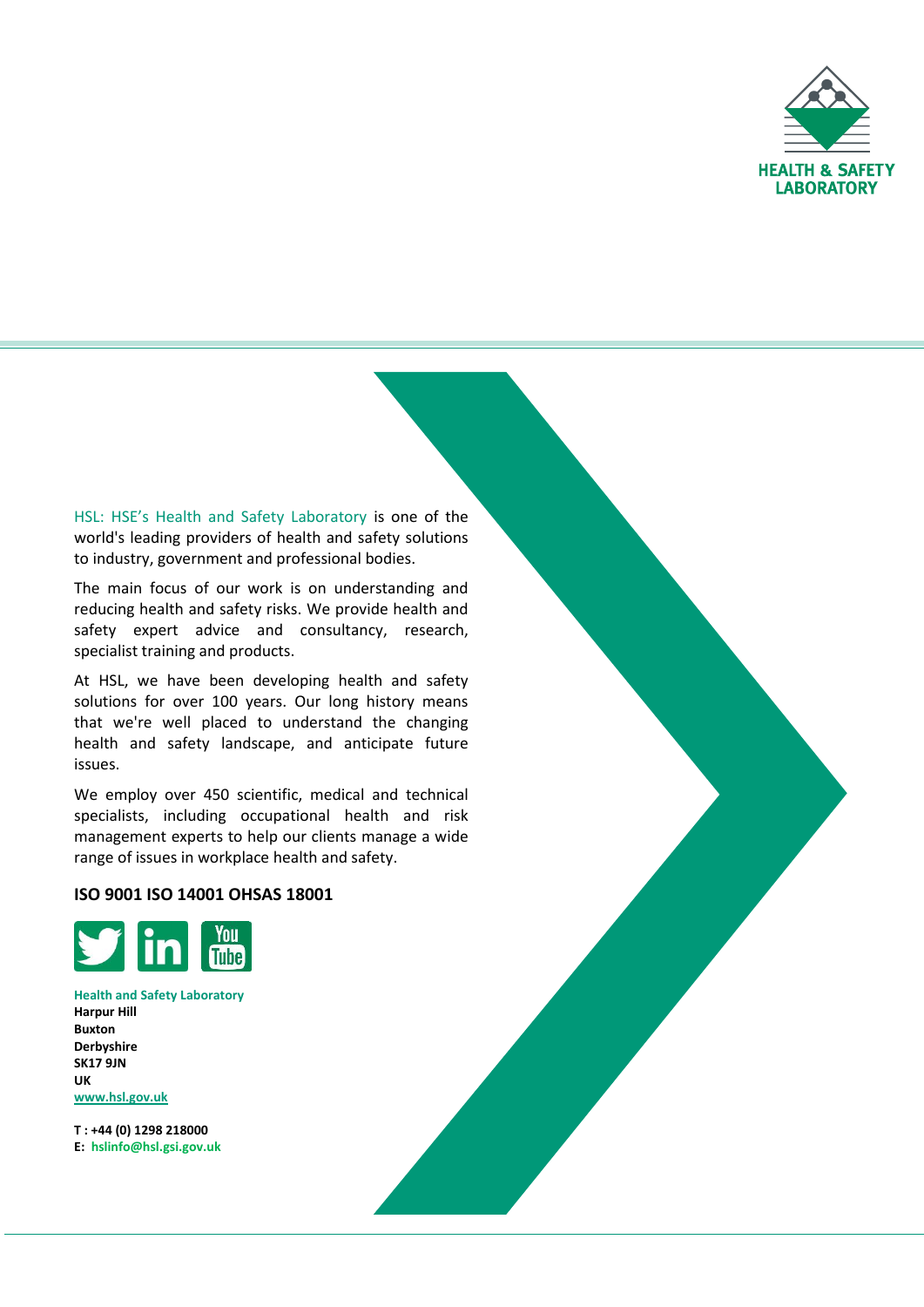HEALTH & SAFETY LABORATORY

HSL: HSE's Health and Safety Laboratory is one of the world's leading providers of health and safety solutions to industry, government and professional bodies.

The main focus of our work is on understanding and reducing health and safety risks. We provide health and safety expert advice and consultancy, research, specialist training and products.

At HSL, we have been developing health and safety solutions for over 100 years. Our long history means that we're well placed to understand the changing health and safety landscape, and anticipate future issues.

We employ over 450 scientific, medical and technical specialists, including occupational health and risk management experts to help our clients manage a wide range of issues in workplace health and safety.

**ISO 9001 ISO 14001 OHSAS 18001**

**Health and Safety Laboratory**
**Harpur Hill**
**Buxton**
**Derbyshire**
**SK17 9JN**
**UK**
**www.hsl.gov.uk**

**T : +44 (0) 1298 218000**
**E: hslinfo@hsl.gsi.gov.uk**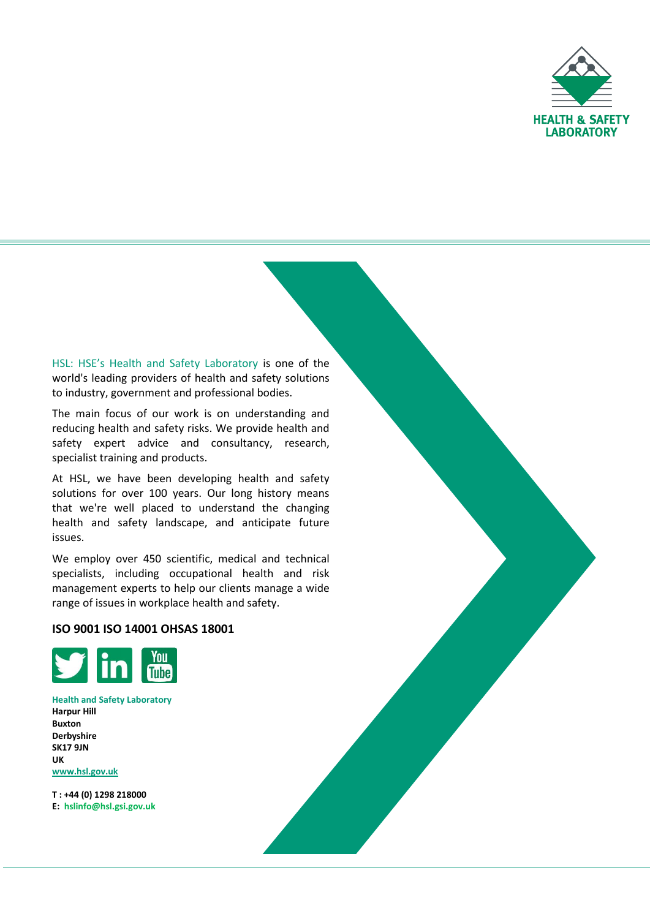HEALTH & SAFETY LABORATORY

HSL: HSE's Health and Safety Laboratory is one of the world's leading providers of health and safety solutions to industry, government and professional bodies.

The main focus of our work is on understanding and reducing health and safety risks. We provide health and safety expert advice and consultancy, research, specialist training and products.

At HSL, we have been developing health and safety solutions for over 100 years. Our long history means that we're well placed to understand the changing health and safety landscape, and anticipate future issues.

We employ over 450 scientific, medical and technical specialists, including occupational health and risk management experts to help our clients manage a wide range of issues in workplace health and safety.

**ISO 9001 ISO 14001 OHSAS 18001**

**Health and Safety Laboratory**
**Harpur Hill**
**Buxton**
**Derbyshire**
**SK17 9JN**
**UK**
**www.hsl.gov.uk**

**T : +44 (0) 1298 218000**
**E: hslinfo@hsl.gsi.gov.uk**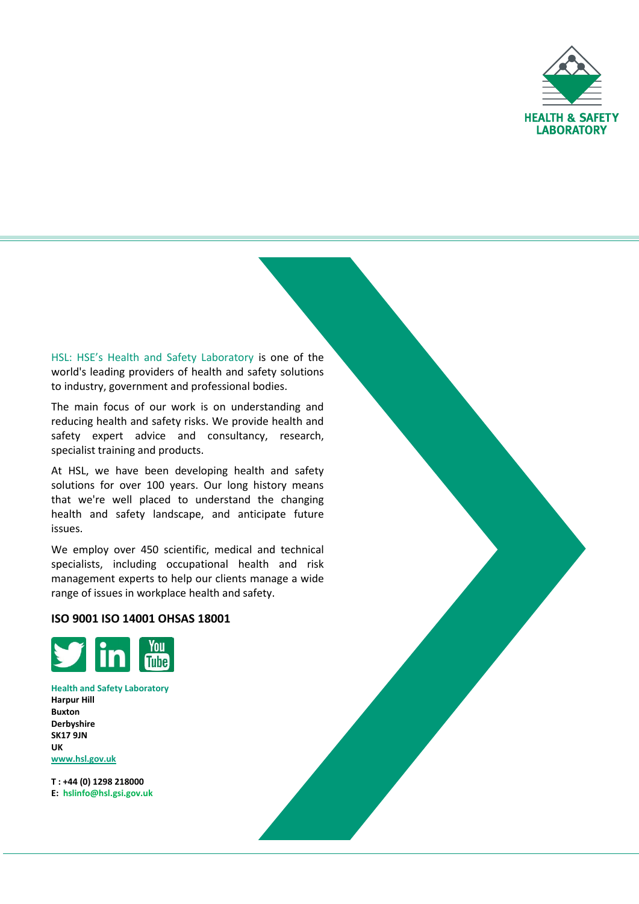HEALTH & SAFETY LABORATORY

HSL: HSE's Health and Safety Laboratory is one of the world's leading providers of health and safety solutions to industry, government and professional bodies.

The main focus of our work is on understanding and reducing health and safety risks. We provide health and safety expert advice and consultancy, research, specialist training and products.

At HSL, we have been developing health and safety solutions for over 100 years. Our long history means that we're well placed to understand the changing health and safety landscape, and anticipate future issues.

We employ over 450 scientific, medical and technical specialists, including occupational health and risk management experts to help our clients manage a wide range of issues in workplace health and safety.

**ISO 9001 ISO 14001 OHSAS 18001**

**Health and Safety Laboratory**
**Harpur Hill**
**Buxton**
**Derbyshire**
**SK17 9JN**
**UK**
**www.hsl.gov.uk**

**T : +44 (0) 1298 218000**
**E: hslinfo@hsl.gsi.gov.uk**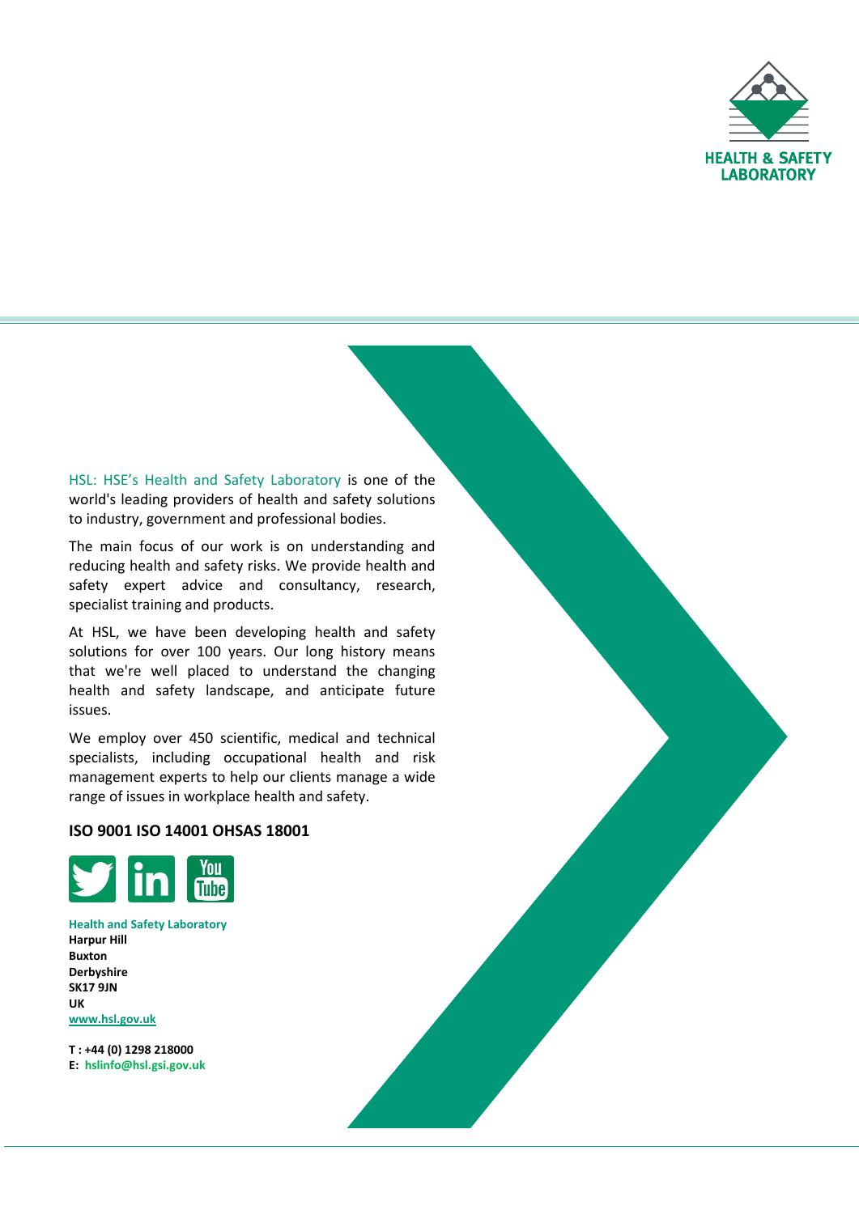HEALTH & SAFETY LABORATORY

HSL: HSE's Health and Safety Laboratory is one of the world's leading providers of health and safety solutions to industry, government and professional bodies.

The main focus of our work is on understanding and reducing health and safety risks. We provide health and safety expert advice and consultancy, research, specialist training and products.

At HSL, we have been developing health and safety solutions for over 100 years. Our long history means that we're well placed to understand the changing health and safety landscape, and anticipate future issues.

We employ over 450 scientific, medical and technical specialists, including occupational health and risk management experts to help our clients manage a wide range of issues in workplace health and safety.

**ISO 9001 ISO 14001 OHSAS 18001**

**Health and Safety Laboratory**
**Harpur Hill**
**Buxton**
**Derbyshire**
**SK17 9JN**
**UK**
**www.hsl.gov.uk**

**T : +44 (0) 1298 218000**
**E: hslinfo@hsl.gsi.gov.uk**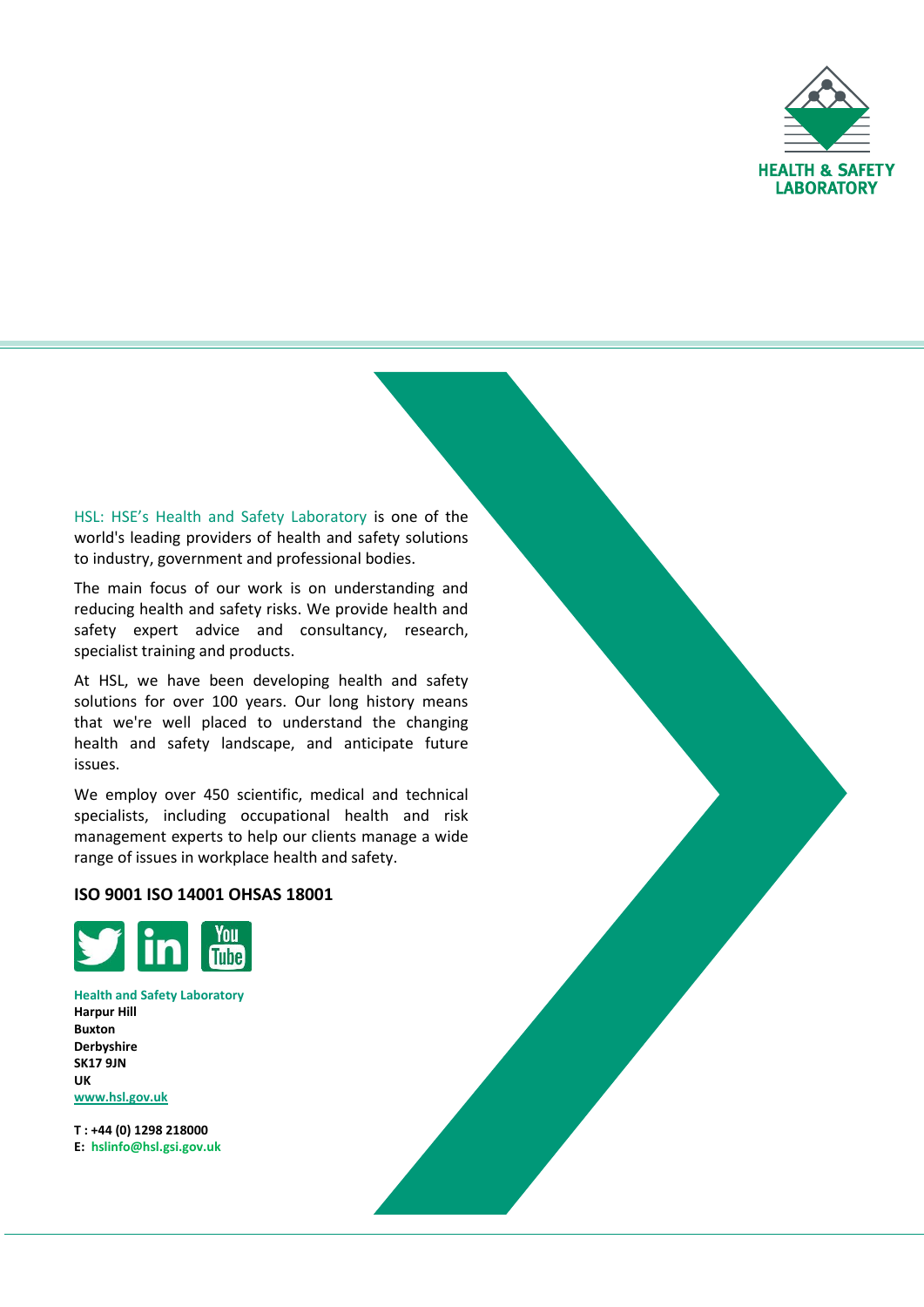HEALTH & SAFETY LABORATORY

HSL: HSE's Health and Safety Laboratory is one of the world's leading providers of health and safety solutions to industry, government and professional bodies.

The main focus of our work is on understanding and reducing health and safety risks. We provide health and safety expert advice and consultancy, research, specialist training and products.

At HSL, we have been developing health and safety solutions for over 100 years. Our long history means that we're well placed to understand the changing health and safety landscape, and anticipate future issues.

We employ over 450 scientific, medical and technical specialists, including occupational health and risk management experts to help our clients manage a wide range of issues in workplace health and safety.

**ISO 9001 ISO 14001 OHSAS 18001**

**Health and Safety Laboratory**
**Harpur Hill**
**Buxton**
**Derbyshire**
**SK17 9JN**
**UK**
**www.hsl.gov.uk**

**T : +44 (0) 1298 218000**
**E: hslinfo@hsl.gsi.gov.uk**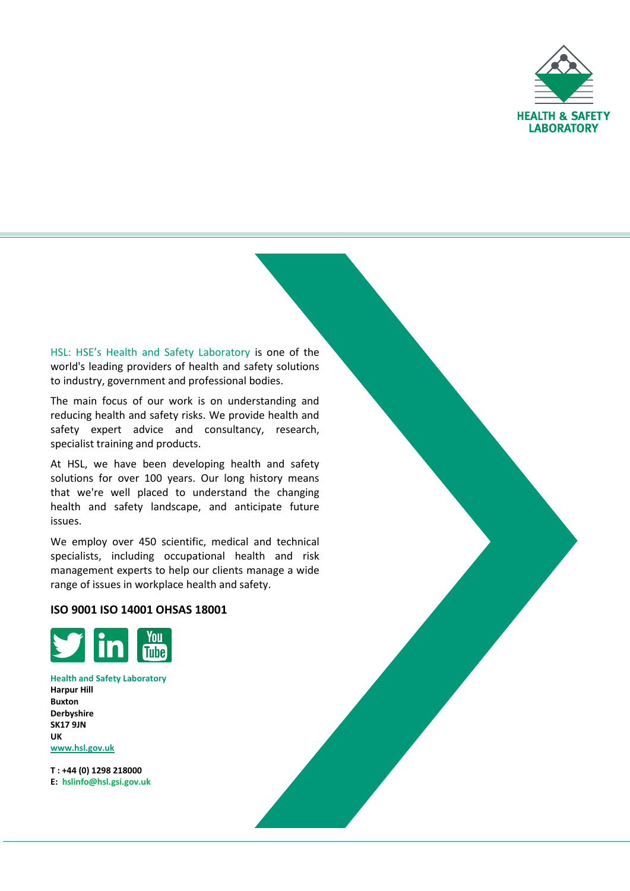HEALTH & SAFETY LABORATORY

HSL: HSE's Health and Safety Laboratory is one of the world's leading providers of health and safety solutions to industry, government and professional bodies.

The main focus of our work is on understanding and reducing health and safety risks. We provide health and safety expert advice and consultancy, research, specialist training and products.

At HSL, we have been developing health and safety solutions for over 100 years. Our long history means that we're well placed to understand the changing health and safety landscape, and anticipate future issues.

We employ over 450 scientific, medical and technical specialists, including occupational health and risk management experts to help our clients manage a wide range of issues in workplace health and safety.

**ISO 9001 ISO 14001 OHSAS 18001**

**Health and Safety Laboratory**
**Harpur Hill**
**Buxton**
**Derbyshire**
**SK17 9JN**
**UK**
**www.hsl.gov.uk**

**T : +44 (0) 1298 218000**
**E: hslinfo@hsl.gsi.gov.uk**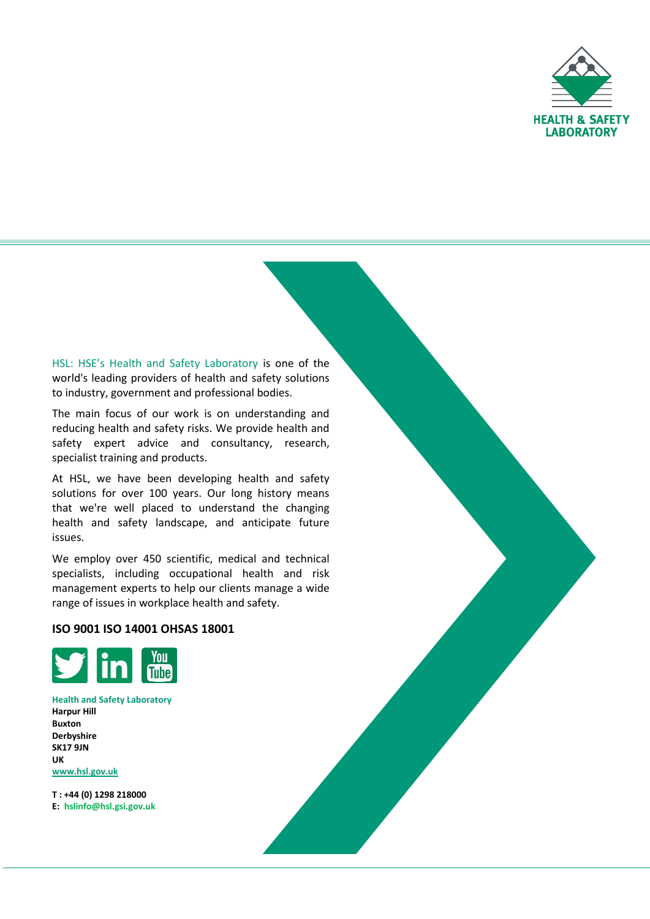HEALTH & SAFETY LABORATORY

HSL: HSE's Health and Safety Laboratory is one of the world's leading providers of health and safety solutions to industry, government and professional bodies.

The main focus of our work is on understanding and reducing health and safety risks. We provide health and safety expert advice and consultancy, research, specialist training and products.

At HSL, we have been developing health and safety solutions for over 100 years. Our long history means that we're well placed to understand the changing health and safety landscape, and anticipate future issues.

We employ over 450 scientific, medical and technical specialists, including occupational health and risk management experts to help our clients manage a wide range of issues in workplace health and safety.

**ISO 9001 ISO 14001 OHSAS 18001**

**Health and Safety Laboratory**
**Harpur Hill**
**Buxton**
**Derbyshire**
**SK17 9JN**
**UK**
**www.hsl.gov.uk**

**T : +44 (0) 1298 218000**
**E: hslinfo@hsl.gsi.gov.uk**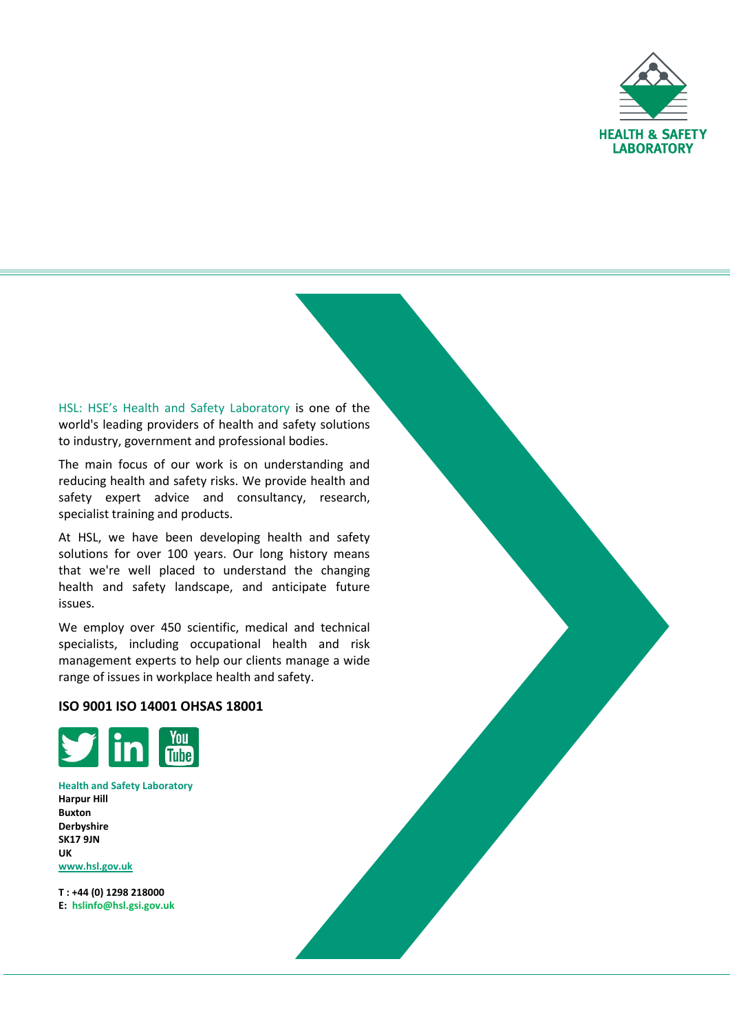HEALTH & SAFETY LABORATORY

HSL: HSE's Health and Safety Laboratory is one of the world's leading providers of health and safety solutions to industry, government and professional bodies.

The main focus of our work is on understanding and reducing health and safety risks. We provide health and safety expert advice and consultancy, research, specialist training and products.

At HSL, we have been developing health and safety solutions for over 100 years. Our long history means that we're well placed to understand the changing health and safety landscape, and anticipate future issues.

We employ over 450 scientific, medical and technical specialists, including occupational health and risk management experts to help our clients manage a wide range of issues in workplace health and safety.

**ISO 9001 ISO 14001 OHSAS 18001**

**Health and Safety Laboratory**
**Harpur Hill**
**Buxton**
**Derbyshire**
**SK17 9JN**
**UK**
**www.hsl.gov.uk**

**T : +44 (0) 1298 218000**
**E: hslinfo@hsl.gsi.gov.uk**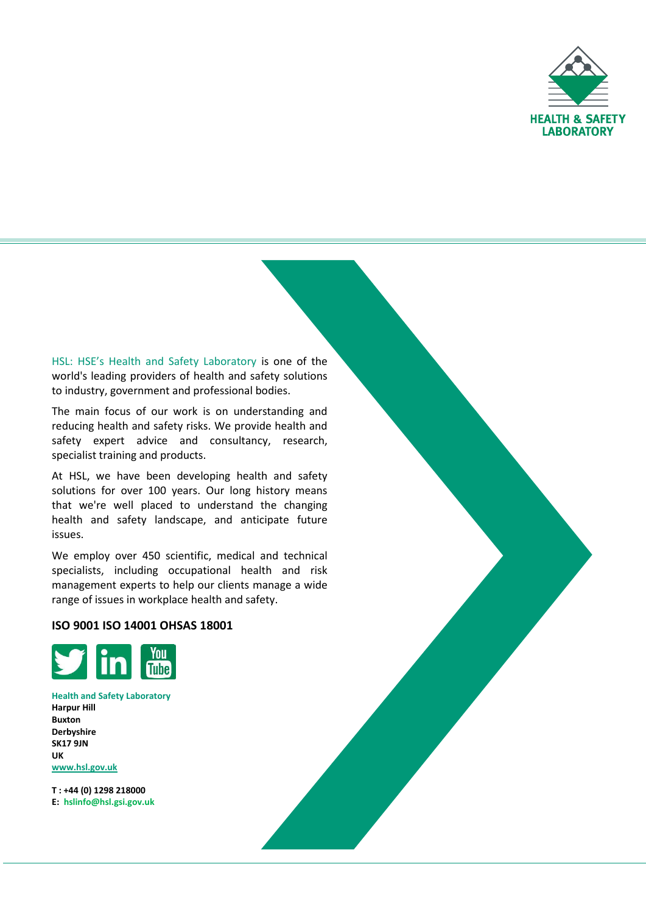HEALTH & SAFETY LABORATORY

HSL: HSE's Health and Safety Laboratory is one of the world's leading providers of health and safety solutions to industry, government and professional bodies.

The main focus of our work is on understanding and reducing health and safety risks. We provide health and safety expert advice and consultancy, research, specialist training and products.

At HSL, we have been developing health and safety solutions for over 100 years. Our long history means that we're well placed to understand the changing health and safety landscape, and anticipate future issues.

We employ over 450 scientific, medical and technical specialists, including occupational health and risk management experts to help our clients manage a wide range of issues in workplace health and safety.

**ISO 9001 ISO 14001 OHSAS 18001**

**Health and Safety Laboratory**
**Harpur Hill**
**Buxton**
**Derbyshire**
**SK17 9JN**
**UK**
**www.hsl.gov.uk**

**T : +44 (0) 1298 218000**
**E: hslinfo@hsl.gsi.gov.uk**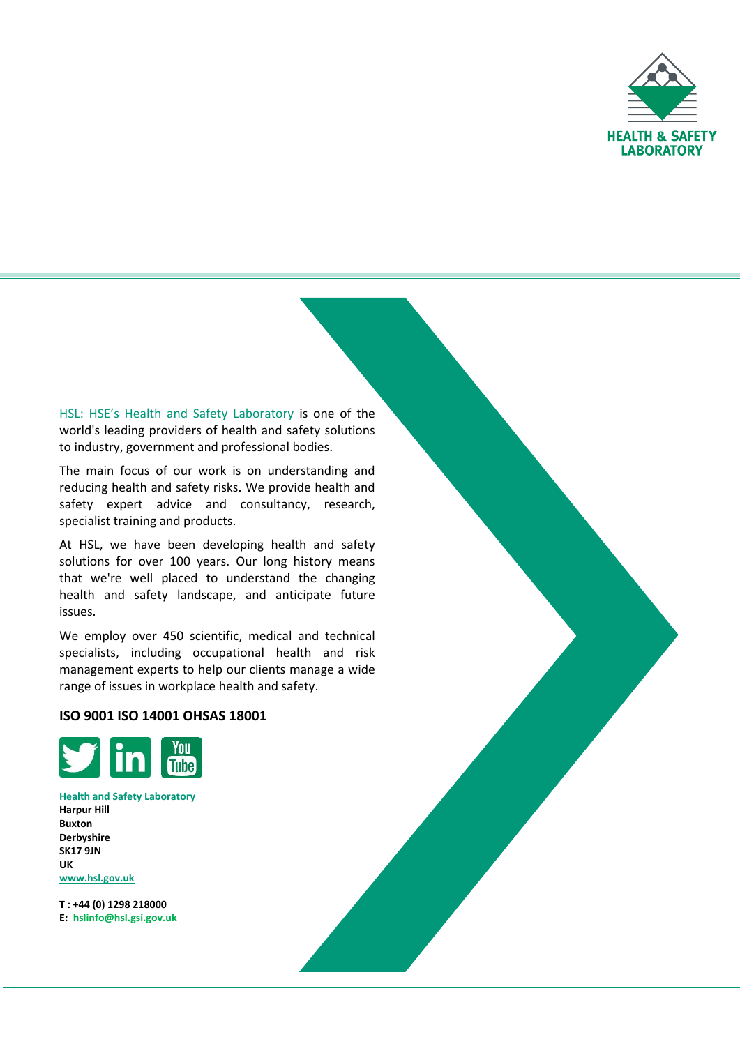HEALTH & SAFETY LABORATORY

HSL: HSE's Health and Safety Laboratory is one of the world's leading providers of health and safety solutions to industry, government and professional bodies.

The main focus of our work is on understanding and reducing health and safety risks. We provide health and safety expert advice and consultancy, research, specialist training and products.

At HSL, we have been developing health and safety solutions for over 100 years. Our long history means that we're well placed to understand the changing health and safety landscape, and anticipate future issues.

We employ over 450 scientific, medical and technical specialists, including occupational health and risk management experts to help our clients manage a wide range of issues in workplace health and safety.

**ISO 9001 ISO 14001 OHSAS 18001**

**Health and Safety Laboratory**
**Harpur Hill**
**Buxton**
**Derbyshire**
**SK17 9JN**
**UK**
**www.hsl.gov.uk**

**T : +44 (0) 1298 218000**
**E: hslinfo@hsl.gsi.gov.uk**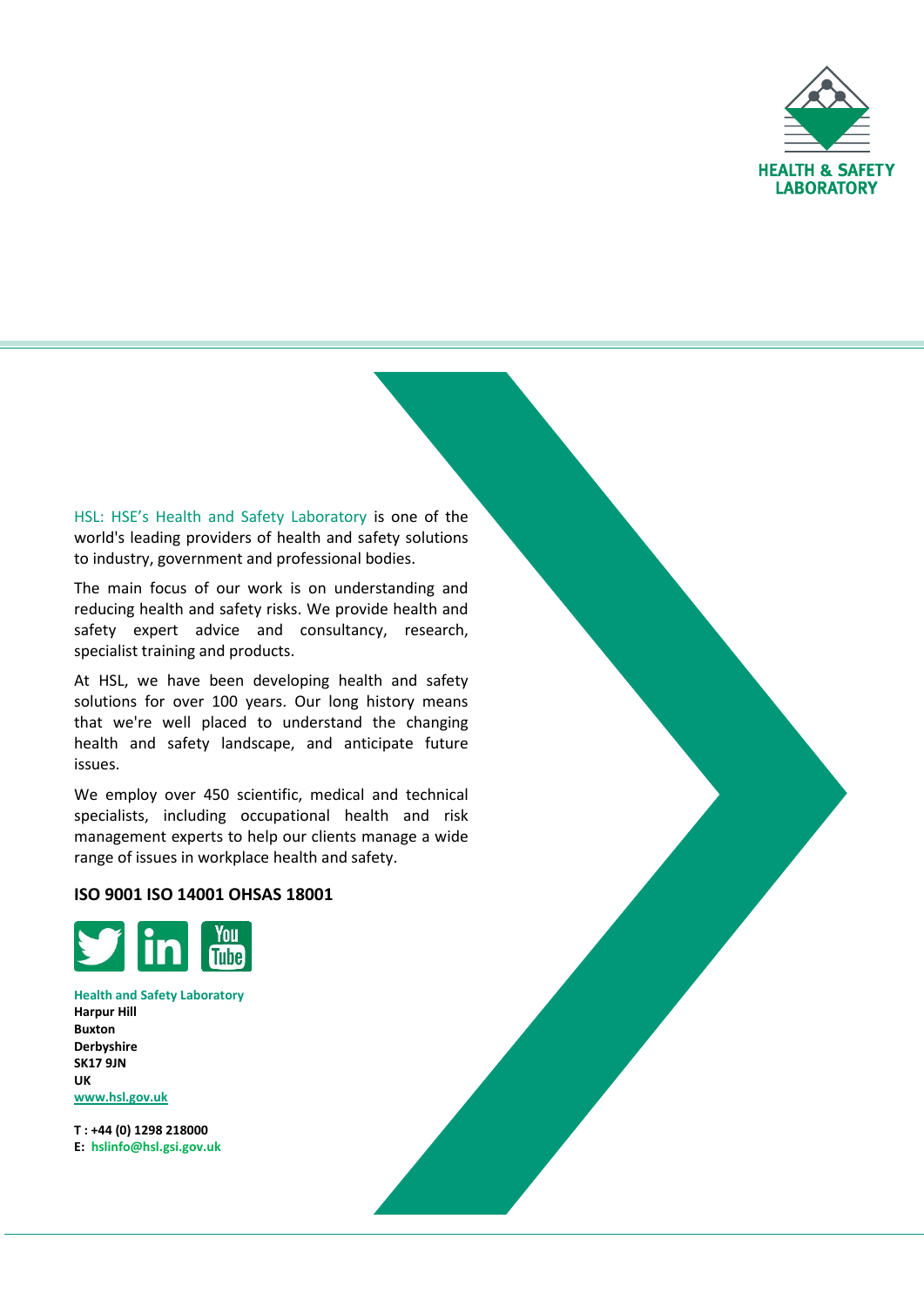HEALTH & SAFETY LABORATORY

HSL: HSE's Health and Safety Laboratory is one of the world's leading providers of health and safety solutions to industry, government and professional bodies.

The main focus of our work is on understanding and reducing health and safety risks. We provide health and safety expert advice and consultancy, research, specialist training and products.

At HSL, we have been developing health and safety solutions for over 100 years. Our long history means that we're well placed to understand the changing health and safety landscape, and anticipate future issues.

We employ over 450 scientific, medical and technical specialists, including occupational health and risk management experts to help our clients manage a wide range of issues in workplace health and safety.

**ISO 9001 ISO 14001 OHSAS 18001**

**Health and Safety Laboratory**
**Harpur Hill**
**Buxton**
**Derbyshire**
**SK17 9JN**
**UK**
**www.hsl.gov.uk**

**T : +44 (0) 1298 218000**
**E: hslinfo@hsl.gsi.gov.uk**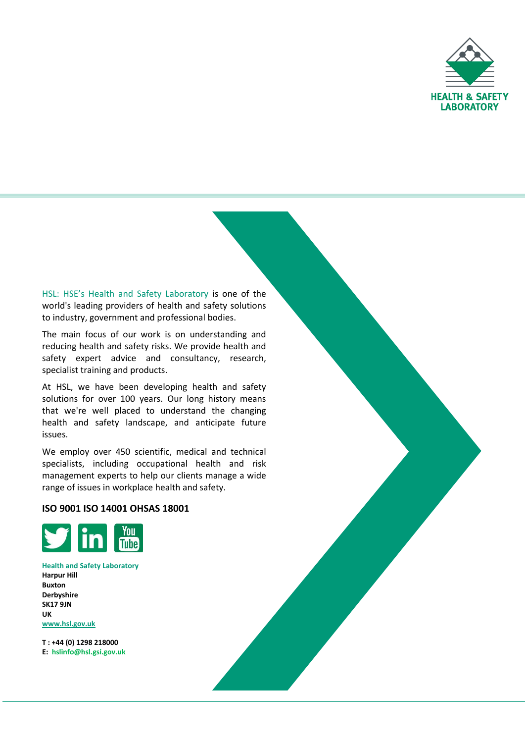HEALTH & SAFETY LABORATORY

HSL: HSE's Health and Safety Laboratory is one of the world's leading providers of health and safety solutions to industry, government and professional bodies.

The main focus of our work is on understanding and reducing health and safety risks. We provide health and safety expert advice and consultancy, research, specialist training and products.

At HSL, we have been developing health and safety solutions for over 100 years. Our long history means that we're well placed to understand the changing health and safety landscape, and anticipate future issues.

We employ over 450 scientific, medical and technical specialists, including occupational health and risk management experts to help our clients manage a wide range of issues in workplace health and safety.

**ISO 9001 ISO 14001 OHSAS 18001**

**Health and Safety Laboratory**
**Harpur Hill**
**Buxton**
**Derbyshire**
**SK17 9JN**
**UK**
**www.hsl.gov.uk**

**T : +44 (0) 1298 218000**
**E: hslinfo@hsl.gsi.gov.uk**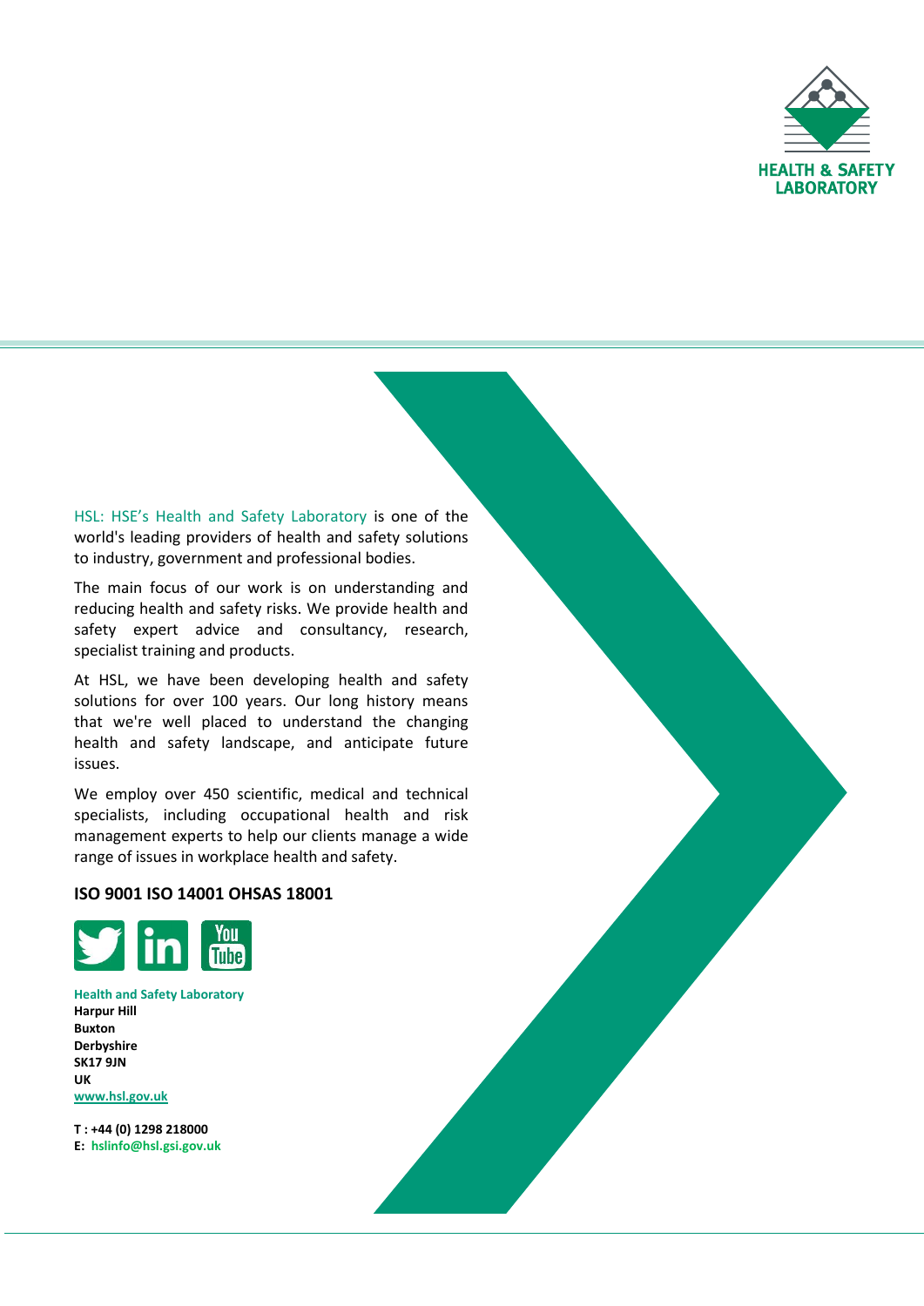HEALTH & SAFETY LABORATORY

HSL: HSE's Health and Safety Laboratory is one of the world's leading providers of health and safety solutions to industry, government and professional bodies.

The main focus of our work is on understanding and reducing health and safety risks. We provide health and safety expert advice and consultancy, research, specialist training and products.

At HSL, we have been developing health and safety solutions for over 100 years. Our long history means that we're well placed to understand the changing health and safety landscape, and anticipate future issues.

We employ over 450 scientific, medical and technical specialists, including occupational health and risk management experts to help our clients manage a wide range of issues in workplace health and safety.

**ISO 9001 ISO 14001 OHSAS 18001**

**Health and Safety Laboratory**
**Harpur Hill**
**Buxton**
**Derbyshire**
**SK17 9JN**
**UK**
**www.hsl.gov.uk**

**T : +44 (0) 1298 218000**
**E: hslinfo@hsl.gsi.gov.uk**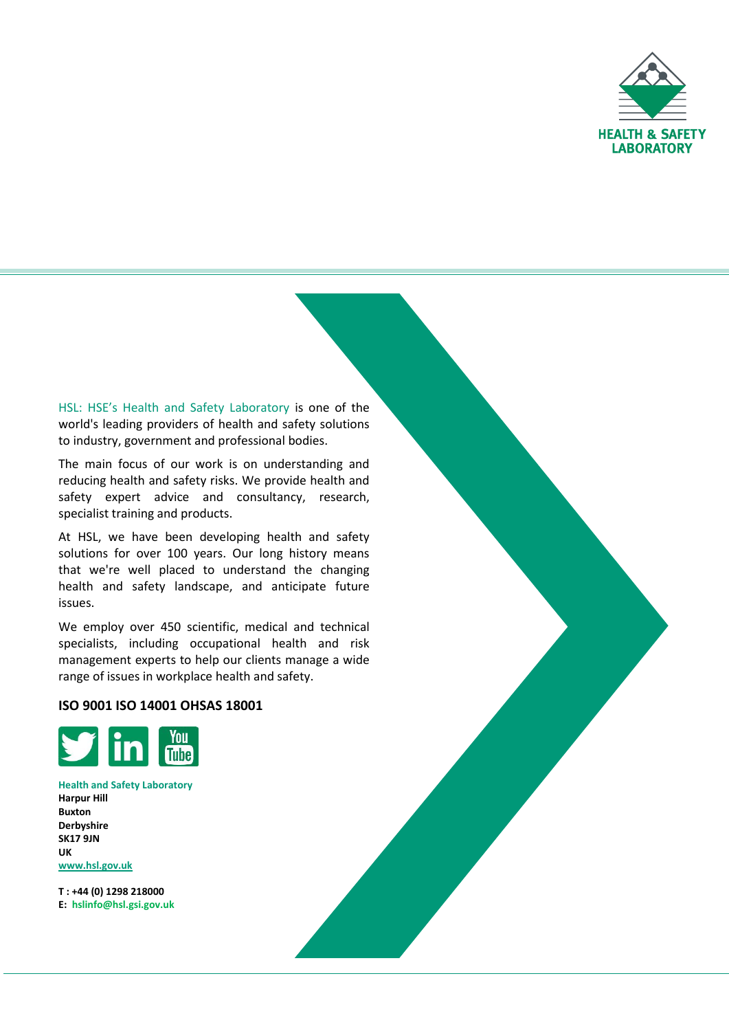HEALTH & SAFETY LABORATORY

HSL: HSE's Health and Safety Laboratory is one of the world's leading providers of health and safety solutions to industry, government and professional bodies.

The main focus of our work is on understanding and reducing health and safety risks. We provide health and safety expert advice and consultancy, research, specialist training and products.

At HSL, we have been developing health and safety solutions for over 100 years. Our long history means that we're well placed to understand the changing health and safety landscape, and anticipate future issues.

We employ over 450 scientific, medical and technical specialists, including occupational health and risk management experts to help our clients manage a wide range of issues in workplace health and safety.

**ISO 9001 ISO 14001 OHSAS 18001**

**Health and Safety Laboratory**
**Harpur Hill**
**Buxton**
**Derbyshire**
**SK17 9JN**
**UK**
**www.hsl.gov.uk**

**T : +44 (0) 1298 218000**
**E: hslinfo@hsl.gsi.gov.uk**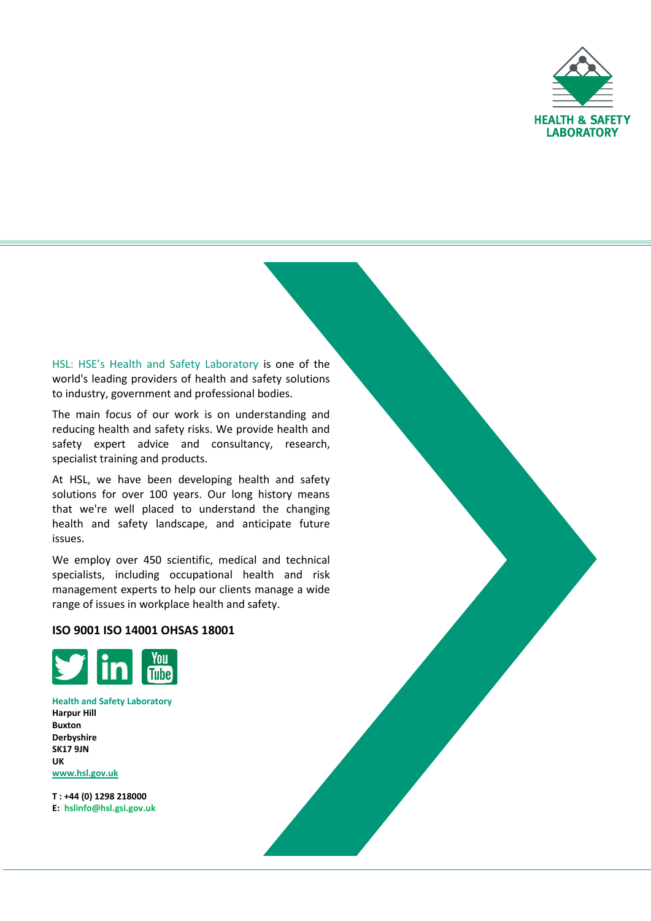HEALTH & SAFETY LABORATORY

HSL: HSE's Health and Safety Laboratory is one of the world's leading providers of health and safety solutions to industry, government and professional bodies.

The main focus of our work is on understanding and reducing health and safety risks. We provide health and safety expert advice and consultancy, research, specialist training and products.

At HSL, we have been developing health and safety solutions for over 100 years. Our long history means that we're well placed to understand the changing health and safety landscape, and anticipate future issues.

We employ over 450 scientific, medical and technical specialists, including occupational health and risk management experts to help our clients manage a wide range of issues in workplace health and safety.

**ISO 9001 ISO 14001 OHSAS 18001**

**Health and Safety Laboratory**
**Harpur Hill**
**Buxton**
**Derbyshire**
**SK17 9JN**
**UK**
**www.hsl.gov.uk**

**T : +44 (0) 1298 218000**
**E: hslinfo@hsl.gsi.gov.uk**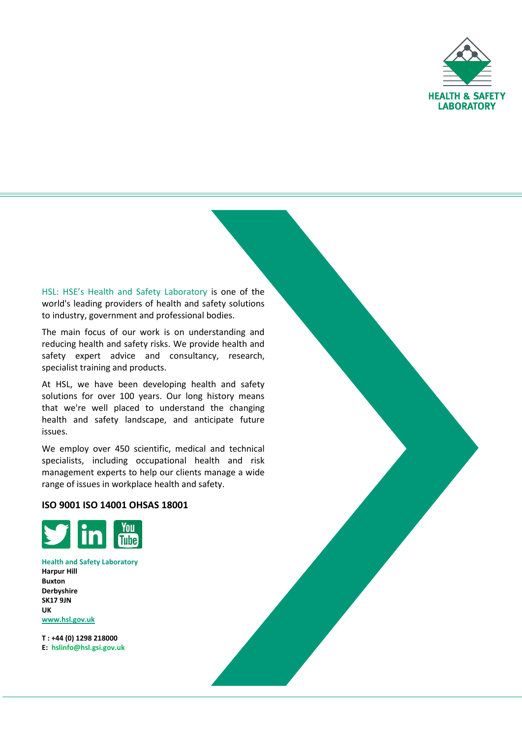HEALTH & SAFETY LABORATORY

HSL: HSE's Health and Safety Laboratory is one of the world's leading providers of health and safety solutions to industry, government and professional bodies.

The main focus of our work is on understanding and reducing health and safety risks. We provide health and safety expert advice and consultancy, research, specialist training and products.

At HSL, we have been developing health and safety solutions for over 100 years. Our long history means that we're well placed to understand the changing health and safety landscape, and anticipate future issues.

We employ over 450 scientific, medical and technical specialists, including occupational health and risk management experts to help our clients manage a wide range of issues in workplace health and safety.

**ISO 9001 ISO 14001 OHSAS 18001**

**Health and Safety Laboratory**
**Harpur Hill**
**Buxton**
**Derbyshire**
**SK17 9JN**
**UK**
**www.hsl.gov.uk**

**T : +44 (0) 1298 218000**
**E: hslinfo@hsl.gsi.gov.uk**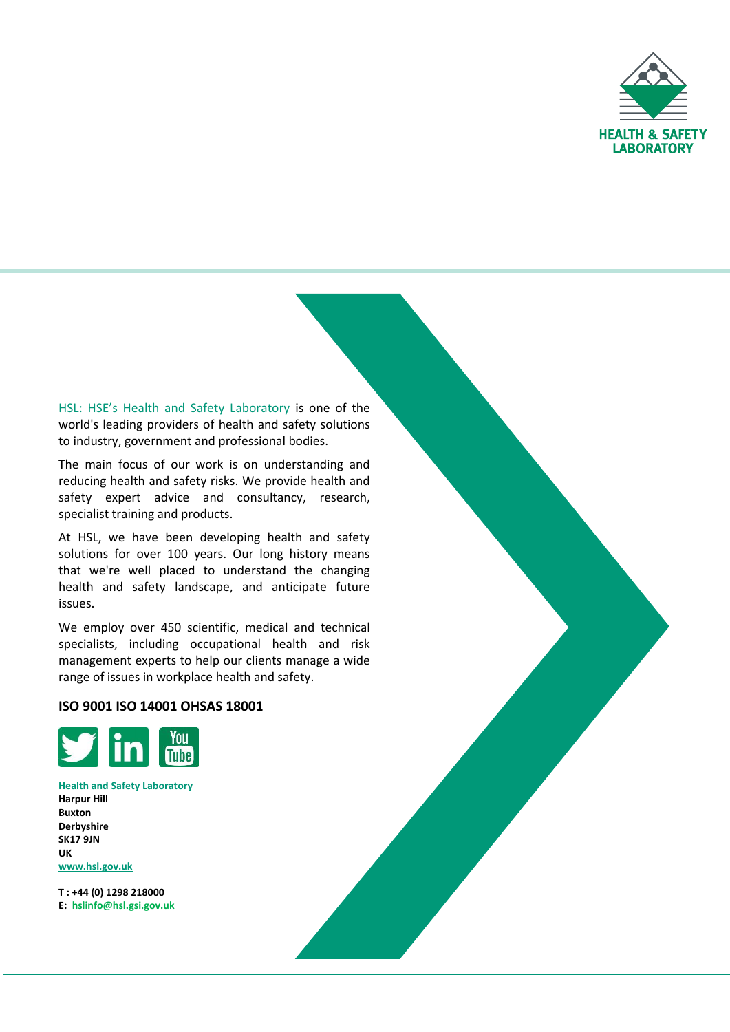HEALTH & SAFETY LABORATORY

HSL: HSE's Health and Safety Laboratory is one of the world's leading providers of health and safety solutions to industry, government and professional bodies.

The main focus of our work is on understanding and reducing health and safety risks. We provide health and safety expert advice and consultancy, research, specialist training and products.

At HSL, we have been developing health and safety solutions for over 100 years. Our long history means that we're well placed to understand the changing health and safety landscape, and anticipate future issues.

We employ over 450 scientific, medical and technical specialists, including occupational health and risk management experts to help our clients manage a wide range of issues in workplace health and safety.

**ISO 9001 ISO 14001 OHSAS 18001**

**Health and Safety Laboratory**
**Harpur Hill**
**Buxton**
**Derbyshire**
**SK17 9JN**
**UK**
**www.hsl.gov.uk**

**T : +44 (0) 1298 218000**
**E: hslinfo@hsl.gsi.gov.uk**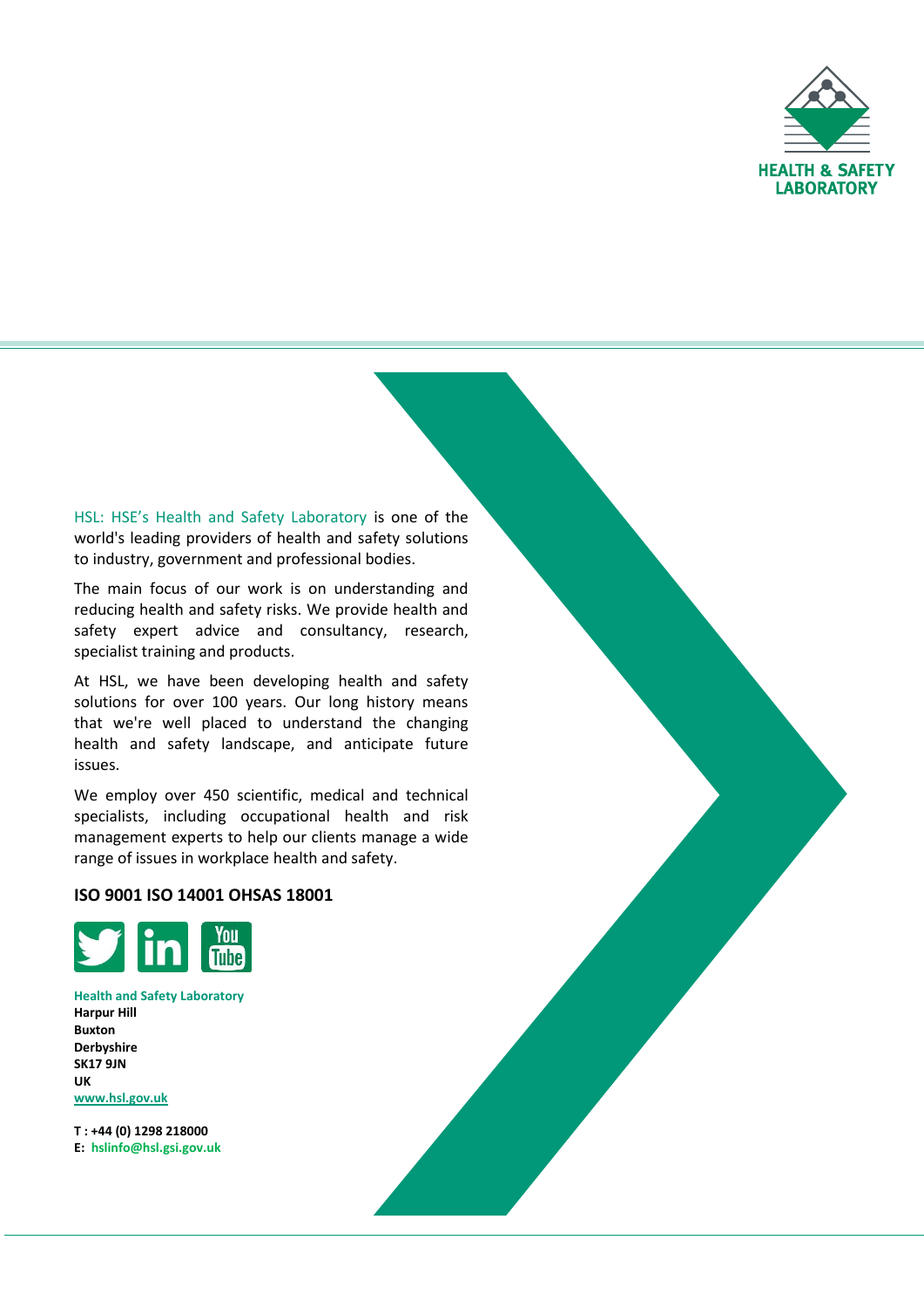HEALTH & SAFETY LABORATORY

HSL: HSE's Health and Safety Laboratory is one of the world's leading providers of health and safety solutions to industry, government and professional bodies.

The main focus of our work is on understanding and reducing health and safety risks. We provide health and safety expert advice and consultancy, research, specialist training and products.

At HSL, we have been developing health and safety solutions for over 100 years. Our long history means that we're well placed to understand the changing health and safety landscape, and anticipate future issues.

We employ over 450 scientific, medical and technical specialists, including occupational health and risk management experts to help our clients manage a wide range of issues in workplace health and safety.

**ISO 9001 ISO 14001 OHSAS 18001**

**Health and Safety Laboratory**
**Harpur Hill**
**Buxton**
**Derbyshire**
**SK17 9JN**
**UK**
**www.hsl.gov.uk**

**T : +44 (0) 1298 218000**
**E: hslinfo@hsl.gsi.gov.uk**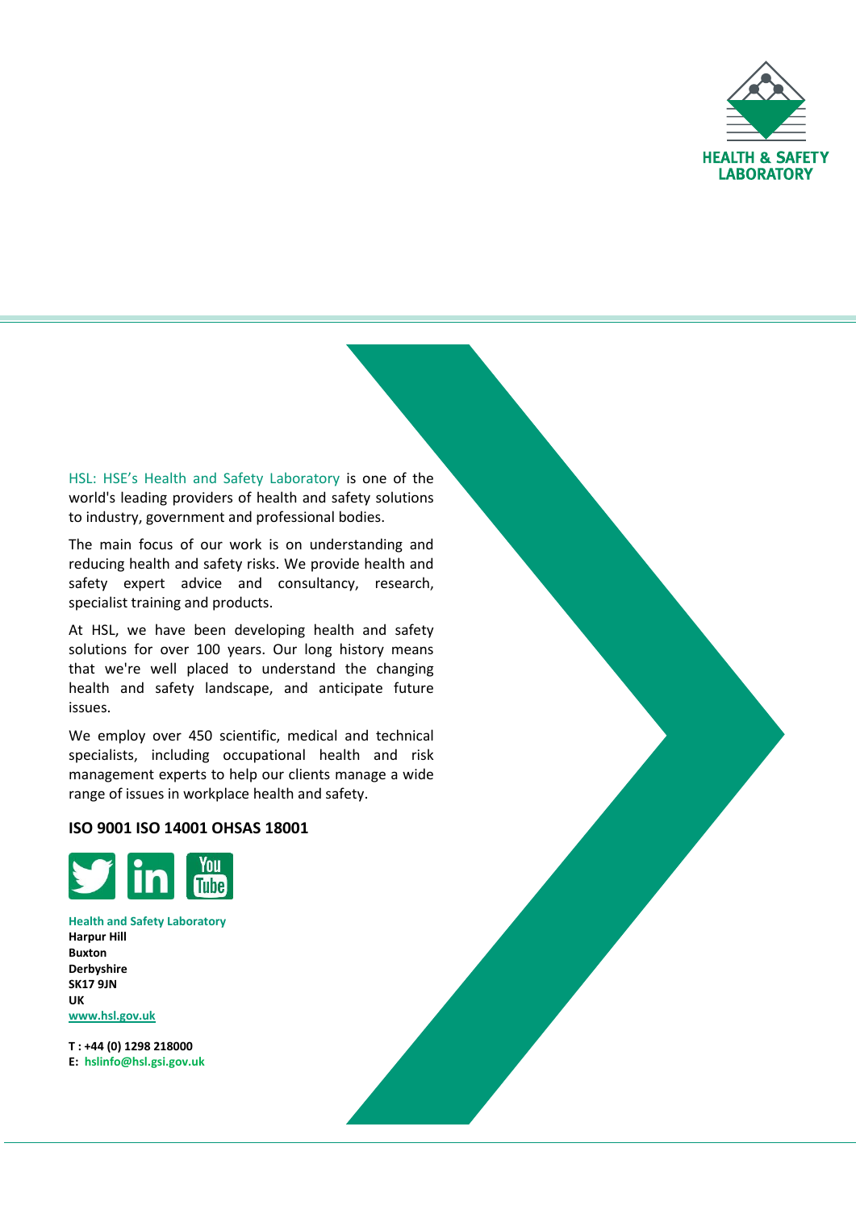HEALTH & SAFETY LABORATORY

HSL: HSE's Health and Safety Laboratory is one of the world's leading providers of health and safety solutions to industry, government and professional bodies.

The main focus of our work is on understanding and reducing health and safety risks. We provide health and safety expert advice and consultancy, research, specialist training and products.

At HSL, we have been developing health and safety solutions for over 100 years. Our long history means that we're well placed to understand the changing health and safety landscape, and anticipate future issues.

We employ over 450 scientific, medical and technical specialists, including occupational health and risk management experts to help our clients manage a wide range of issues in workplace health and safety.

**ISO 9001 ISO 14001 OHSAS 18001**

**Health and Safety Laboratory**
**Harpur Hill**
**Buxton**
**Derbyshire**
**SK17 9JN**
**UK**
**www.hsl.gov.uk**

**T : +44 (0) 1298 218000**
**E: hslinfo@hsl.gsi.gov.uk**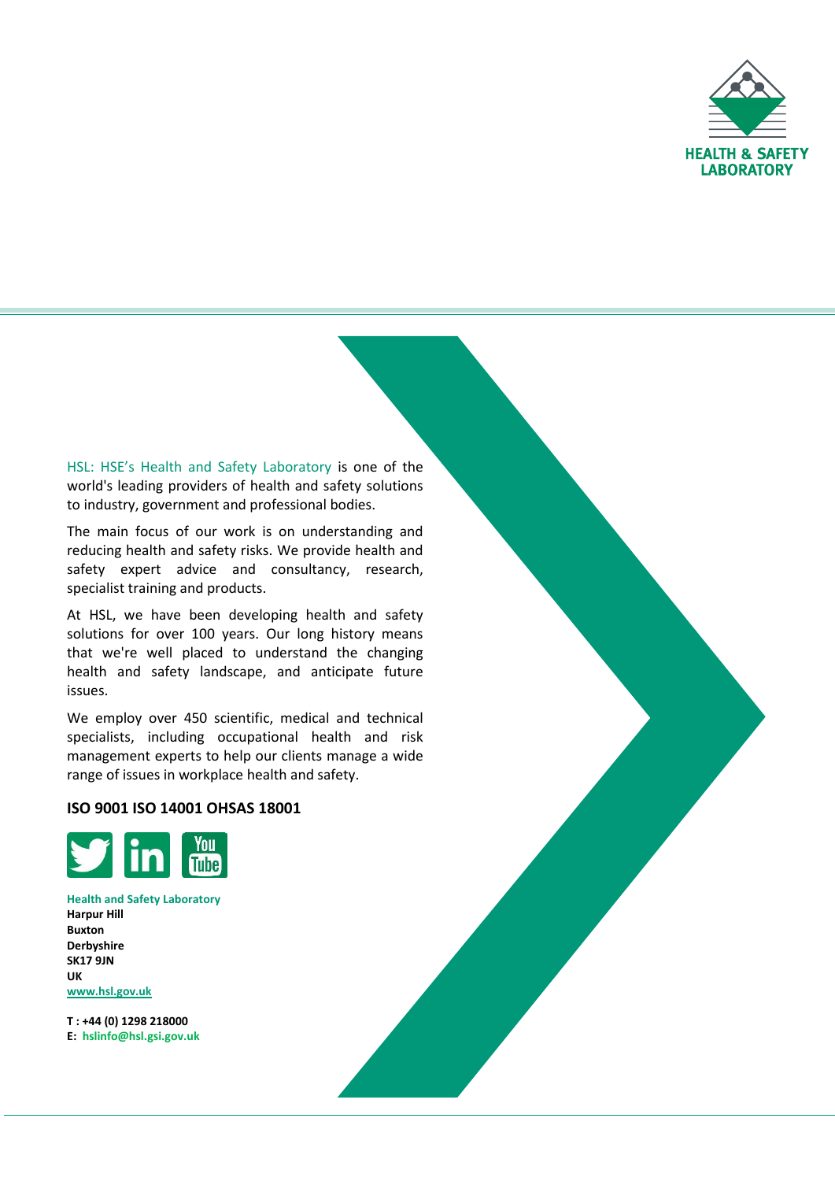HEALTH & SAFETY LABORATORY

HSL: HSE's Health and Safety Laboratory is one of the world's leading providers of health and safety solutions to industry, government and professional bodies.

The main focus of our work is on understanding and reducing health and safety risks. We provide health and safety expert advice and consultancy, research, specialist training and products.

At HSL, we have been developing health and safety solutions for over 100 years. Our long history means that we're well placed to understand the changing health and safety landscape, and anticipate future issues.

We employ over 450 scientific, medical and technical specialists, including occupational health and risk management experts to help our clients manage a wide range of issues in workplace health and safety.

**ISO 9001 ISO 14001 OHSAS 18001**

**Health and Safety Laboratory**
**Harpur Hill**
**Buxton**
**Derbyshire**
**SK17 9JN**
**UK**
**www.hsl.gov.uk**

**T : +44 (0) 1298 218000**
**E: hslinfo@hsl.gsi.gov.uk**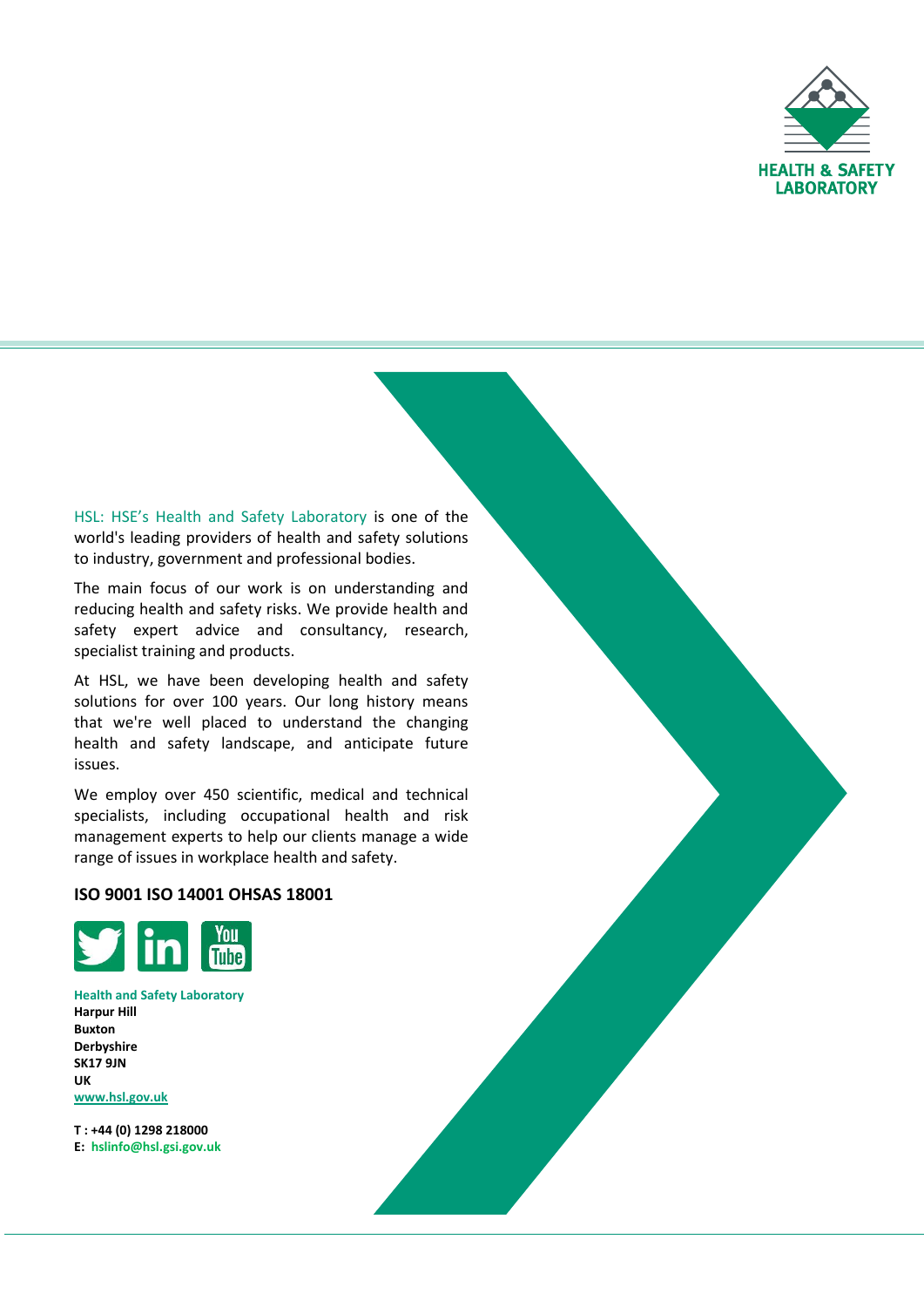HEALTH & SAFETY LABORATORY

HSL: HSE's Health and Safety Laboratory is one of the world's leading providers of health and safety solutions to industry, government and professional bodies.

The main focus of our work is on understanding and reducing health and safety risks. We provide health and safety expert advice and consultancy, research, specialist training and products.

At HSL, we have been developing health and safety solutions for over 100 years. Our long history means that we're well placed to understand the changing health and safety landscape, and anticipate future issues.

We employ over 450 scientific, medical and technical specialists, including occupational health and risk management experts to help our clients manage a wide range of issues in workplace health and safety.

**ISO 9001 ISO 14001 OHSAS 18001**

**Health and Safety Laboratory**
**Harpur Hill**
**Buxton**
**Derbyshire**
**SK17 9JN**
**UK**
**www.hsl.gov.uk**

**T : +44 (0) 1298 218000**
**E: hslinfo@hsl.gsi.gov.uk**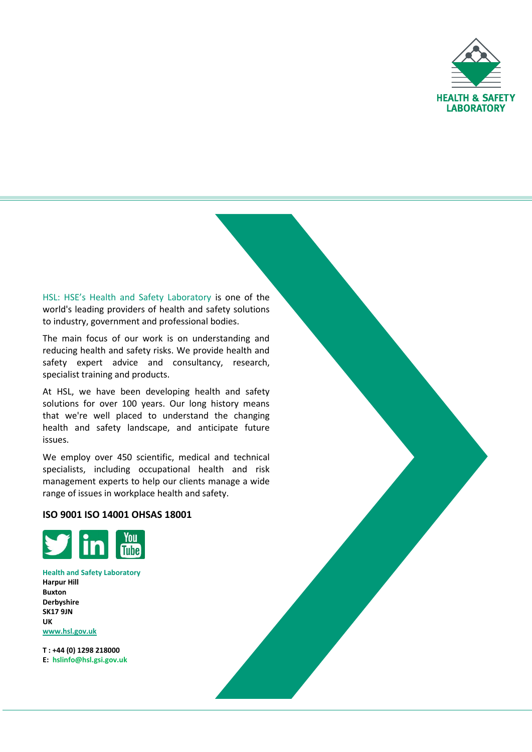HEALTH & SAFETY LABORATORY

HSL: HSE's Health and Safety Laboratory is one of the world's leading providers of health and safety solutions to industry, government and professional bodies.

The main focus of our work is on understanding and reducing health and safety risks. We provide health and safety expert advice and consultancy, research, specialist training and products.

At HSL, we have been developing health and safety solutions for over 100 years. Our long history means that we're well placed to understand the changing health and safety landscape, and anticipate future issues.

We employ over 450 scientific, medical and technical specialists, including occupational health and risk management experts to help our clients manage a wide range of issues in workplace health and safety.

**ISO 9001 ISO 14001 OHSAS 18001**

**Health and Safety Laboratory**
**Harpur Hill**
**Buxton**
**Derbyshire**
**SK17 9JN**
**UK**
**www.hsl.gov.uk**

**T : +44 (0) 1298 218000**
**E: hslinfo@hsl.gsi.gov.uk**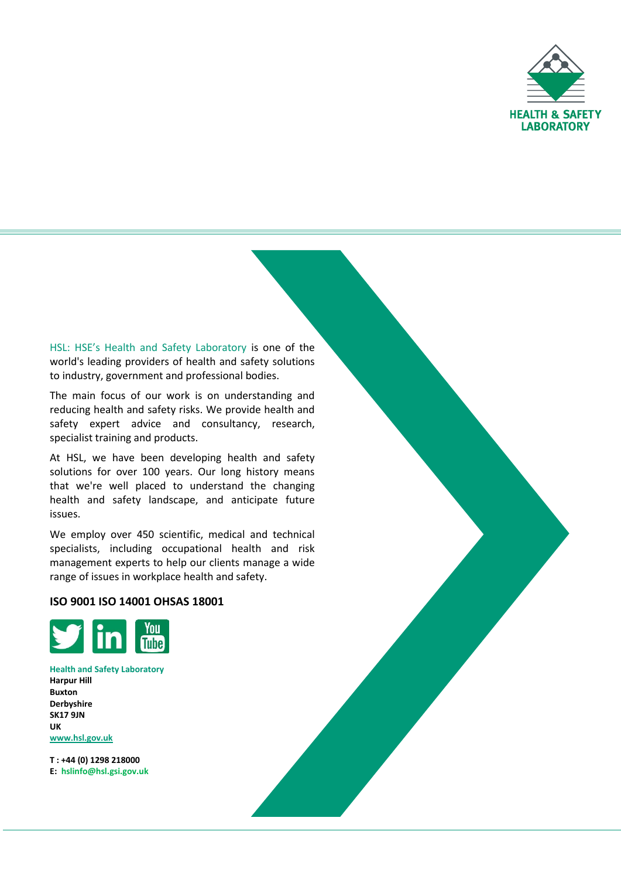HEALTH & SAFETY LABORATORY

HSL: HSE's Health and Safety Laboratory is one of the world's leading providers of health and safety solutions to industry, government and professional bodies.

The main focus of our work is on understanding and reducing health and safety risks. We provide health and safety expert advice and consultancy, research, specialist training and products.

At HSL, we have been developing health and safety solutions for over 100 years. Our long history means that we're well placed to understand the changing health and safety landscape, and anticipate future issues.

We employ over 450 scientific, medical and technical specialists, including occupational health and risk management experts to help our clients manage a wide range of issues in workplace health and safety.

**ISO 9001 ISO 14001 OHSAS 18001**

**Health and Safety Laboratory**
**Harpur Hill**
**Buxton**
**Derbyshire**
**SK17 9JN**
**UK**
**www.hsl.gov.uk**

**T : +44 (0) 1298 218000**
**E: hslinfo@hsl.gsi.gov.uk**